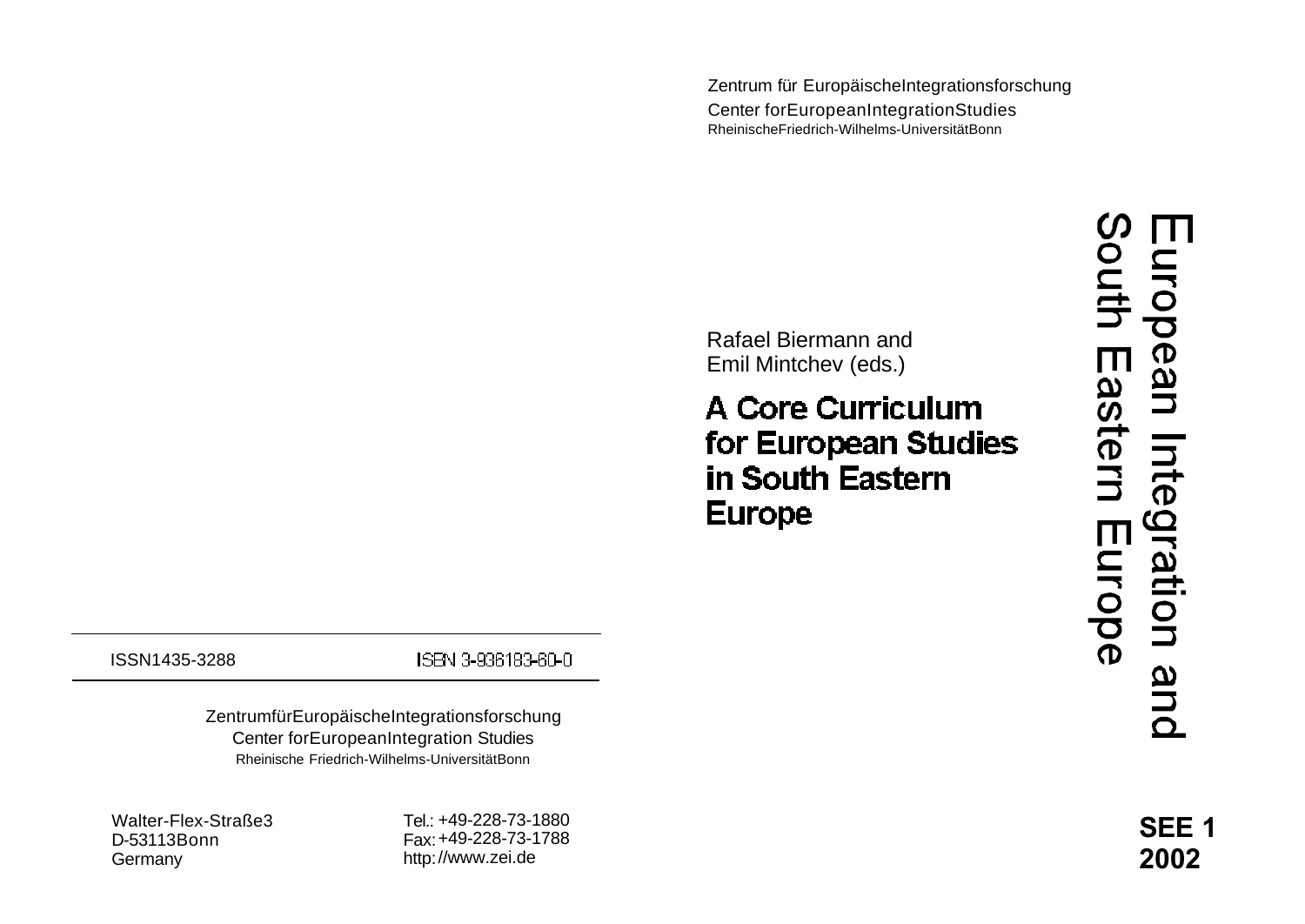Zentrum für Europäische Integrationsforschung
Center for European Integration Studies
Rheinische Friedrich-Wilhelms-Universität Bonn

Rafael Biermann and
Emil Mintchev (eds.)

# A Core Curriculum for European Studies in South Eastern Europe

European Integration and South Eastern Europe

SEE 1
2002

ISSN 1435-3288

ISBN 3-936183-60-0

Zentrum für Europäische Integrationsforschung
Center for European Integration Studies
Rheinische Friedrich-Wilhelms-Universität Bonn

Walter-Flex-Straße 3
D-53113 Bonn
Germany

Tel.: +49-228-73-1880
Fax: +49-228-73-1788
http://www.zei.de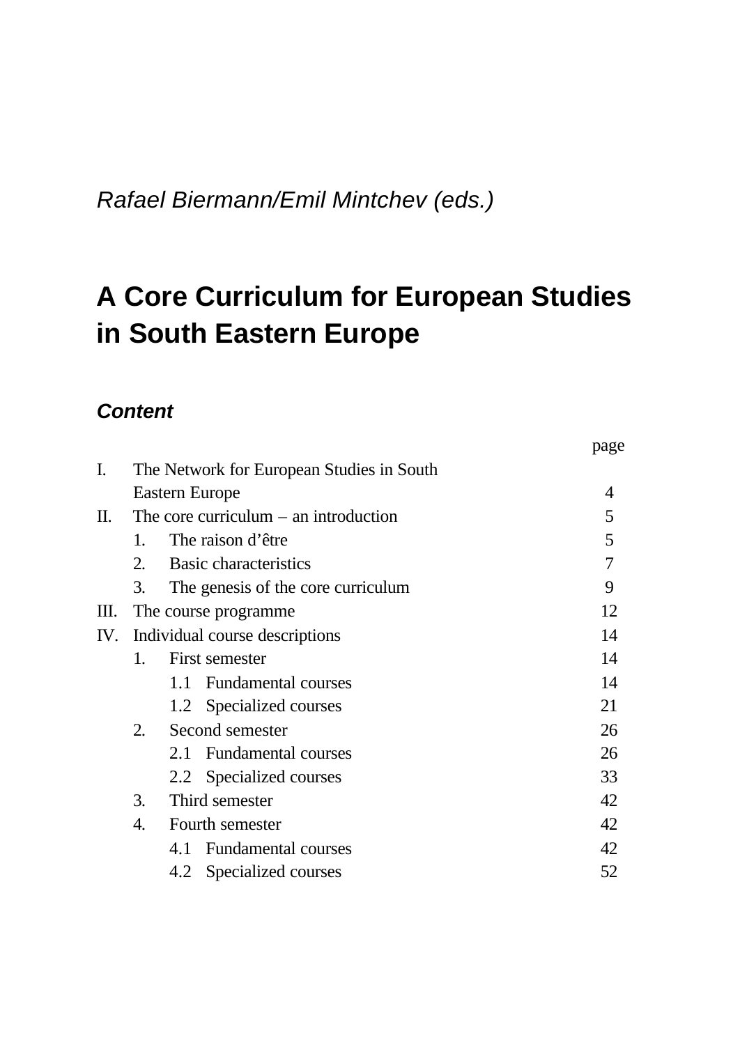*Rafael Biermann/Emil Mintchev (eds.)*

# A Core Curriculum for European Studies in South Eastern Europe

### *Content*

| | page |
|---|---|
| I. The Network for European Studies in South Eastern Europe | 4 |
| II. The core curriculum – an introduction | 5 |
| 1. The raison d'être | 5 |
| 2. Basic characteristics | 7 |
| 3. The genesis of the core curriculum | 9 |
| III. The course programme | 12 |
| IV. Individual course descriptions | 14 |
| 1. First semester | 14 |
| 1.1 Fundamental courses | 14 |
| 1.2 Specialized courses | 21 |
| 2. Second semester | 26 |
| 2.1 Fundamental courses | 26 |
| 2.2 Specialized courses | 33 |
| 3. Third semester | 42 |
| 4. Fourth semester | 42 |
| 4.1 Fundamental courses | 42 |
| 4.2 Specialized courses | 52 |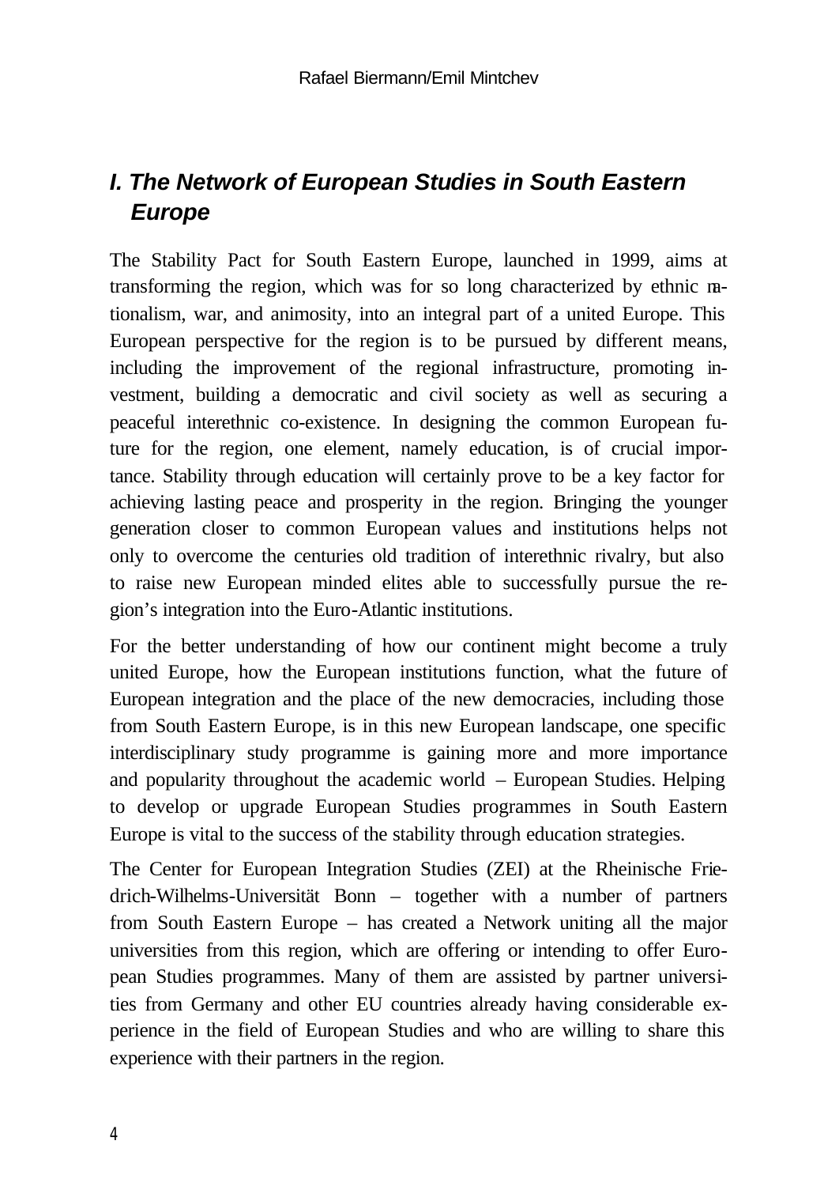## I. The Network of European Studies in South Eastern Europe

The Stability Pact for South Eastern Europe, launched in 1999, aims at transforming the region, which was for so long characterized by ethnic nationalism, war, and animosity, into an integral part of a united Europe. This European perspective for the region is to be pursued by different means, including the improvement of the regional infrastructure, promoting investment, building a democratic and civil society as well as securing a peaceful interethnic co-existence. In designing the common European future for the region, one element, namely education, is of crucial importance. Stability through education will certainly prove to be a key factor for achieving lasting peace and prosperity in the region. Bringing the younger generation closer to common European values and institutions helps not only to overcome the centuries old tradition of interethnic rivalry, but also to raise new European minded elites able to successfully pursue the region's integration into the Euro-Atlantic institutions.

For the better understanding of how our continent might become a truly united Europe, how the European institutions function, what the future of European integration and the place of the new democracies, including those from South Eastern Europe, is in this new European landscape, one specific interdisciplinary study programme is gaining more and more importance and popularity throughout the academic world – European Studies. Helping to develop or upgrade European Studies programmes in South Eastern Europe is vital to the success of the stability through education strategies.

The Center for European Integration Studies (ZEI) at the Rheinische Friedrich-Wilhelms-Universität Bonn – together with a number of partners from South Eastern Europe – has created a Network uniting all the major universities from this region, which are offering or intending to offer European Studies programmes. Many of them are assisted by partner universities from Germany and other EU countries already having considerable experience in the field of European Studies and who are willing to share this experience with their partners in the region.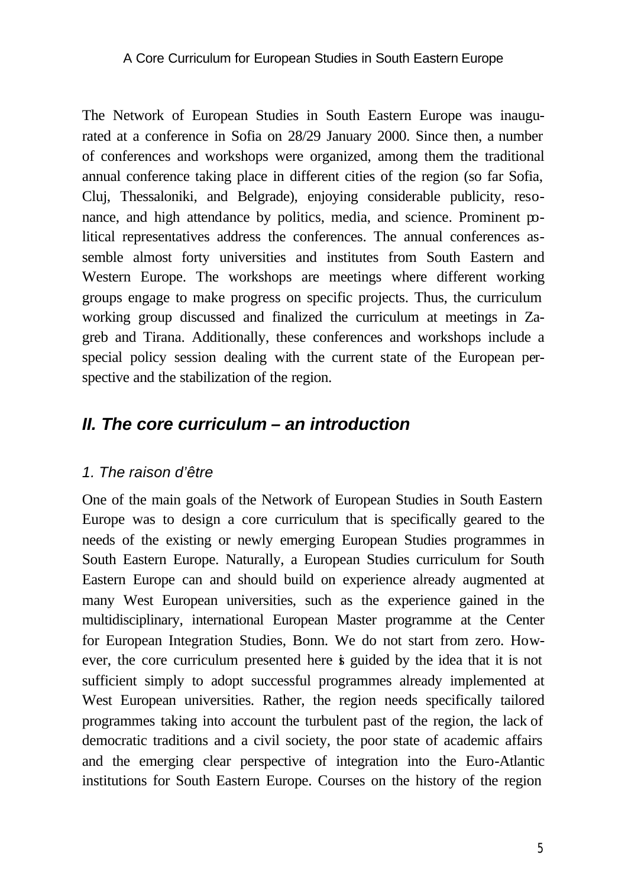The Network of European Studies in South Eastern Europe was inaugurated at a conference in Sofia on 28/29 January 2000. Since then, a number of conferences and workshops were organized, among them the traditional annual conference taking place in different cities of the region (so far Sofia, Cluj, Thessaloniki, and Belgrade), enjoying considerable publicity, resonance, and high attendance by politics, media, and science. Prominent political representatives address the conferences. The annual conferences assemble almost forty universities and institutes from South Eastern and Western Europe. The workshops are meetings where different working groups engage to make progress on specific projects. Thus, the curriculum working group discussed and finalized the curriculum at meetings in Zagreb and Tirana. Additionally, these conferences and workshops include a special policy session dealing with the current state of the European perspective and the stabilization of the region.

## *II. The core curriculum – an introduction*

### *1. The raison d'être*

One of the main goals of the Network of European Studies in South Eastern Europe was to design a core curriculum that is specifically geared to the needs of the existing or newly emerging European Studies programmes in South Eastern Europe. Naturally, a European Studies curriculum for South Eastern Europe can and should build on experience already augmented at many West European universities, such as the experience gained in the multidisciplinary, international European Master programme at the Center for European Integration Studies, Bonn. We do not start from zero. However, the core curriculum presented here is guided by the idea that it is not sufficient simply to adopt successful programmes already implemented at West European universities. Rather, the region needs specifically tailored programmes taking into account the turbulent past of the region, the lack of democratic traditions and a civil society, the poor state of academic affairs and the emerging clear perspective of integration into the Euro-Atlantic institutions for South Eastern Europe. Courses on the history of the region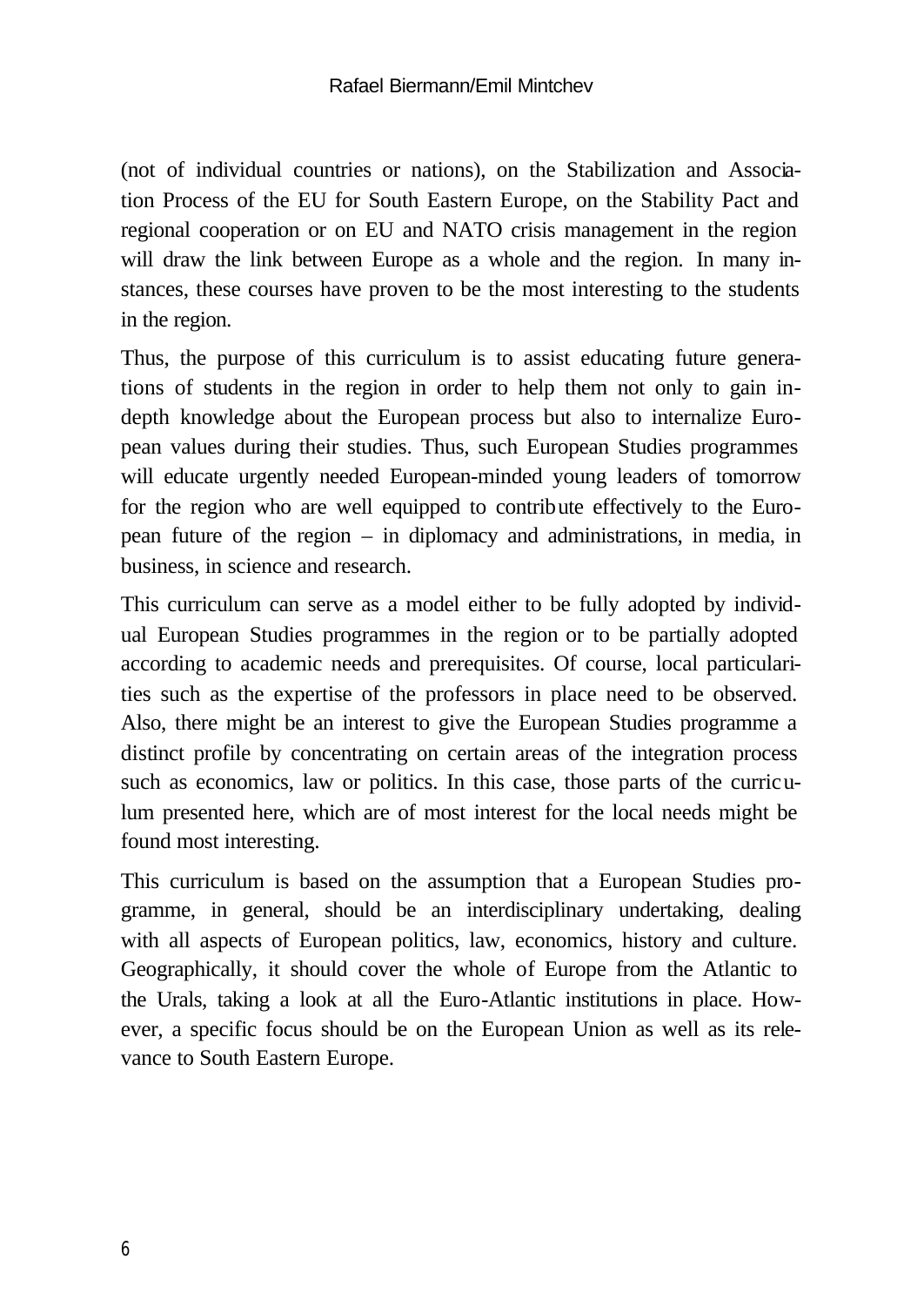(not of individual countries or nations), on the Stabilization and Association Process of the EU for South Eastern Europe, on the Stability Pact and regional cooperation or on EU and NATO crisis management in the region will draw the link between Europe as a whole and the region. In many instances, these courses have proven to be the most interesting to the students in the region.

Thus, the purpose of this curriculum is to assist educating future generations of students in the region in order to help them not only to gain in-depth knowledge about the European process but also to internalize European values during their studies. Thus, such European Studies programmes will educate urgently needed European-minded young leaders of tomorrow for the region who are well equipped to contribute effectively to the European future of the region – in diplomacy and administrations, in media, in business, in science and research.

This curriculum can serve as a model either to be fully adopted by individual European Studies programmes in the region or to be partially adopted according to academic needs and prerequisites. Of course, local particularities such as the expertise of the professors in place need to be observed. Also, there might be an interest to give the European Studies programme a distinct profile by concentrating on certain areas of the integration process such as economics, law or politics. In this case, those parts of the curriculum presented here, which are of most interest for the local needs might be found most interesting.

This curriculum is based on the assumption that a European Studies programme, in general, should be an interdisciplinary undertaking, dealing with all aspects of European politics, law, economics, history and culture. Geographically, it should cover the whole of Europe from the Atlantic to the Urals, taking a look at all the Euro-Atlantic institutions in place. However, a specific focus should be on the European Union as well as its relevance to South Eastern Europe.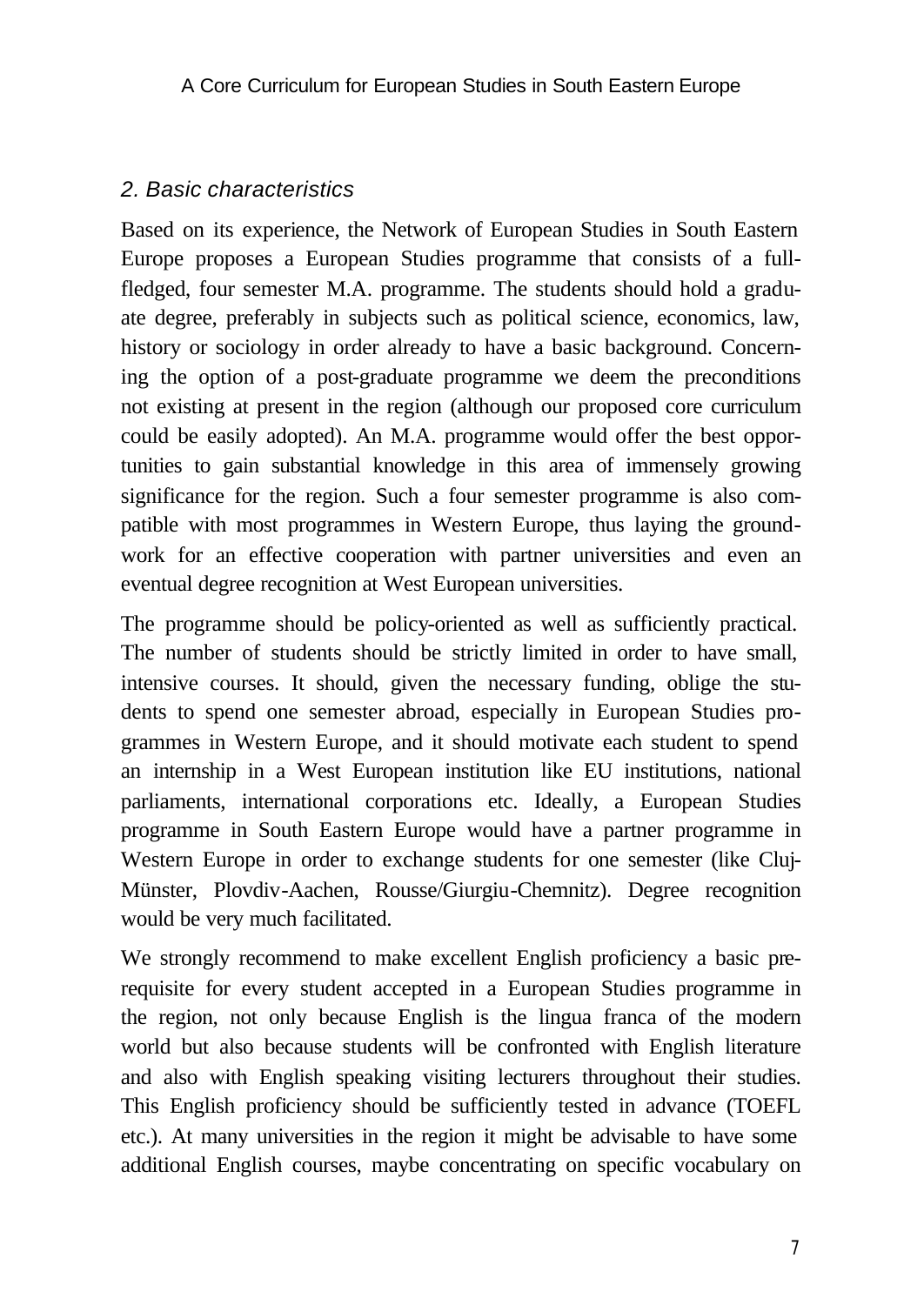## *2. Basic characteristics*

Based on its experience, the Network of European Studies in South Eastern Europe proposes a European Studies programme that consists of a full-fledged, four semester M.A. programme. The students should hold a graduate degree, preferably in subjects such as political science, economics, law, history or sociology in order already to have a basic background. Concerning the option of a post-graduate programme we deem the preconditions not existing at present in the region (although our proposed core curriculum could be easily adopted). An M.A. programme would offer the best opportunities to gain substantial knowledge in this area of immensely growing significance for the region. Such a four semester programme is also compatible with most programmes in Western Europe, thus laying the groundwork for an effective cooperation with partner universities and even an eventual degree recognition at West European universities.

The programme should be policy-oriented as well as sufficiently practical. The number of students should be strictly limited in order to have small, intensive courses. It should, given the necessary funding, oblige the students to spend one semester abroad, especially in European Studies programmes in Western Europe, and it should motivate each student to spend an internship in a West European institution like EU institutions, national parliaments, international corporations etc. Ideally, a European Studies programme in South Eastern Europe would have a partner programme in Western Europe in order to exchange students for one semester (like Cluj-Münster, Plovdiv-Aachen, Rousse/Giurgiu-Chemnitz). Degree recognition would be very much facilitated.

We strongly recommend to make excellent English proficiency a basic prerequisite for every student accepted in a European Studies programme in the region, not only because English is the lingua franca of the modern world but also because students will be confronted with English literature and also with English speaking visiting lecturers throughout their studies. This English proficiency should be sufficiently tested in advance (TOEFL etc.). At many universities in the region it might be advisable to have some additional English courses, maybe concentrating on specific vocabulary on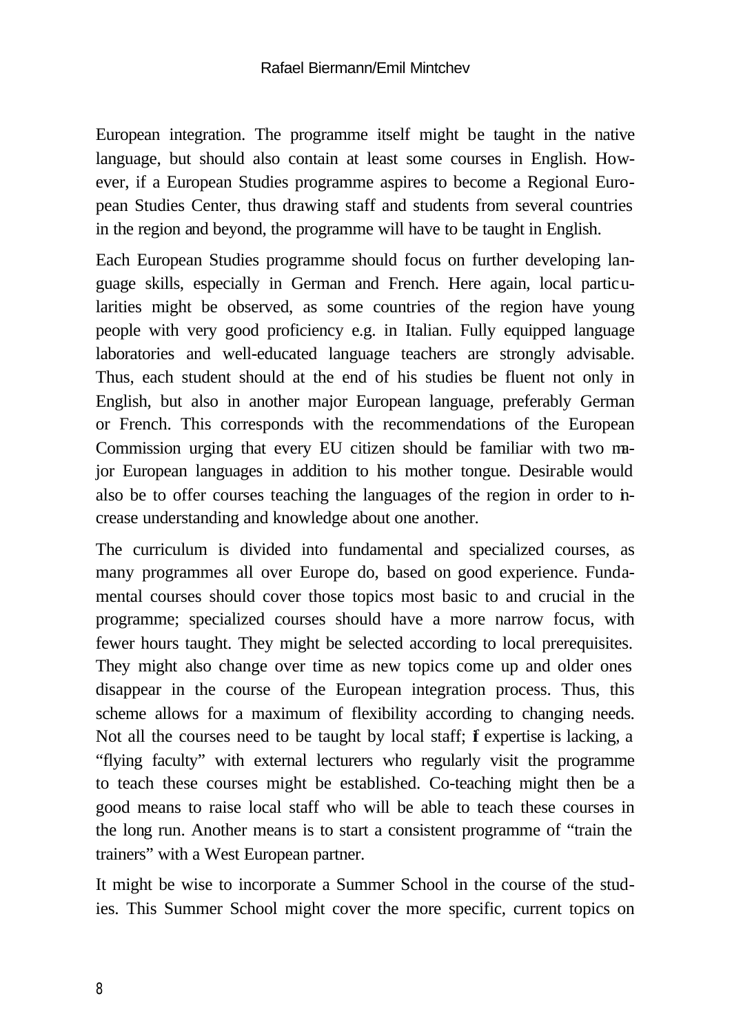European integration. The programme itself might be taught in the native language, but should also contain at least some courses in English. However, if a European Studies programme aspires to become a Regional European Studies Center, thus drawing staff and students from several countries in the region and beyond, the programme will have to be taught in English.

Each European Studies programme should focus on further developing language skills, especially in German and French. Here again, local particularities might be observed, as some countries of the region have young people with very good proficiency e.g. in Italian. Fully equipped language laboratories and well-educated language teachers are strongly advisable. Thus, each student should at the end of his studies be fluent not only in English, but also in another major European language, preferably German or French. This corresponds with the recommendations of the European Commission urging that every EU citizen should be familiar with two major European languages in addition to his mother tongue. Desirable would also be to offer courses teaching the languages of the region in order to increase understanding and knowledge about one another.

The curriculum is divided into fundamental and specialized courses, as many programmes all over Europe do, based on good experience. Fundamental courses should cover those topics most basic to and crucial in the programme; specialized courses should have a more narrow focus, with fewer hours taught. They might be selected according to local prerequisites. They might also change over time as new topics come up and older ones disappear in the course of the European integration process. Thus, this scheme allows for a maximum of flexibility according to changing needs. Not all the courses need to be taught by local staff; if expertise is lacking, a "flying faculty" with external lecturers who regularly visit the programme to teach these courses might be established. Co-teaching might then be a good means to raise local staff who will be able to teach these courses in the long run. Another means is to start a consistent programme of "train the trainers" with a West European partner.

It might be wise to incorporate a Summer School in the course of the studies. This Summer School might cover the more specific, current topics on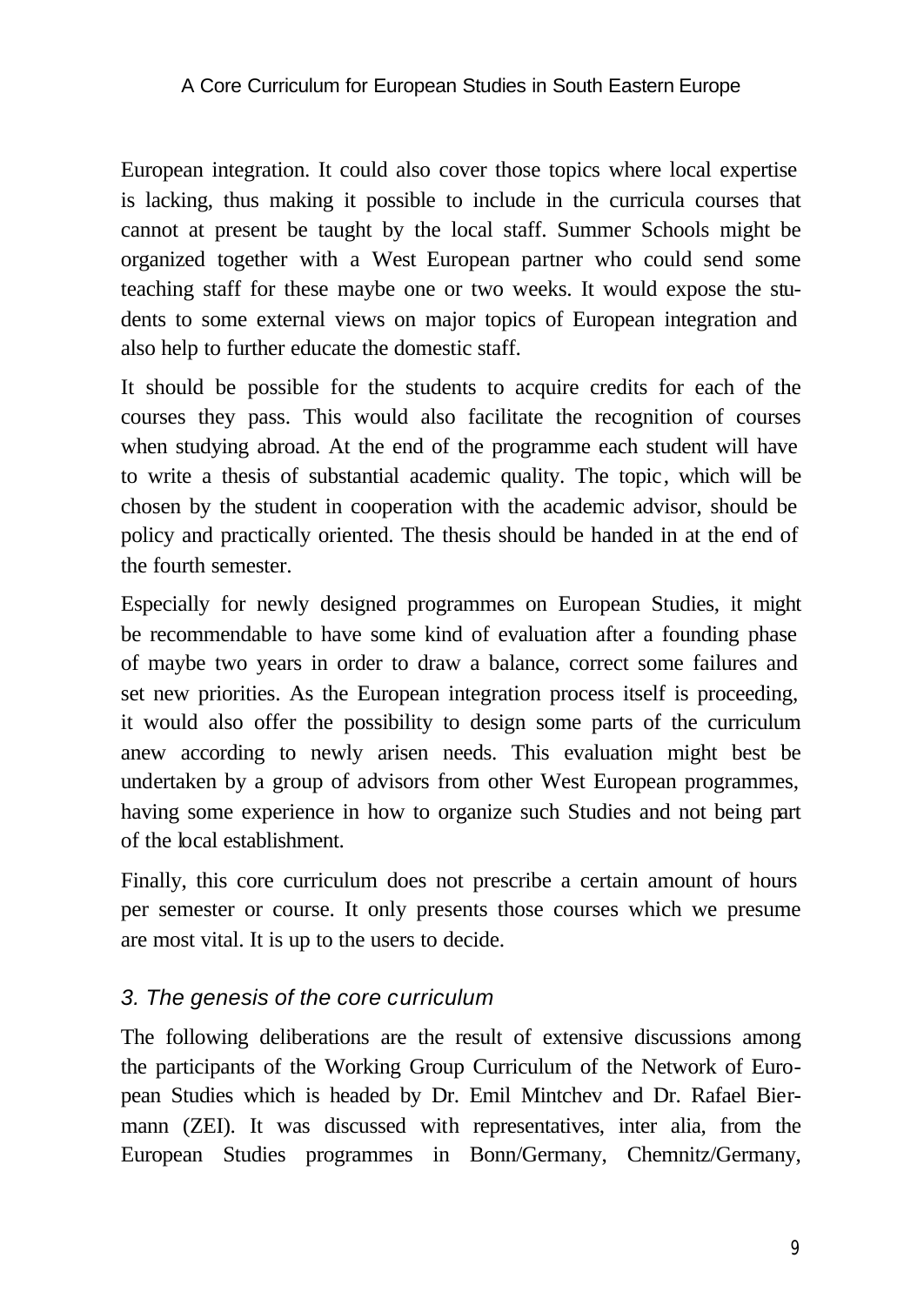European integration. It could also cover those topics where local expertise is lacking, thus making it possible to include in the curricula courses that cannot at present be taught by the local staff. Summer Schools might be organized together with a West European partner who could send some teaching staff for these maybe one or two weeks. It would expose the students to some external views on major topics of European integration and also help to further educate the domestic staff.

It should be possible for the students to acquire credits for each of the courses they pass. This would also facilitate the recognition of courses when studying abroad. At the end of the programme each student will have to write a thesis of substantial academic quality. The topic, which will be chosen by the student in cooperation with the academic advisor, should be policy and practically oriented. The thesis should be handed in at the end of the fourth semester.

Especially for newly designed programmes on European Studies, it might be recommendable to have some kind of evaluation after a founding phase of maybe two years in order to draw a balance, correct some failures and set new priorities. As the European integration process itself is proceeding, it would also offer the possibility to design some parts of the curriculum anew according to newly arisen needs. This evaluation might best be undertaken by a group of advisors from other West European programmes, having some experience in how to organize such Studies and not being part of the local establishment.

Finally, this core curriculum does not prescribe a certain amount of hours per semester or course. It only presents those courses which we presume are most vital. It is up to the users to decide.

### *3. The genesis of the core curriculum*

The following deliberations are the result of extensive discussions among the participants of the Working Group Curriculum of the Network of European Studies which is headed by Dr. Emil Mintchev and Dr. Rafael Biermann (ZEI). It was discussed with representatives, inter alia, from the European Studies programmes in Bonn/Germany, Chemnitz/Germany,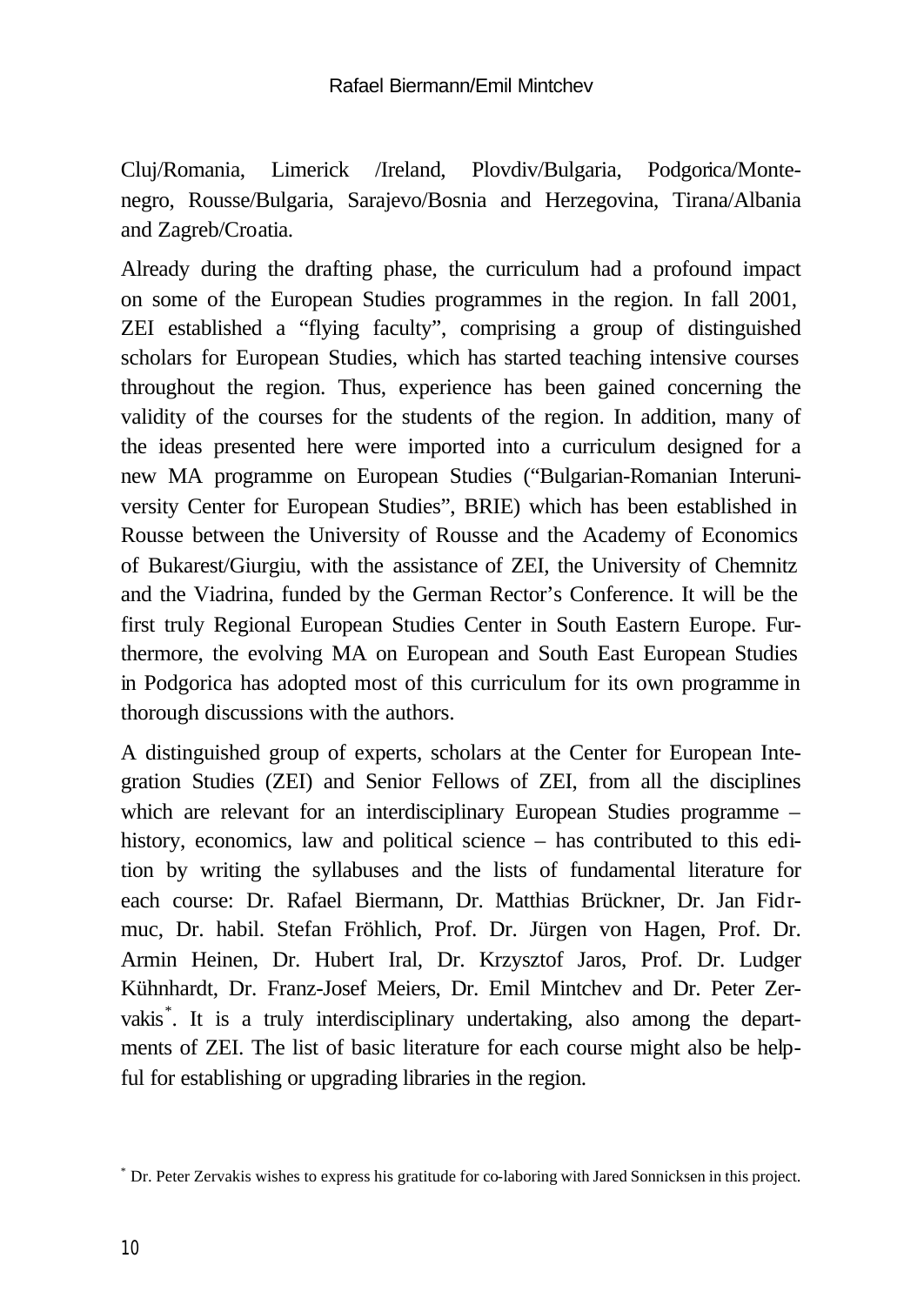Cluj/Romania, Limerick /Ireland, Plovdiv/Bulgaria, Podgorica/Montenegro, Rousse/Bulgaria, Sarajevo/Bosnia and Herzegovina, Tirana/Albania and Zagreb/Croatia.

Already during the drafting phase, the curriculum had a profound impact on some of the European Studies programmes in the region. In fall 2001, ZEI established a "flying faculty", comprising a group of distinguished scholars for European Studies, which has started teaching intensive courses throughout the region. Thus, experience has been gained concerning the validity of the courses for the students of the region. In addition, many of the ideas presented here were imported into a curriculum designed for a new MA programme on European Studies ("Bulgarian-Romanian Interuniversity Center for European Studies", BRIE) which has been established in Rousse between the University of Rousse and the Academy of Economics of Bukarest/Giurgiu, with the assistance of ZEI, the University of Chemnitz and the Viadrina, funded by the German Rector's Conference. It will be the first truly Regional European Studies Center in South Eastern Europe. Furthermore, the evolving MA on European and South East European Studies in Podgorica has adopted most of this curriculum for its own programme in thorough discussions with the authors.

A distinguished group of experts, scholars at the Center for European Integration Studies (ZEI) and Senior Fellows of ZEI, from all the disciplines which are relevant for an interdisciplinary European Studies programme – history, economics, law and political science – has contributed to this edition by writing the syllabuses and the lists of fundamental literature for each course: Dr. Rafael Biermann, Dr. Matthias Brückner, Dr. Jan Fidrmuc, Dr. habil. Stefan Fröhlich, Prof. Dr. Jürgen von Hagen, Prof. Dr. Armin Heinen, Dr. Hubert Iral, Dr. Krzysztof Jaros, Prof. Dr. Ludger Kühnhardt, Dr. Franz-Josef Meiers, Dr. Emil Mintchev and Dr. Peter Zervakis[*]. It is a truly interdisciplinary undertaking, also among the departments of ZEI. The list of basic literature for each course might also be helpful for establishing or upgrading libraries in the region.

[*] Dr. Peter Zervakis wishes to express his gratitude for co-laboring with Jared Sonnicksen in this project.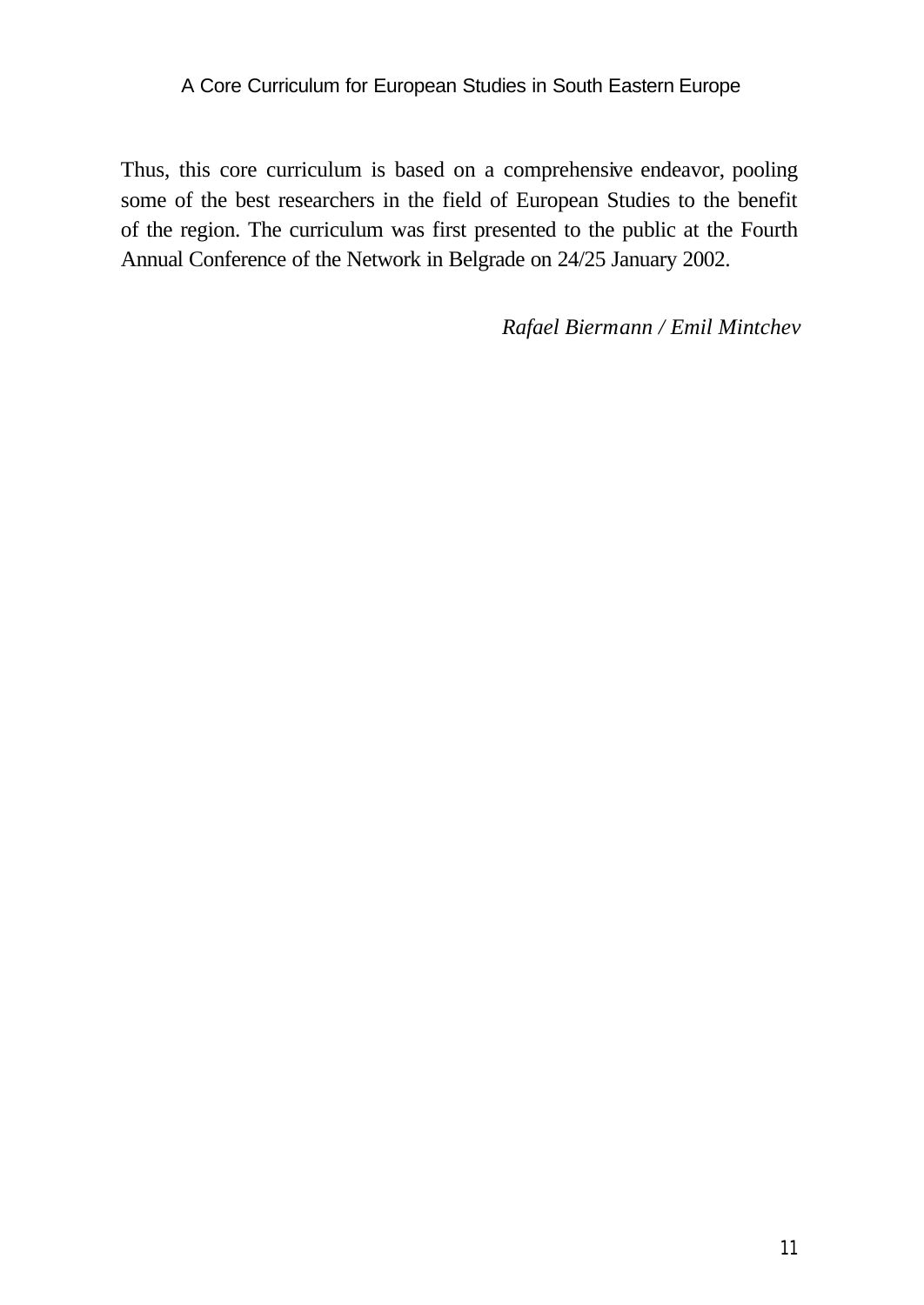Thus, this core curriculum is based on a comprehensive endeavor, pooling some of the best researchers in the field of European Studies to the benefit of the region. The curriculum was first presented to the public at the Fourth Annual Conference of the Network in Belgrade on 24/25 January 2002.

*Rafael Biermann / Emil Mintchev*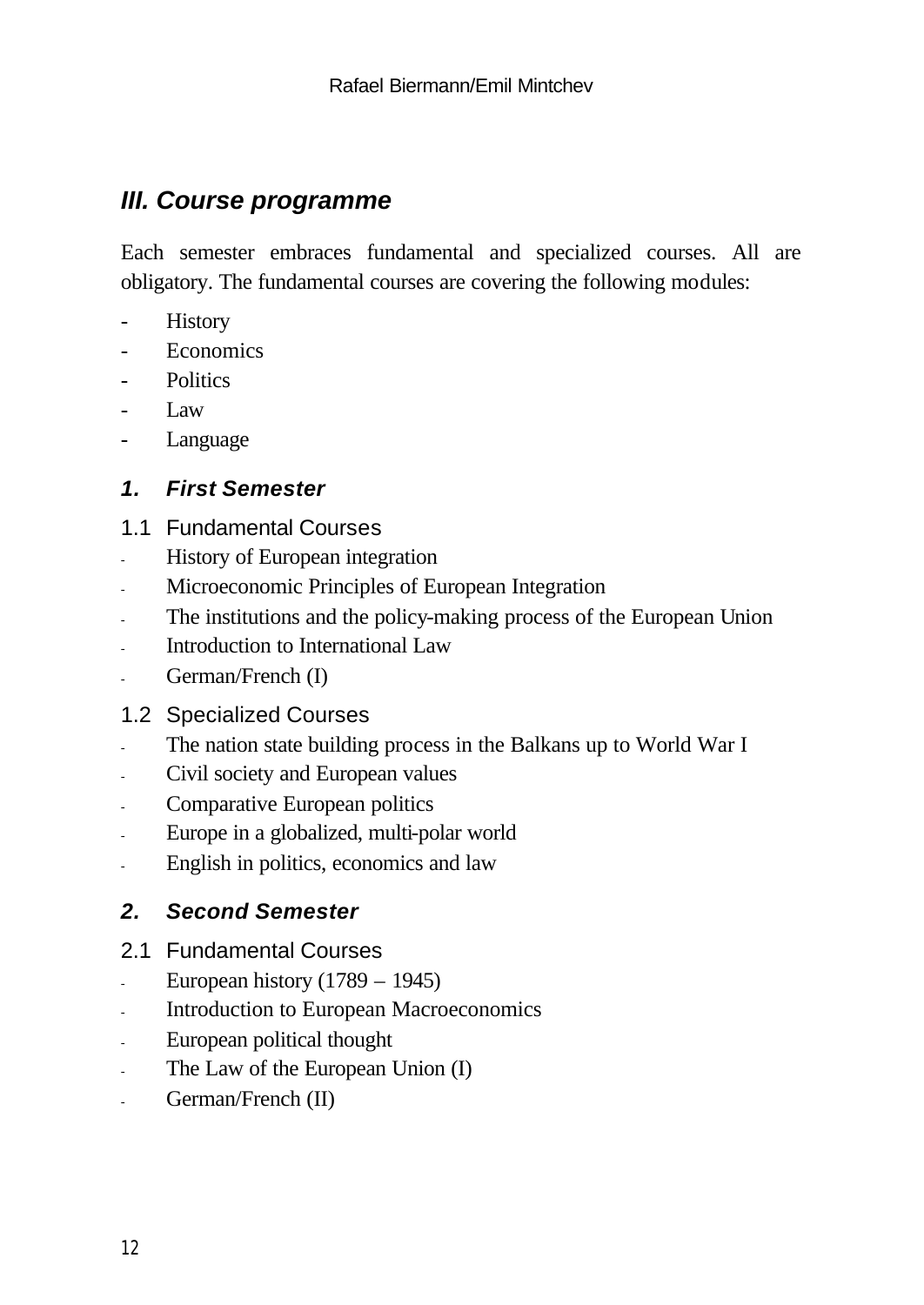## III. Course programme

Each semester embraces fundamental and specialized courses. All are obligatory. The fundamental courses are covering the following modules:

- History
- Economics
- Politics
- Law
- Language

### 1. First Semester

#### 1.1 Fundamental Courses

- History of European integration
- Microeconomic Principles of European Integration
- The institutions and the policy-making process of the European Union
- Introduction to International Law
- German/French (I)

#### 1.2 Specialized Courses

- The nation state building process in the Balkans up to World War I
- Civil society and European values
- Comparative European politics
- Europe in a globalized, multi-polar world
- English in politics, economics and law

### 2. Second Semester

#### 2.1 Fundamental Courses

- European history (1789 – 1945)
- Introduction to European Macroeconomics
- European political thought
- The Law of the European Union (I)
- German/French (II)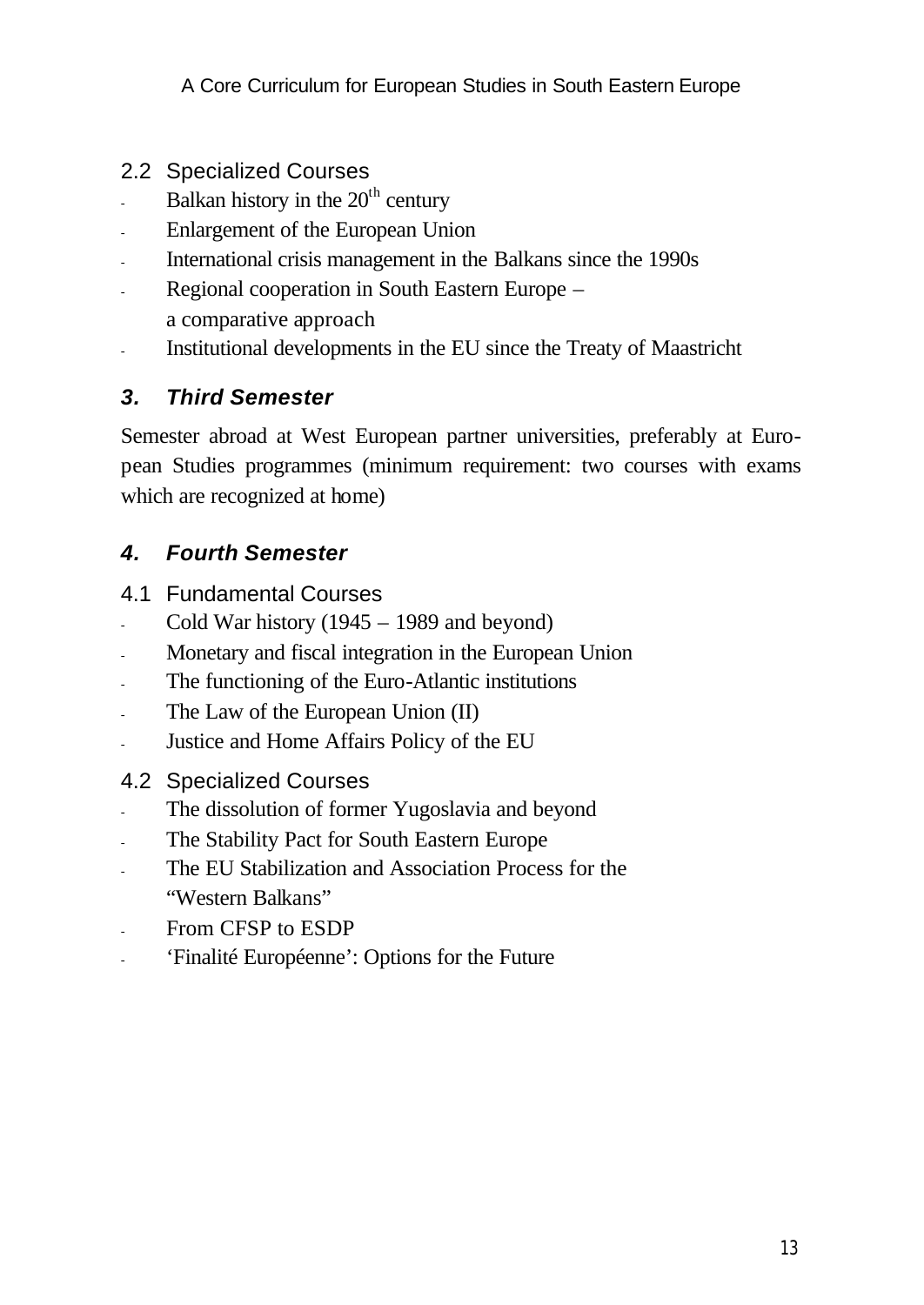### 2.2 Specialized Courses

- Balkan history in the 20th century
- Enlargement of the European Union
- International crisis management in the Balkans since the 1990s
- Regional cooperation in South Eastern Europe – a comparative approach
- Institutional developments in the EU since the Treaty of Maastricht

## *3. Third Semester*

Semester abroad at West European partner universities, preferably at European Studies programmes (minimum requirement: two courses with exams which are recognized at home)

## *4. Fourth Semester*

### 4.1 Fundamental Courses

- Cold War history (1945 – 1989 and beyond)
- Monetary and fiscal integration in the European Union
- The functioning of the Euro-Atlantic institutions
- The Law of the European Union (II)
- Justice and Home Affairs Policy of the EU

### 4.2 Specialized Courses

- The dissolution of former Yugoslavia and beyond
- The Stability Pact for South Eastern Europe
- The EU Stabilization and Association Process for the "Western Balkans"
- From CFSP to ESDP
- 'Finalité Européenne': Options for the Future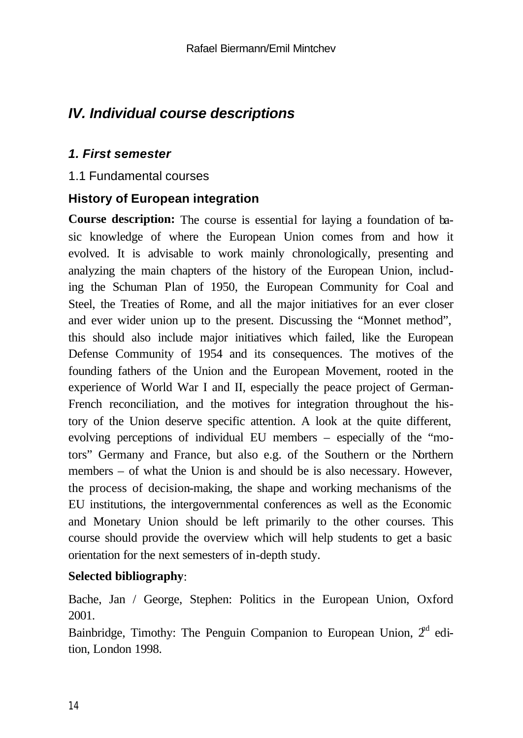## *IV. Individual course descriptions*

### *1. First semester*

1.1 Fundamental courses

#### History of European integration

**Course description:** The course is essential for laying a foundation of basic knowledge of where the European Union comes from and how it evolved. It is advisable to work mainly chronologically, presenting and analyzing the main chapters of the history of the European Union, including the Schuman Plan of 1950, the European Community for Coal and Steel, the Treaties of Rome, and all the major initiatives for an ever closer and ever wider union up to the present. Discussing the "Monnet method", this should also include major initiatives which failed, like the European Defense Community of 1954 and its consequences. The motives of the founding fathers of the Union and the European Movement, rooted in the experience of World War I and II, especially the peace project of German-French reconciliation, and the motives for integration throughout the history of the Union deserve specific attention. A look at the quite different, evolving perceptions of individual EU members – especially of the "motors" Germany and France, but also e.g. of the Southern or the Northern members – of what the Union is and should be is also necessary. However, the process of decision-making, the shape and working mechanisms of the EU institutions, the intergovernmental conferences as well as the Economic and Monetary Union should be left primarily to the other courses. This course should provide the overview which will help students to get a basic orientation for the next semesters of in-depth study.

**Selected bibliography**:

Bache, Jan / George, Stephen: Politics in the European Union, Oxford 2001.

Bainbridge, Timothy: The Penguin Companion to European Union, 2nd edition, London 1998.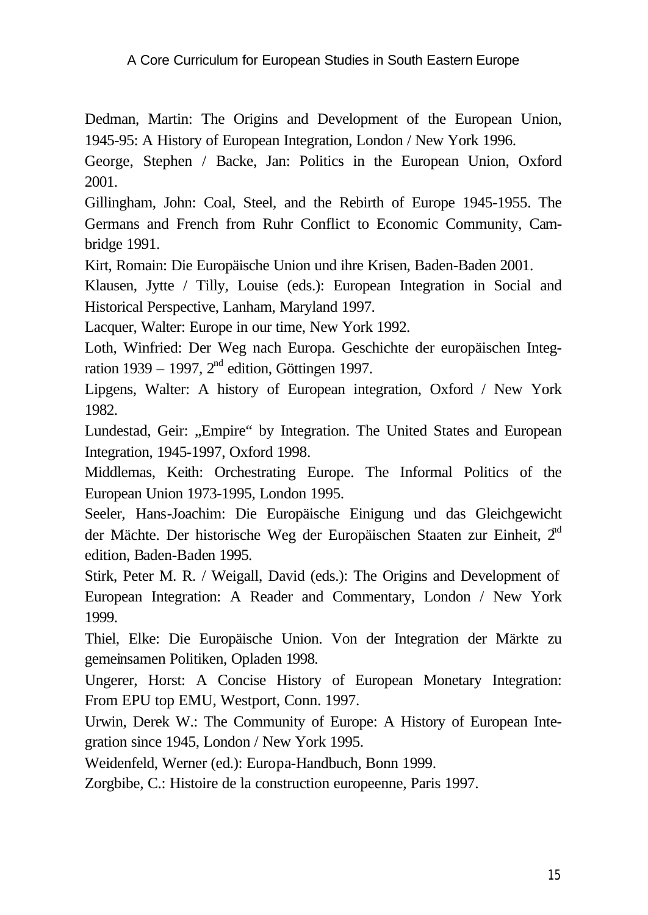Dedman, Martin: The Origins and Development of the European Union, 1945-95: A History of European Integration, London / New York 1996.

George, Stephen / Backe, Jan: Politics in the European Union, Oxford 2001.

Gillingham, John: Coal, Steel, and the Rebirth of Europe 1945-1955. The Germans and French from Ruhr Conflict to Economic Community, Cambridge 1991.

Kirt, Romain: Die Europäische Union und ihre Krisen, Baden-Baden 2001.

Klausen, Jytte / Tilly, Louise (eds.): European Integration in Social and Historical Perspective, Lanham, Maryland 1997.

Lacquer, Walter: Europe in our time, New York 1992.

Loth, Winfried: Der Weg nach Europa. Geschichte der europäischen Integration 1939 – 1997, 2nd edition, Göttingen 1997.

Lipgens, Walter: A history of European integration, Oxford / New York 1982.

Lundestad, Geir: „Empire“ by Integration. The United States and European Integration, 1945-1997, Oxford 1998.

Middlemas, Keith: Orchestrating Europe. The Informal Politics of the European Union 1973-1995, London 1995.

Seeler, Hans-Joachim: Die Europäische Einigung und das Gleichgewicht der Mächte. Der historische Weg der Europäischen Staaten zur Einheit, 2nd edition, Baden-Baden 1995.

Stirk, Peter M. R. / Weigall, David (eds.): The Origins and Development of European Integration: A Reader and Commentary, London / New York 1999.

Thiel, Elke: Die Europäische Union. Von der Integration der Märkte zu gemeinsamen Politiken, Opladen 1998.

Ungerer, Horst: A Concise History of European Monetary Integration: From EPU top EMU, Westport, Conn. 1997.

Urwin, Derek W.: The Community of Europe: A History of European Integration since 1945, London / New York 1995.

Weidenfeld, Werner (ed.): Europa-Handbuch, Bonn 1999.

Zorgbibe, C.: Histoire de la construction europeenne, Paris 1997.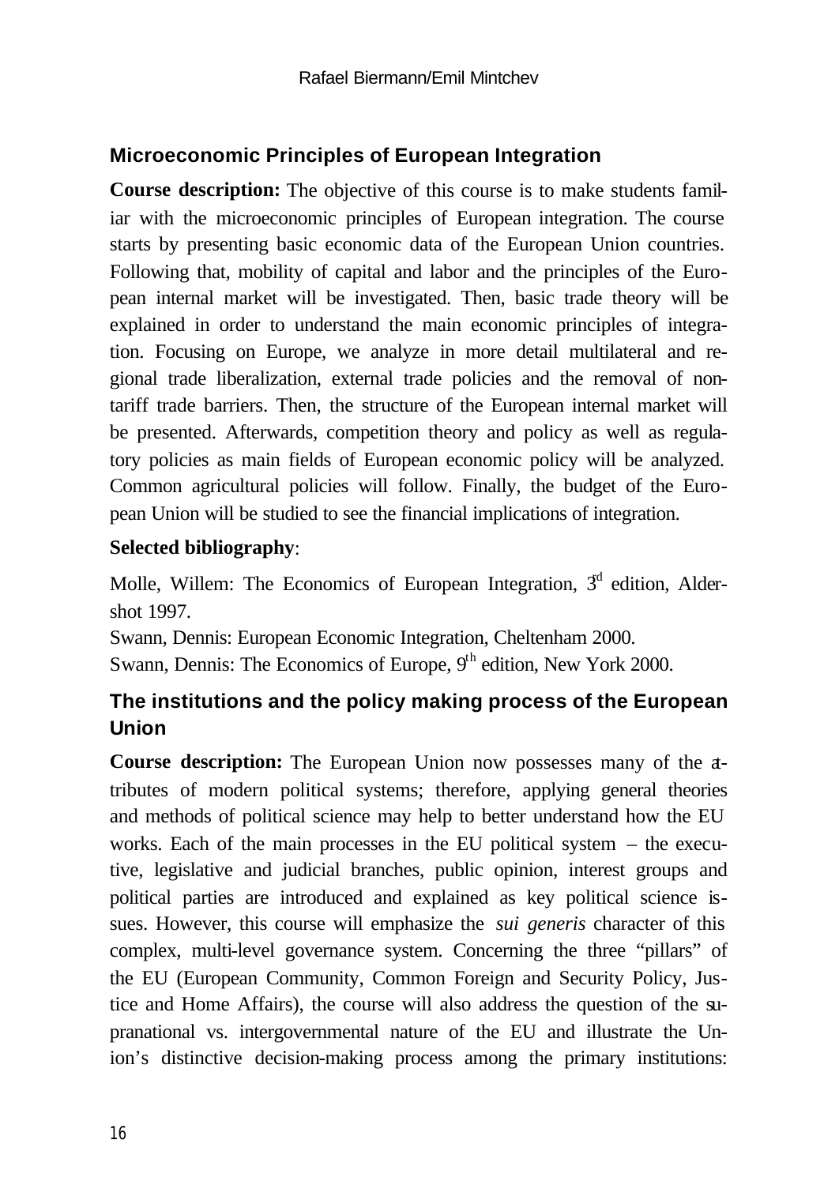## Microeconomic Principles of European Integration

**Course description:** The objective of this course is to make students familiar with the microeconomic principles of European integration. The course starts by presenting basic economic data of the European Union countries. Following that, mobility of capital and labor and the principles of the European internal market will be investigated. Then, basic trade theory will be explained in order to understand the main economic principles of integration. Focusing on Europe, we analyze in more detail multilateral and regional trade liberalization, external trade policies and the removal of non-tariff trade barriers. Then, the structure of the European internal market will be presented. Afterwards, competition theory and policy as well as regulatory policies as main fields of European economic policy will be analyzed. Common agricultural policies will follow. Finally, the budget of the European Union will be studied to see the financial implications of integration.

**Selected bibliography**:

Molle, Willem: The Economics of European Integration, 3rd edition, Aldershot 1997.
Swann, Dennis: European Economic Integration, Cheltenham 2000.
Swann, Dennis: The Economics of Europe, 9th edition, New York 2000.

## The institutions and the policy making process of the European Union

**Course description:** The European Union now possesses many of the attributes of modern political systems; therefore, applying general theories and methods of political science may help to better understand how the EU works. Each of the main processes in the EU political system – the executive, legislative and judicial branches, public opinion, interest groups and political parties are introduced and explained as key political science issues. However, this course will emphasize the *sui generis* character of this complex, multi-level governance system. Concerning the three "pillars" of the EU (European Community, Common Foreign and Security Policy, Justice and Home Affairs), the course will also address the question of the supranational vs. intergovernmental nature of the EU and illustrate the Union's distinctive decision-making process among the primary institutions: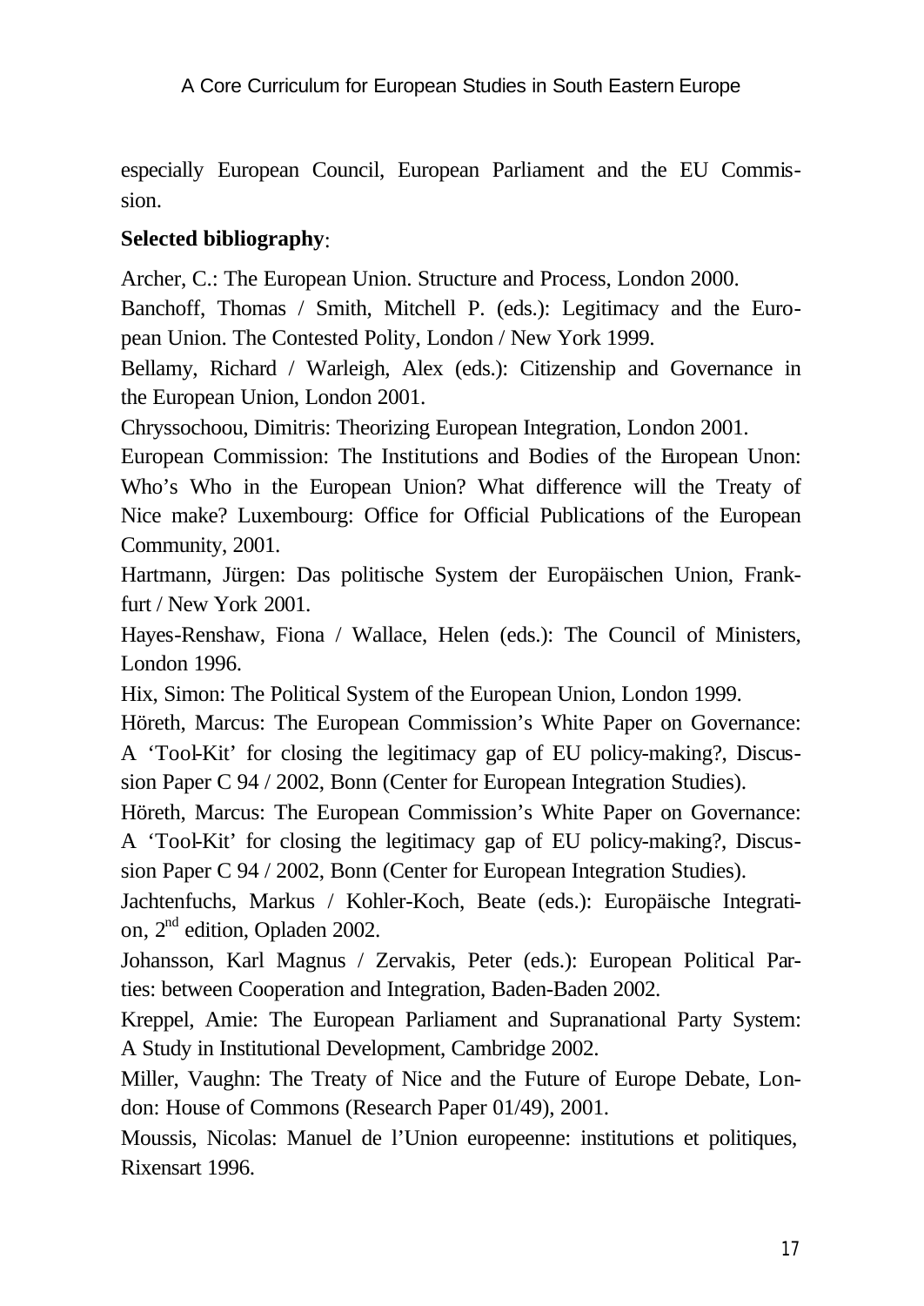especially European Council, European Parliament and the EU Commission.

**Selected bibliography**:

Archer, C.: The European Union. Structure and Process, London 2000.

Banchoff, Thomas / Smith, Mitchell P. (eds.): Legitimacy and the European Union. The Contested Polity, London / New York 1999.

Bellamy, Richard / Warleigh, Alex (eds.): Citizenship and Governance in the European Union, London 2001.

Chryssochoou, Dimitris: Theorizing European Integration, London 2001.

European Commission: The Institutions and Bodies of the European Unon: Who's Who in the European Union? What difference will the Treaty of Nice make? Luxembourg: Office for Official Publications of the European Community, 2001.

Hartmann, Jürgen: Das politische System der Europäischen Union, Frankfurt / New York 2001.

Hayes-Renshaw, Fiona / Wallace, Helen (eds.): The Council of Ministers, London 1996.

Hix, Simon: The Political System of the European Union, London 1999.

Höreth, Marcus: The European Commission's White Paper on Governance: A 'Tool-Kit' for closing the legitimacy gap of EU policy-making?, Discussion Paper C 94 / 2002, Bonn (Center for European Integration Studies).

Höreth, Marcus: The European Commission's White Paper on Governance: A 'Tool-Kit' for closing the legitimacy gap of EU policy-making?, Discussion Paper C 94 / 2002, Bonn (Center for European Integration Studies).

Jachtenfuchs, Markus / Kohler-Koch, Beate (eds.): Europäische Integration, 2nd edition, Opladen 2002.

Johansson, Karl Magnus / Zervakis, Peter (eds.): European Political Parties: between Cooperation and Integration, Baden-Baden 2002.

Kreppel, Amie: The European Parliament and Supranational Party System: A Study in Institutional Development, Cambridge 2002.

Miller, Vaughn: The Treaty of Nice and the Future of Europe Debate, London: House of Commons (Research Paper 01/49), 2001.

Moussis, Nicolas: Manuel de l'Union europeenne: institutions et politiques, Rixensart 1996.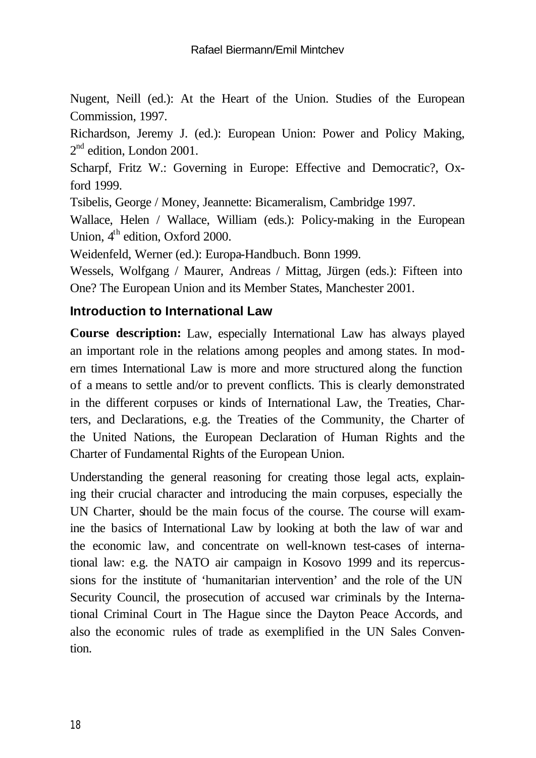Nugent, Neill (ed.): At the Heart of the Union. Studies of the European Commission, 1997.

Richardson, Jeremy J. (ed.): European Union: Power and Policy Making, 2nd edition, London 2001.

Scharpf, Fritz W.: Governing in Europe: Effective and Democratic?, Oxford 1999.

Tsibelis, George / Money, Jeannette: Bicameralism, Cambridge 1997.

Wallace, Helen / Wallace, William (eds.): Policy-making in the European Union, 4th edition, Oxford 2000.

Weidenfeld, Werner (ed.): Europa-Handbuch. Bonn 1999.

Wessels, Wolfgang / Maurer, Andreas / Mittag, Jürgen (eds.): Fifteen into One? The European Union and its Member States, Manchester 2001.

### Introduction to International Law

**Course description:** Law, especially International Law has always played an important role in the relations among peoples and among states. In modern times International Law is more and more structured along the function of a means to settle and/or to prevent conflicts. This is clearly demonstrated in the different corpuses or kinds of International Law, the Treaties, Charters, and Declarations, e.g. the Treaties of the Community, the Charter of the United Nations, the European Declaration of Human Rights and the Charter of Fundamental Rights of the European Union.

Understanding the general reasoning for creating those legal acts, explaining their crucial character and introducing the main corpuses, especially the UN Charter, should be the main focus of the course. The course will examine the basics of International Law by looking at both the law of war and the economic law, and concentrate on well-known test-cases of international law: e.g. the NATO air campaign in Kosovo 1999 and its repercussions for the institute of 'humanitarian intervention' and the role of the UN Security Council, the prosecution of accused war criminals by the International Criminal Court in The Hague since the Dayton Peace Accords, and also the economic rules of trade as exemplified in the UN Sales Convention.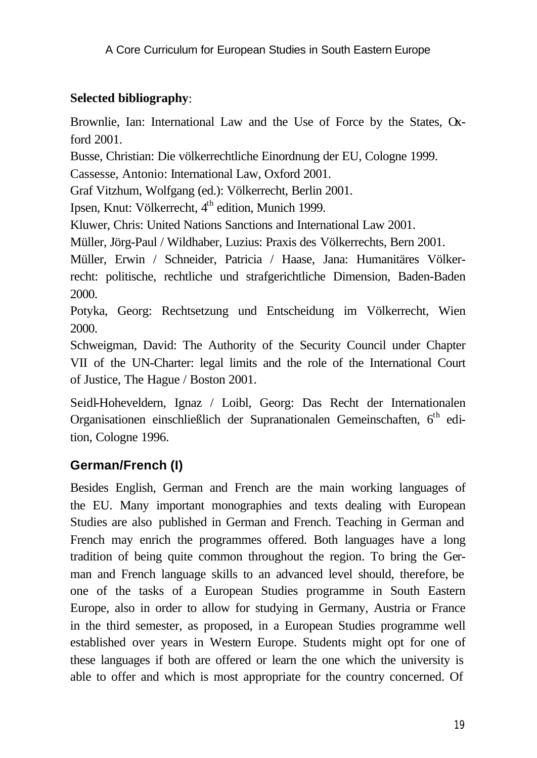**Selected bibliography**:

Brownlie, Ian: International Law and the Use of Force by the States, Oxford 2001.

Busse, Christian: Die völkerrechtliche Einordnung der EU, Cologne 1999.

Cassesse, Antonio: International Law, Oxford 2001.

Graf Vitzhum, Wolfgang (ed.): Völkerrecht, Berlin 2001.

Ipsen, Knut: Völkerrecht, 4th edition, Munich 1999.

Kluwer, Chris: United Nations Sanctions and International Law 2001.

Müller, Jörg-Paul / Wildhaber, Luzius: Praxis des Völkerrechts, Bern 2001.

Müller, Erwin / Schneider, Patricia / Haase, Jana: Humanitäres Völkerrecht: politische, rechtliche und strafgerichtliche Dimension, Baden-Baden 2000.

Potyka, Georg: Rechtsetzung und Entscheidung im Völkerrecht, Wien 2000.

Schweigman, David: The Authority of the Security Council under Chapter VII of the UN-Charter: legal limits and the role of the International Court of Justice, The Hague / Boston 2001.

Seidl-Hoheveldern, Ignaz / Loibl, Georg: Das Recht der Internationalen Organisationen einschließlich der Supranationalen Gemeinschaften, 6th edition, Cologne 1996.

## German/French (I)

Besides English, German and French are the main working languages of the EU. Many important monographies and texts dealing with European Studies are also published in German and French. Teaching in German and French may enrich the programmes offered. Both languages have a long tradition of being quite common throughout the region. To bring the German and French language skills to an advanced level should, therefore, be one of the tasks of a European Studies programme in South Eastern Europe, also in order to allow for studying in Germany, Austria or France in the third semester, as proposed, in a European Studies programme well established over years in Western Europe. Students might opt for one of these languages if both are offered or learn the one which the university is able to offer and which is most appropriate for the country concerned. Of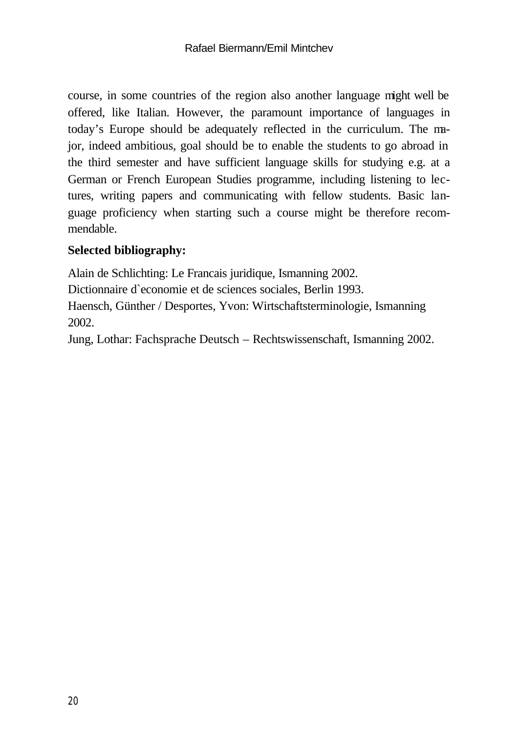course, in some countries of the region also another language might well be offered, like Italian. However, the paramount importance of languages in today's Europe should be adequately reflected in the curriculum. The major, indeed ambitious, goal should be to enable the students to go abroad in the third semester and have sufficient language skills for studying e.g. at a German or French European Studies programme, including listening to lectures, writing papers and communicating with fellow students. Basic language proficiency when starting such a course might be therefore recommendable.

**Selected bibliography:**

Alain de Schlichting: Le Francais juridique, Ismanning 2002.
Dictionnaire d`economie et de sciences sociales, Berlin 1993.
Haensch, Günther / Desportes, Yvon: Wirtschaftsterminologie, Ismanning 2002.
Jung, Lothar: Fachsprache Deutsch – Rechtswissenschaft, Ismanning 2002.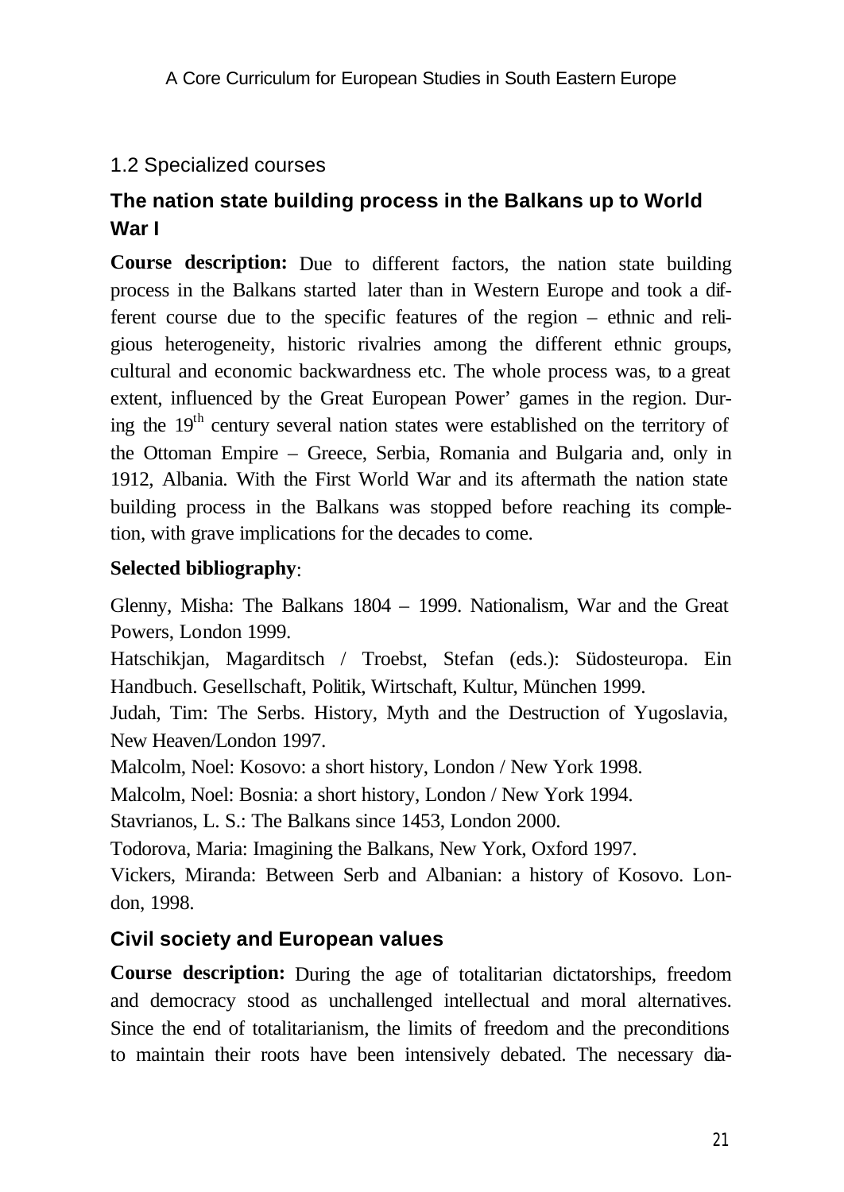## 1.2 Specialized courses

### The nation state building process in the Balkans up to World War I

**Course description:** Due to different factors, the nation state building process in the Balkans started later than in Western Europe and took a different course due to the specific features of the region – ethnic and religious heterogeneity, historic rivalries among the different ethnic groups, cultural and economic backwardness etc. The whole process was, to a great extent, influenced by the Great European Power' games in the region. During the 19th century several nation states were established on the territory of the Ottoman Empire – Greece, Serbia, Romania and Bulgaria and, only in 1912, Albania. With the First World War and its aftermath the nation state building process in the Balkans was stopped before reaching its completion, with grave implications for the decades to come.

**Selected bibliography**:

Glenny, Misha: The Balkans 1804 – 1999. Nationalism, War and the Great Powers, London 1999.

Hatschikjan, Magarditsch / Troebst, Stefan (eds.): Südosteuropa. Ein Handbuch. Gesellschaft, Politik, Wirtschaft, Kultur, München 1999.

Judah, Tim: The Serbs. History, Myth and the Destruction of Yugoslavia, New Heaven/London 1997.

Malcolm, Noel: Kosovo: a short history, London / New York 1998.

Malcolm, Noel: Bosnia: a short history, London / New York 1994.

Stavrianos, L. S.: The Balkans since 1453, London 2000.

Todorova, Maria: Imagining the Balkans, New York, Oxford 1997.

Vickers, Miranda: Between Serb and Albanian: a history of Kosovo. London, 1998.

### Civil society and European values

**Course description:** During the age of totalitarian dictatorships, freedom and democracy stood as unchallenged intellectual and moral alternatives. Since the end of totalitarianism, the limits of freedom and the preconditions to maintain their roots have been intensively debated. The necessary dia-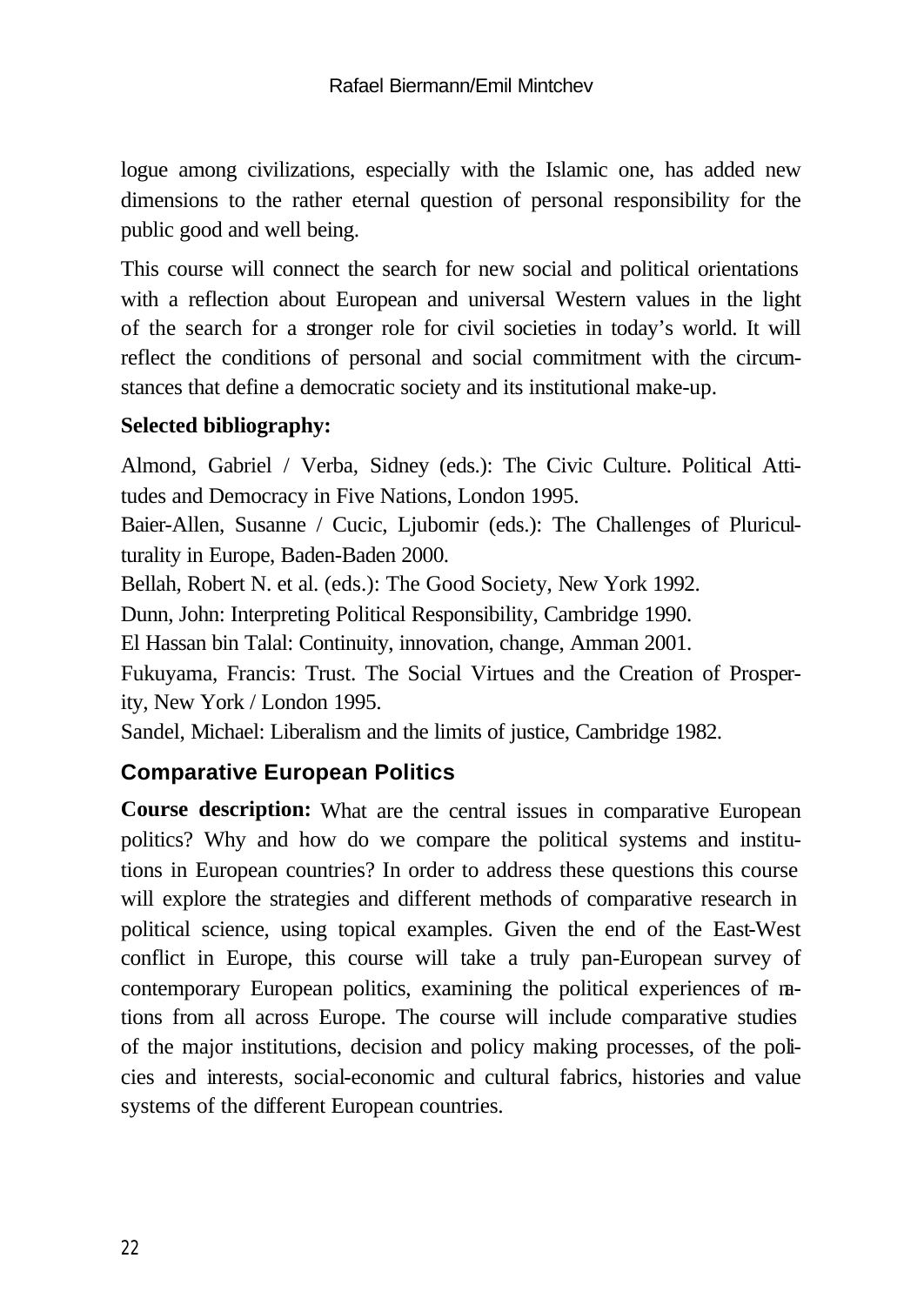logue among civilizations, especially with the Islamic one, has added new dimensions to the rather eternal question of personal responsibility for the public good and well being.

This course will connect the search for new social and political orientations with a reflection about European and universal Western values in the light of the search for a stronger role for civil societies in today's world. It will reflect the conditions of personal and social commitment with the circumstances that define a democratic society and its institutional make-up.

**Selected bibliography:**

Almond, Gabriel / Verba, Sidney (eds.): The Civic Culture. Political Attitudes and Democracy in Five Nations, London 1995.
Baier-Allen, Susanne / Cucic, Ljubomir (eds.): The Challenges of Pluriculturality in Europe, Baden-Baden 2000.
Bellah, Robert N. et al. (eds.): The Good Society, New York 1992.
Dunn, John: Interpreting Political Responsibility, Cambridge 1990.
El Hassan bin Talal: Continuity, innovation, change, Amman 2001.
Fukuyama, Francis: Trust. The Social Virtues and the Creation of Prosperity, New York / London 1995.
Sandel, Michael: Liberalism and the limits of justice, Cambridge 1982.

## Comparative European Politics

**Course description:** What are the central issues in comparative European politics? Why and how do we compare the political systems and institutions in European countries? In order to address these questions this course will explore the strategies and different methods of comparative research in political science, using topical examples. Given the end of the East-West conflict in Europe, this course will take a truly pan-European survey of contemporary European politics, examining the political experiences of nations from all across Europe. The course will include comparative studies of the major institutions, decision and policy making processes, of the policies and interests, social-economic and cultural fabrics, histories and value systems of the different European countries.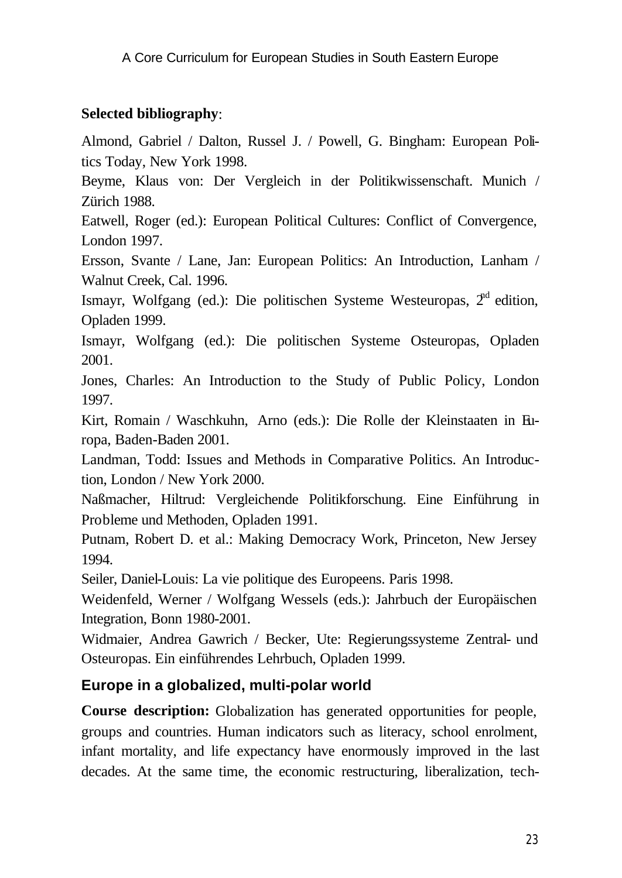**Selected bibliography**:

Almond, Gabriel / Dalton, Russel J. / Powell, G. Bingham: European Politics Today, New York 1998.

Beyme, Klaus von: Der Vergleich in der Politikwissenschaft. Munich / Zürich 1988.

Eatwell, Roger (ed.): European Political Cultures: Conflict of Convergence, London 1997.

Ersson, Svante / Lane, Jan: European Politics: An Introduction, Lanham / Walnut Creek, Cal. 1996.

Ismayr, Wolfgang (ed.): Die politischen Systeme Westeuropas, 2nd edition, Opladen 1999.

Ismayr, Wolfgang (ed.): Die politischen Systeme Osteuropas, Opladen 2001.

Jones, Charles: An Introduction to the Study of Public Policy, London 1997.

Kirt, Romain / Waschkuhn, Arno (eds.): Die Rolle der Kleinstaaten in Europa, Baden-Baden 2001.

Landman, Todd: Issues and Methods in Comparative Politics. An Introduction, London / New York 2000.

Naßmacher, Hiltrud: Vergleichende Politikforschung. Eine Einführung in Probleme und Methoden, Opladen 1991.

Putnam, Robert D. et al.: Making Democracy Work, Princeton, New Jersey 1994.

Seiler, Daniel-Louis: La vie politique des Europeens. Paris 1998.

Weidenfeld, Werner / Wolfgang Wessels (eds.): Jahrbuch der Europäischen Integration, Bonn 1980-2001.

Widmaier, Andrea Gawrich / Becker, Ute: Regierungssysteme Zentral- und Osteuropas. Ein einführendes Lehrbuch, Opladen 1999.

## Europe in a globalized, multi-polar world

**Course description:** Globalization has generated opportunities for people, groups and countries. Human indicators such as literacy, school enrolment, infant mortality, and life expectancy have enormously improved in the last decades. At the same time, the economic restructuring, liberalization, tech-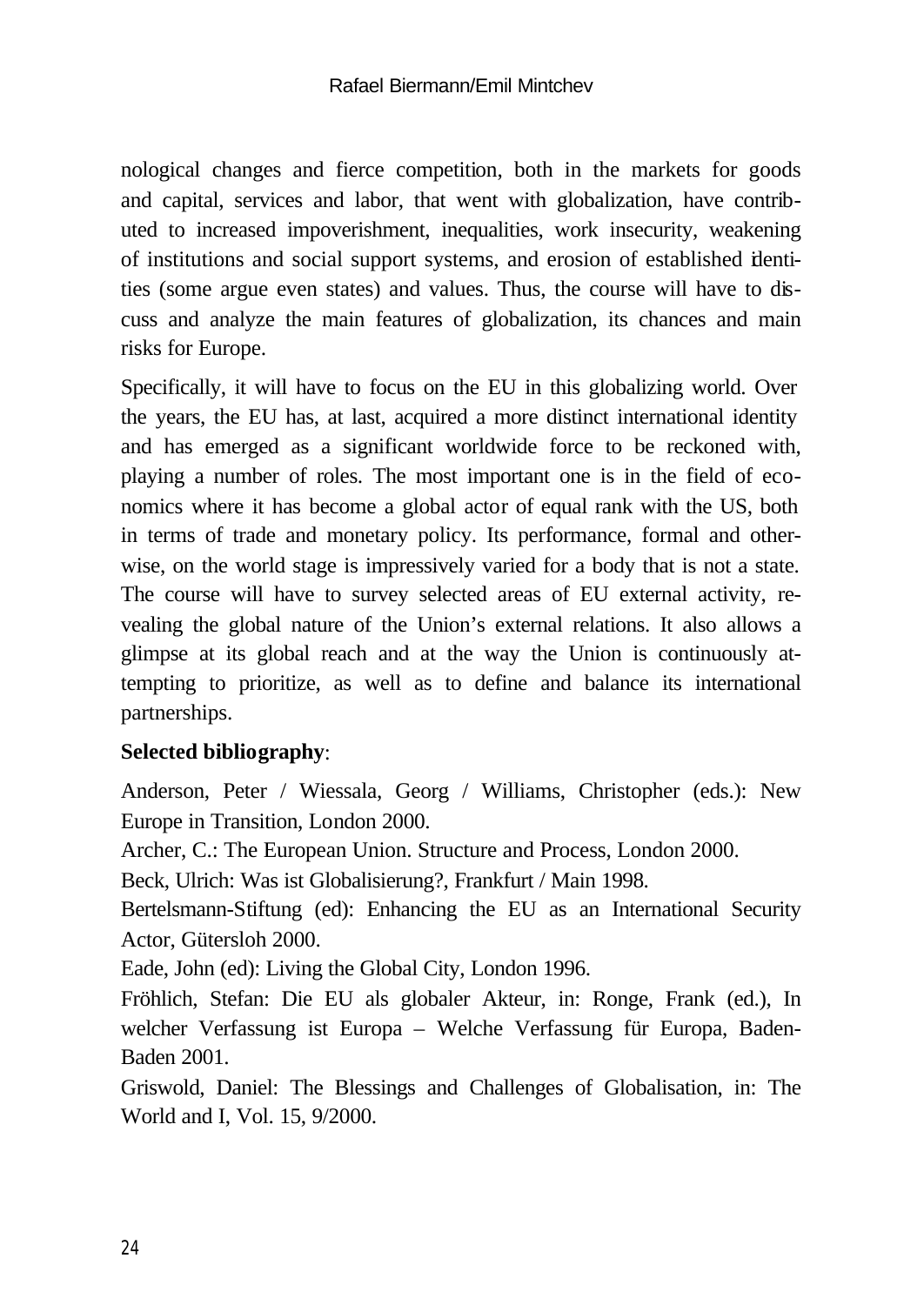nological changes and fierce competition, both in the markets for goods and capital, services and labor, that went with globalization, have contributed to increased impoverishment, inequalities, work insecurity, weakening of institutions and social support systems, and erosion of established identities (some argue even states) and values. Thus, the course will have to discuss and analyze the main features of globalization, its chances and main risks for Europe.

Specifically, it will have to focus on the EU in this globalizing world. Over the years, the EU has, at last, acquired a more distinct international identity and has emerged as a significant worldwide force to be reckoned with, playing a number of roles. The most important one is in the field of economics where it has become a global actor of equal rank with the US, both in terms of trade and monetary policy. Its performance, formal and otherwise, on the world stage is impressively varied for a body that is not a state. The course will have to survey selected areas of EU external activity, revealing the global nature of the Union's external relations. It also allows a glimpse at its global reach and at the way the Union is continuously attempting to prioritize, as well as to define and balance its international partnerships.

**Selected bibliography**:

Anderson, Peter / Wiessala, Georg / Williams, Christopher (eds.): New Europe in Transition, London 2000.

Archer, C.: The European Union. Structure and Process, London 2000.

Beck, Ulrich: Was ist Globalisierung?, Frankfurt / Main 1998.

Bertelsmann-Stiftung (ed): Enhancing the EU as an International Security Actor, Gütersloh 2000.

Eade, John (ed): Living the Global City, London 1996.

Fröhlich, Stefan: Die EU als globaler Akteur, in: Ronge, Frank (ed.), In welcher Verfassung ist Europa – Welche Verfassung für Europa, Baden-Baden 2001.

Griswold, Daniel: The Blessings and Challenges of Globalisation, in: The World and I, Vol. 15, 9/2000.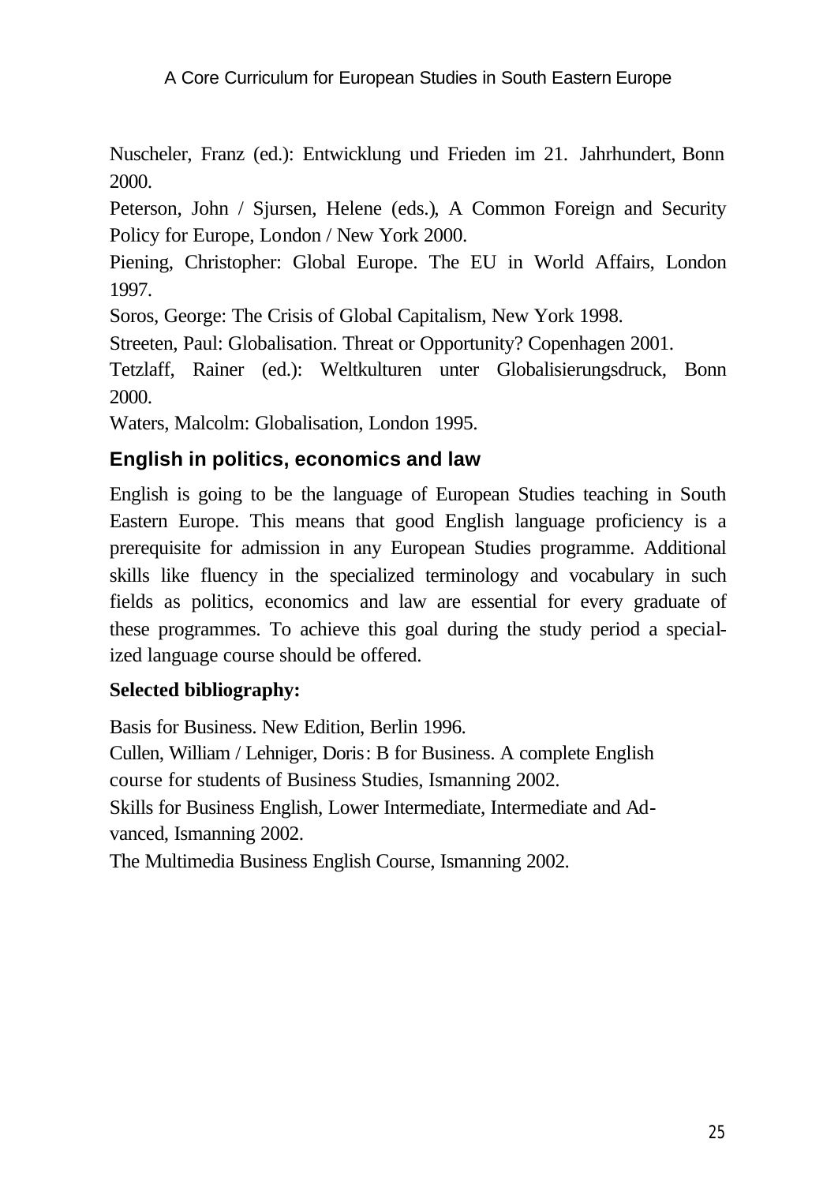Nuscheler, Franz (ed.): Entwicklung und Frieden im 21. Jahrhundert, Bonn 2000.

Peterson, John / Sjursen, Helene (eds.), A Common Foreign and Security Policy for Europe, London / New York 2000.

Piening, Christopher: Global Europe. The EU in World Affairs, London 1997.

Soros, George: The Crisis of Global Capitalism, New York 1998.

Streeten, Paul: Globalisation. Threat or Opportunity? Copenhagen 2001.

Tetzlaff, Rainer (ed.): Weltkulturen unter Globalisierungsdruck, Bonn 2000.

Waters, Malcolm: Globalisation, London 1995.

## English in politics, economics and law

English is going to be the language of European Studies teaching in South Eastern Europe. This means that good English language proficiency is a prerequisite for admission in any European Studies programme. Additional skills like fluency in the specialized terminology and vocabulary in such fields as politics, economics and law are essential for every graduate of these programmes. To achieve this goal during the study period a specialized language course should be offered.

**Selected bibliography:**

Basis for Business. New Edition, Berlin 1996.

Cullen, William / Lehniger, Doris: B for Business. A complete English course for students of Business Studies, Ismanning 2002.

Skills for Business English, Lower Intermediate, Intermediate and Advanced, Ismanning 2002.

The Multimedia Business English Course, Ismanning 2002.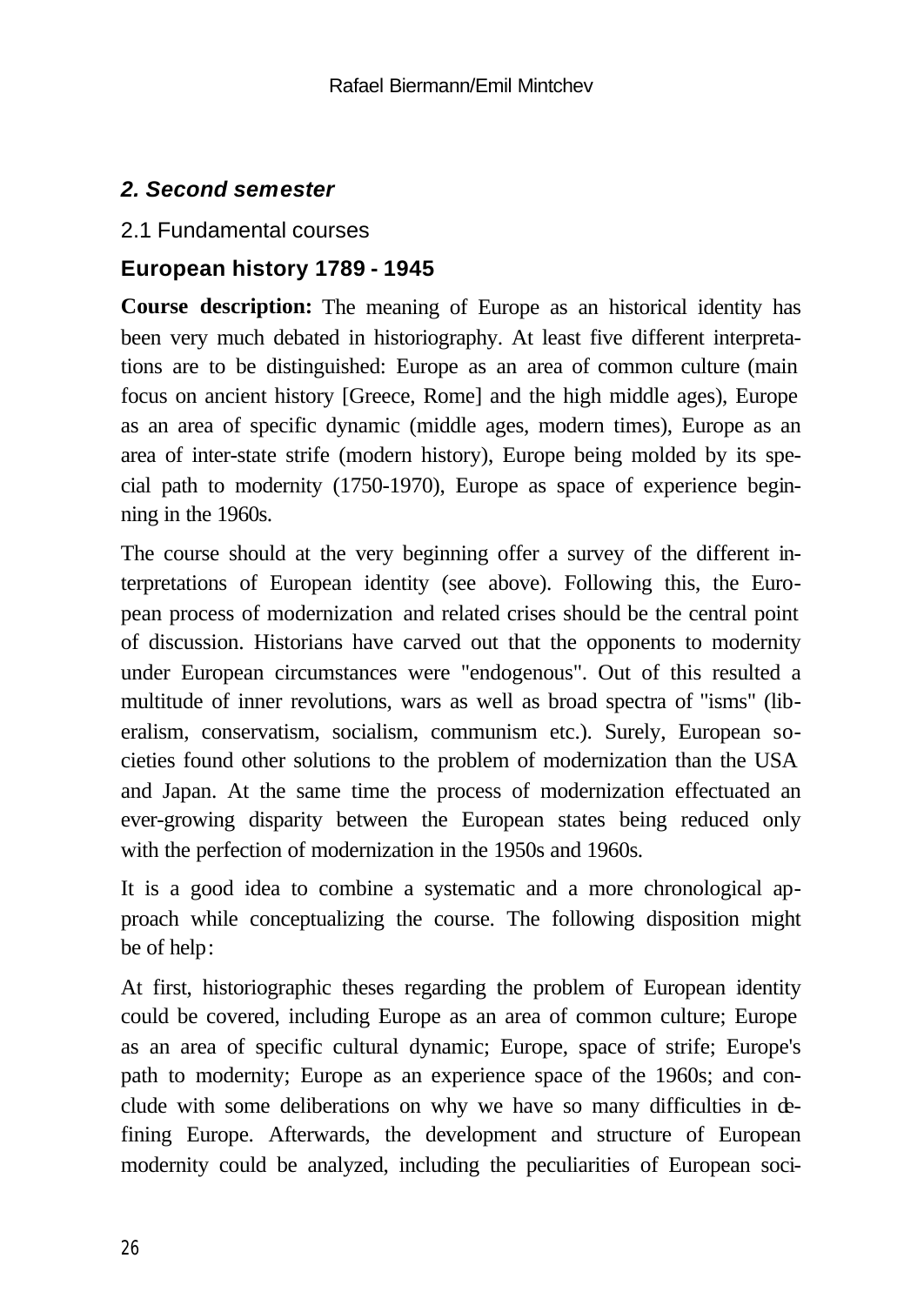## *2. Second semester*

### 2.1 Fundamental courses

### European history 1789 - 1945

**Course description:** The meaning of Europe as an historical identity has been very much debated in historiography. At least five different interpretations are to be distinguished: Europe as an area of common culture (main focus on ancient history [Greece, Rome] and the high middle ages), Europe as an area of specific dynamic (middle ages, modern times), Europe as an area of inter-state strife (modern history), Europe being molded by its special path to modernity (1750-1970), Europe as space of experience beginning in the 1960s.

The course should at the very beginning offer a survey of the different interpretations of European identity (see above). Following this, the European process of modernization and related crises should be the central point of discussion. Historians have carved out that the opponents to modernity under European circumstances were "endogenous". Out of this resulted a multitude of inner revolutions, wars as well as broad spectra of "isms" (liberalism, conservatism, socialism, communism etc.). Surely, European societies found other solutions to the problem of modernization than the USA and Japan. At the same time the process of modernization effectuated an ever-growing disparity between the European states being reduced only with the perfection of modernization in the 1950s and 1960s.

It is a good idea to combine a systematic and a more chronological approach while conceptualizing the course. The following disposition might be of help:

At first, historiographic theses regarding the problem of European identity could be covered, including Europe as an area of common culture; Europe as an area of specific cultural dynamic; Europe, space of strife; Europe's path to modernity; Europe as an experience space of the 1960s; and conclude with some deliberations on why we have so many difficulties in defining Europe. Afterwards, the development and structure of European modernity could be analyzed, including the peculiarities of European soci-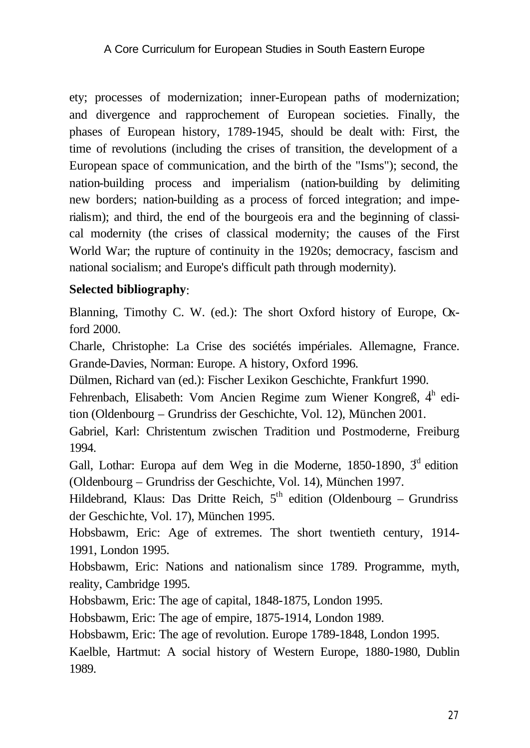ety; processes of modernization; inner-European paths of modernization; and divergence and rapprochement of European societies. Finally, the phases of European history, 1789-1945, should be dealt with: First, the time of revolutions (including the crises of transition, the development of a European space of communication, and the birth of the "Isms"); second, the nation-building process and imperialism (nation-building by delimiting new borders; nation-building as a process of forced integration; and imperialism); and third, the end of the bourgeois era and the beginning of classical modernity (the crises of classical modernity; the causes of the First World War; the rupture of continuity in the 1920s; democracy, fascism and national socialism; and Europe's difficult path through modernity).

**Selected bibliography**:

Blanning, Timothy C. W. (ed.): The short Oxford history of Europe, Oxford 2000.

Charle, Christophe: La Crise des sociétés impériales. Allemagne, France. Grande-Davies, Norman: Europe. A history, Oxford 1996.

Dülmen, Richard van (ed.): Fischer Lexikon Geschichte, Frankfurt 1990.

Fehrenbach, Elisabeth: Vom Ancien Regime zum Wiener Kongreß, 4th edition (Oldenbourg – Grundriss der Geschichte, Vol. 12), München 2001.

Gabriel, Karl: Christentum zwischen Tradition und Postmoderne, Freiburg 1994.

Gall, Lothar: Europa auf dem Weg in die Moderne, 1850-1890, 3rd edition (Oldenbourg – Grundriss der Geschichte, Vol. 14), München 1997.

Hildebrand, Klaus: Das Dritte Reich, 5th edition (Oldenbourg – Grundriss der Geschichte, Vol. 17), München 1995.

Hobsbawm, Eric: Age of extremes. The short twentieth century, 1914-1991, London 1995.

Hobsbawm, Eric: Nations and nationalism since 1789. Programme, myth, reality, Cambridge 1995.

Hobsbawm, Eric: The age of capital, 1848-1875, London 1995.

Hobsbawm, Eric: The age of empire, 1875-1914, London 1989.

Hobsbawm, Eric: The age of revolution. Europe 1789-1848, London 1995.

Kaelble, Hartmut: A social history of Western Europe, 1880-1980, Dublin 1989.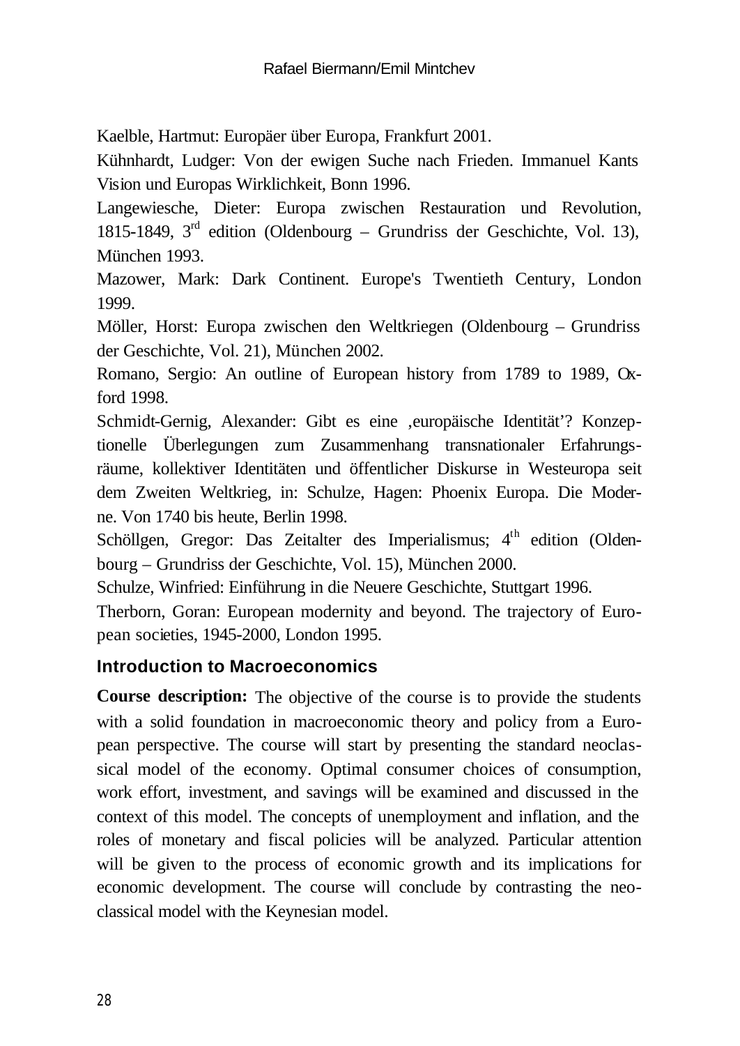Kaelble, Hartmut: Europäer über Europa, Frankfurt 2001.

Kühnhardt, Ludger: Von der ewigen Suche nach Frieden. Immanuel Kants Vision und Europas Wirklichkeit, Bonn 1996.

Langewiesche, Dieter: Europa zwischen Restauration und Revolution, 1815-1849, 3rd edition (Oldenbourg – Grundriss der Geschichte, Vol. 13), München 1993.

Mazower, Mark: Dark Continent. Europe's Twentieth Century, London 1999.

Möller, Horst: Europa zwischen den Weltkriegen (Oldenbourg – Grundriss der Geschichte, Vol. 21), München 2002.

Romano, Sergio: An outline of European history from 1789 to 1989, Oxford 1998.

Schmidt-Gernig, Alexander: Gibt es eine ‚europäische Identität'? Konzeptionelle Überlegungen zum Zusammenhang transnationaler Erfahrungsräume, kollektiver Identitäten und öffentlicher Diskurse in Westeuropa seit dem Zweiten Weltkrieg, in: Schulze, Hagen: Phoenix Europa. Die Moderne. Von 1740 bis heute, Berlin 1998.

Schöllgen, Gregor: Das Zeitalter des Imperialismus; 4th edition (Oldenbourg – Grundriss der Geschichte, Vol. 15), München 2000.

Schulze, Winfried: Einführung in die Neuere Geschichte, Stuttgart 1996.

Therborn, Goran: European modernity and beyond. The trajectory of European societies, 1945-2000, London 1995.

### Introduction to Macroeconomics

**Course description:** The objective of the course is to provide the students with a solid foundation in macroeconomic theory and policy from a European perspective. The course will start by presenting the standard neoclassical model of the economy. Optimal consumer choices of consumption, work effort, investment, and savings will be examined and discussed in the context of this model. The concepts of unemployment and inflation, and the roles of monetary and fiscal policies will be analyzed. Particular attention will be given to the process of economic growth and its implications for economic development. The course will conclude by contrasting the neoclassical model with the Keynesian model.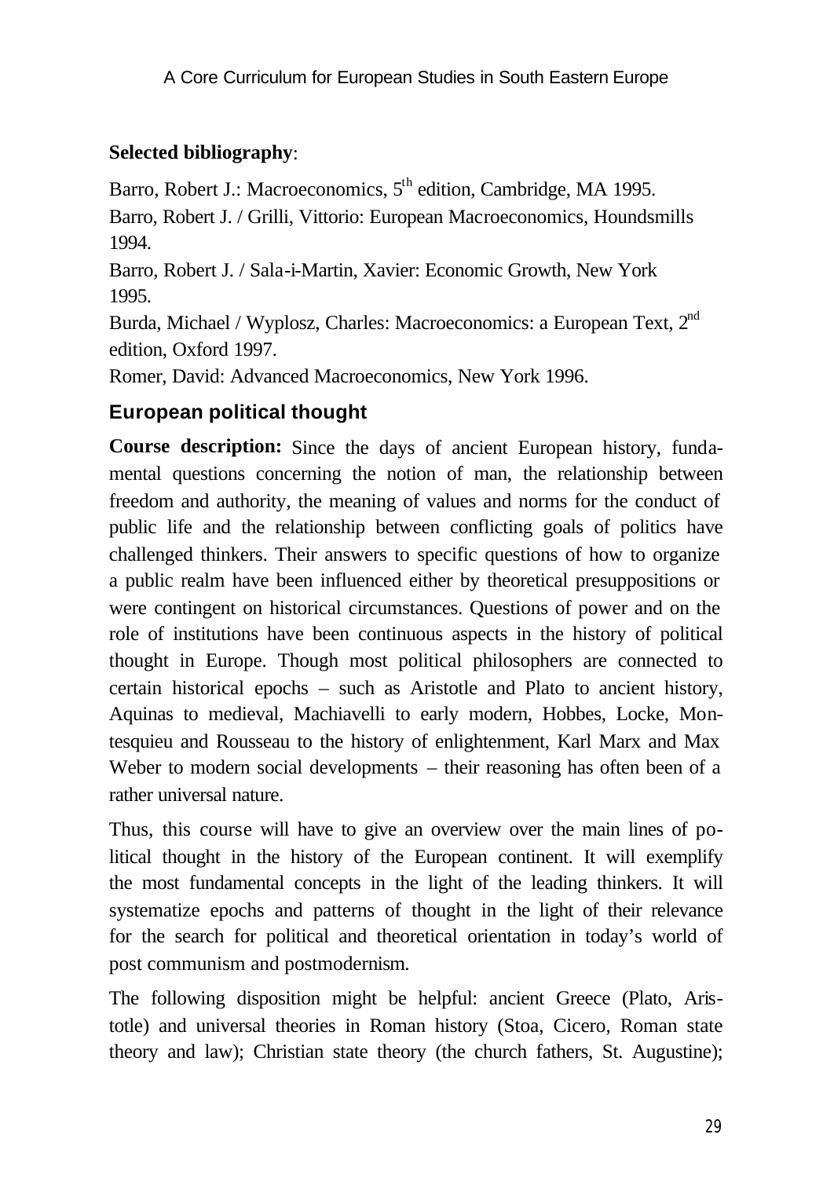**Selected bibliography**:

Barro, Robert J.: Macroeconomics, 5th edition, Cambridge, MA 1995.

Barro, Robert J. / Grilli, Vittorio: European Macroeconomics, Houndsmills 1994.

Barro, Robert J. / Sala-i-Martin, Xavier: Economic Growth, New York 1995.

Burda, Michael / Wyplosz, Charles: Macroeconomics: a European Text, 2nd edition, Oxford 1997.

Romer, David: Advanced Macroeconomics, New York 1996.

## European political thought

**Course description:** Since the days of ancient European history, fundamental questions concerning the notion of man, the relationship between freedom and authority, the meaning of values and norms for the conduct of public life and the relationship between conflicting goals of politics have challenged thinkers. Their answers to specific questions of how to organize a public realm have been influenced either by theoretical presuppositions or were contingent on historical circumstances. Questions of power and on the role of institutions have been continuous aspects in the history of political thought in Europe. Though most political philosophers are connected to certain historical epochs – such as Aristotle and Plato to ancient history, Aquinas to medieval, Machiavelli to early modern, Hobbes, Locke, Montesquieu and Rousseau to the history of enlightenment, Karl Marx and Max Weber to modern social developments – their reasoning has often been of a rather universal nature.

Thus, this course will have to give an overview over the main lines of political thought in the history of the European continent. It will exemplify the most fundamental concepts in the light of the leading thinkers. It will systematize epochs and patterns of thought in the light of their relevance for the search for political and theoretical orientation in today's world of post communism and postmodernism.

The following disposition might be helpful: ancient Greece (Plato, Aristotle) and universal theories in Roman history (Stoa, Cicero, Roman state theory and law); Christian state theory (the church fathers, St. Augustine);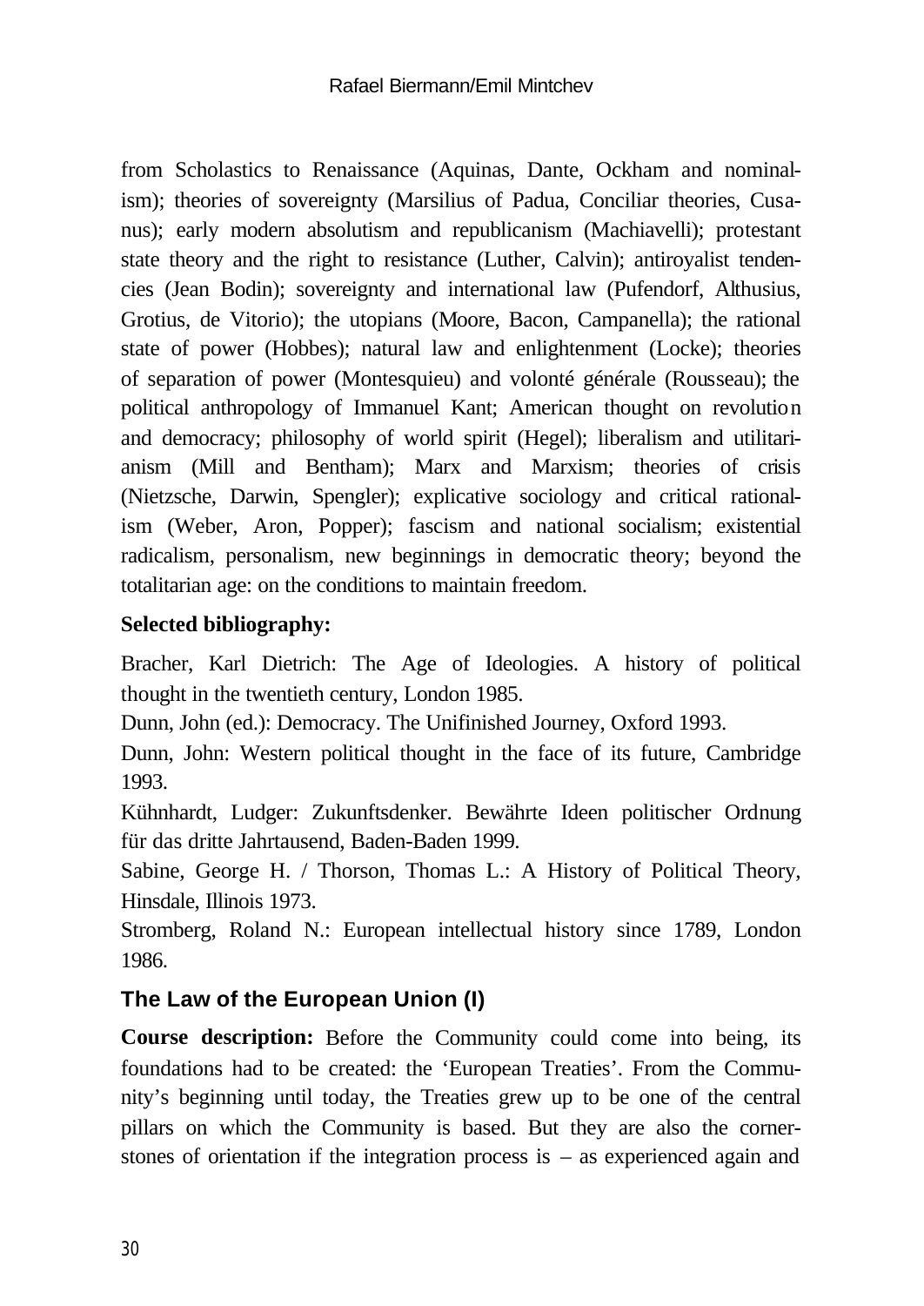from Scholastics to Renaissance (Aquinas, Dante, Ockham and nominalism); theories of sovereignty (Marsilius of Padua, Conciliar theories, Cusanus); early modern absolutism and republicanism (Machiavelli); protestant state theory and the right to resistance (Luther, Calvin); antiroyalist tendencies (Jean Bodin); sovereignty and international law (Pufendorf, Althusius, Grotius, de Vitorio); the utopians (Moore, Bacon, Campanella); the rational state of power (Hobbes); natural law and enlightenment (Locke); theories of separation of power (Montesquieu) and volonté générale (Rousseau); the political anthropology of Immanuel Kant; American thought on revolution and democracy; philosophy of world spirit (Hegel); liberalism and utilitarianism (Mill and Bentham); Marx and Marxism; theories of crisis (Nietzsche, Darwin, Spengler); explicative sociology and critical rationalism (Weber, Aron, Popper); fascism and national socialism; existential radicalism, personalism, new beginnings in democratic theory; beyond the totalitarian age: on the conditions to maintain freedom.

**Selected bibliography:**

Bracher, Karl Dietrich: The Age of Ideologies. A history of political thought in the twentieth century, London 1985.

Dunn, John (ed.): Democracy. The Unifinished Journey, Oxford 1993.

Dunn, John: Western political thought in the face of its future, Cambridge 1993.

Kühnhardt, Ludger: Zukunftsdenker. Bewährte Ideen politischer Ordnung für das dritte Jahrtausend, Baden-Baden 1999.

Sabine, George H. / Thorson, Thomas L.: A History of Political Theory, Hinsdale, Illinois 1973.

Stromberg, Roland N.: European intellectual history since 1789, London 1986.

## The Law of the European Union (I)

**Course description:** Before the Community could come into being, its foundations had to be created: the 'European Treaties'. From the Community's beginning until today, the Treaties grew up to be one of the central pillars on which the Community is based. But they are also the cornerstones of orientation if the integration process is – as experienced again and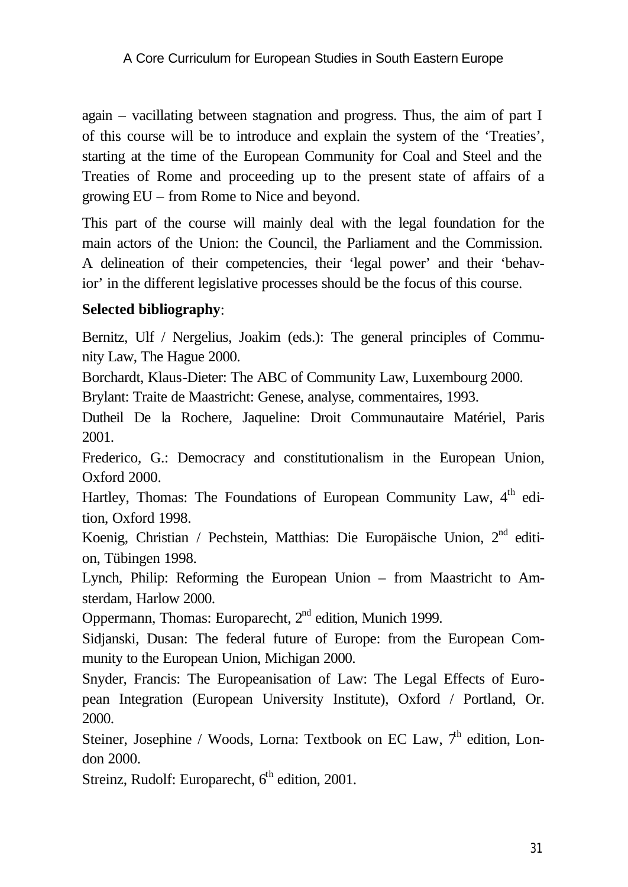again – vacillating between stagnation and progress. Thus, the aim of part I of this course will be to introduce and explain the system of the 'Treaties', starting at the time of the European Community for Coal and Steel and the Treaties of Rome and proceeding up to the present state of affairs of a growing EU – from Rome to Nice and beyond.

This part of the course will mainly deal with the legal foundation for the main actors of the Union: the Council, the Parliament and the Commission. A delineation of their competencies, their 'legal power' and their 'behavior' in the different legislative processes should be the focus of this course.

**Selected bibliography**:

Bernitz, Ulf / Nergelius, Joakim (eds.): The general principles of Community Law, The Hague 2000.

Borchardt, Klaus-Dieter: The ABC of Community Law, Luxembourg 2000.

Brylant: Traite de Maastricht: Genese, analyse, commentaires, 1993.

Dutheil De la Rochere, Jaqueline: Droit Communautaire Matériel, Paris 2001.

Frederico, G.: Democracy and constitutionalism in the European Union, Oxford 2000.

Hartley, Thomas: The Foundations of European Community Law, 4th edition, Oxford 1998.

Koenig, Christian / Pechstein, Matthias: Die Europäische Union, 2nd edition, Tübingen 1998.

Lynch, Philip: Reforming the European Union – from Maastricht to Amsterdam, Harlow 2000.

Oppermann, Thomas: Europarecht, 2nd edition, Munich 1999.

Sidjanski, Dusan: The federal future of Europe: from the European Community to the European Union, Michigan 2000.

Snyder, Francis: The Europeanisation of Law: The Legal Effects of European Integration (European University Institute), Oxford / Portland, Or. 2000.

Steiner, Josephine / Woods, Lorna: Textbook on EC Law, 7th edition, London 2000.

Streinz, Rudolf: Europarecht, 6th edition, 2001.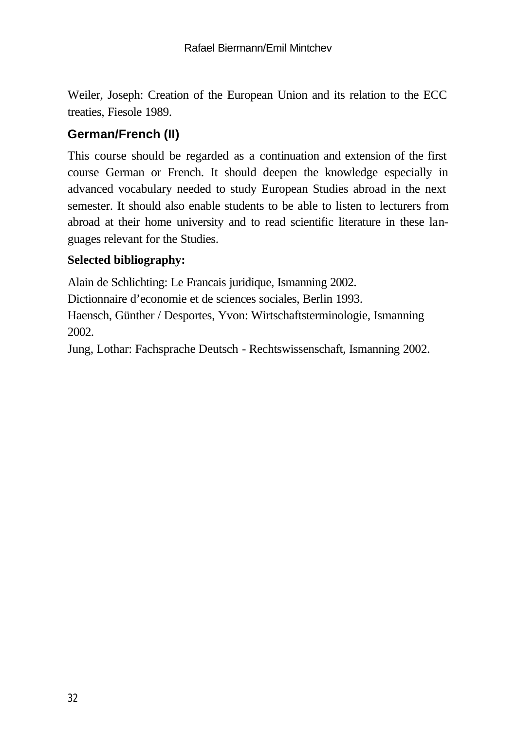Weiler, Joseph: Creation of the European Union and its relation to the ECC treaties, Fiesole 1989.

## German/French (II)

This course should be regarded as a continuation and extension of the first course German or French. It should deepen the knowledge especially in advanced vocabulary needed to study European Studies abroad in the next semester. It should also enable students to be able to listen to lecturers from abroad at their home university and to read scientific literature in these languages relevant for the Studies.

**Selected bibliography:**

Alain de Schlichting: Le Francais juridique, Ismanning 2002.
Dictionnaire d'economie et de sciences sociales, Berlin 1993.
Haensch, Günther / Desportes, Yvon: Wirtschaftsterminologie, Ismanning 2002.
Jung, Lothar: Fachsprache Deutsch - Rechtswissenschaft, Ismanning 2002.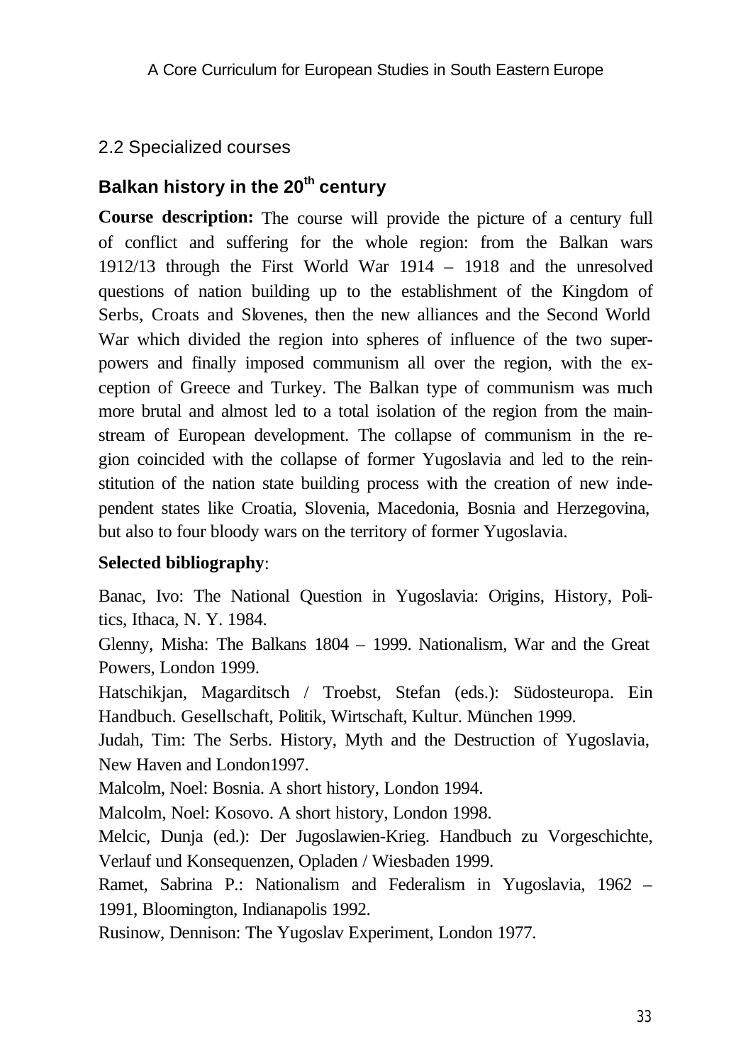## 2.2 Specialized courses

### Balkan history in the 20th century

**Course description:** The course will provide the picture of a century full of conflict and suffering for the whole region: from the Balkan wars 1912/13 through the First World War 1914 – 1918 and the unresolved questions of nation building up to the establishment of the Kingdom of Serbs, Croats and Slovenes, then the new alliances and the Second World War which divided the region into spheres of influence of the two superpowers and finally imposed communism all over the region, with the exception of Greece and Turkey. The Balkan type of communism was much more brutal and almost led to a total isolation of the region from the mainstream of European development. The collapse of communism in the region coincided with the collapse of former Yugoslavia and led to the reinstitution of the nation state building process with the creation of new independent states like Croatia, Slovenia, Macedonia, Bosnia and Herzegovina, but also to four bloody wars on the territory of former Yugoslavia.

**Selected bibliography**:

Banac, Ivo: The National Question in Yugoslavia: Origins, History, Politics, Ithaca, N. Y. 1984.

Glenny, Misha: The Balkans 1804 – 1999. Nationalism, War and the Great Powers, London 1999.

Hatschikjan, Magarditsch / Troebst, Stefan (eds.): Südosteuropa. Ein Handbuch. Gesellschaft, Politik, Wirtschaft, Kultur. München 1999.

Judah, Tim: The Serbs. History, Myth and the Destruction of Yugoslavia, New Haven and London1997.

Malcolm, Noel: Bosnia. A short history, London 1994.

Malcolm, Noel: Kosovo. A short history, London 1998.

Melcic, Dunja (ed.): Der Jugoslawien-Krieg. Handbuch zu Vorgeschichte, Verlauf und Konsequenzen, Opladen / Wiesbaden 1999.

Ramet, Sabrina P.: Nationalism and Federalism in Yugoslavia, 1962 – 1991, Bloomington, Indianapolis 1992.

Rusinow, Dennison: The Yugoslav Experiment, London 1977.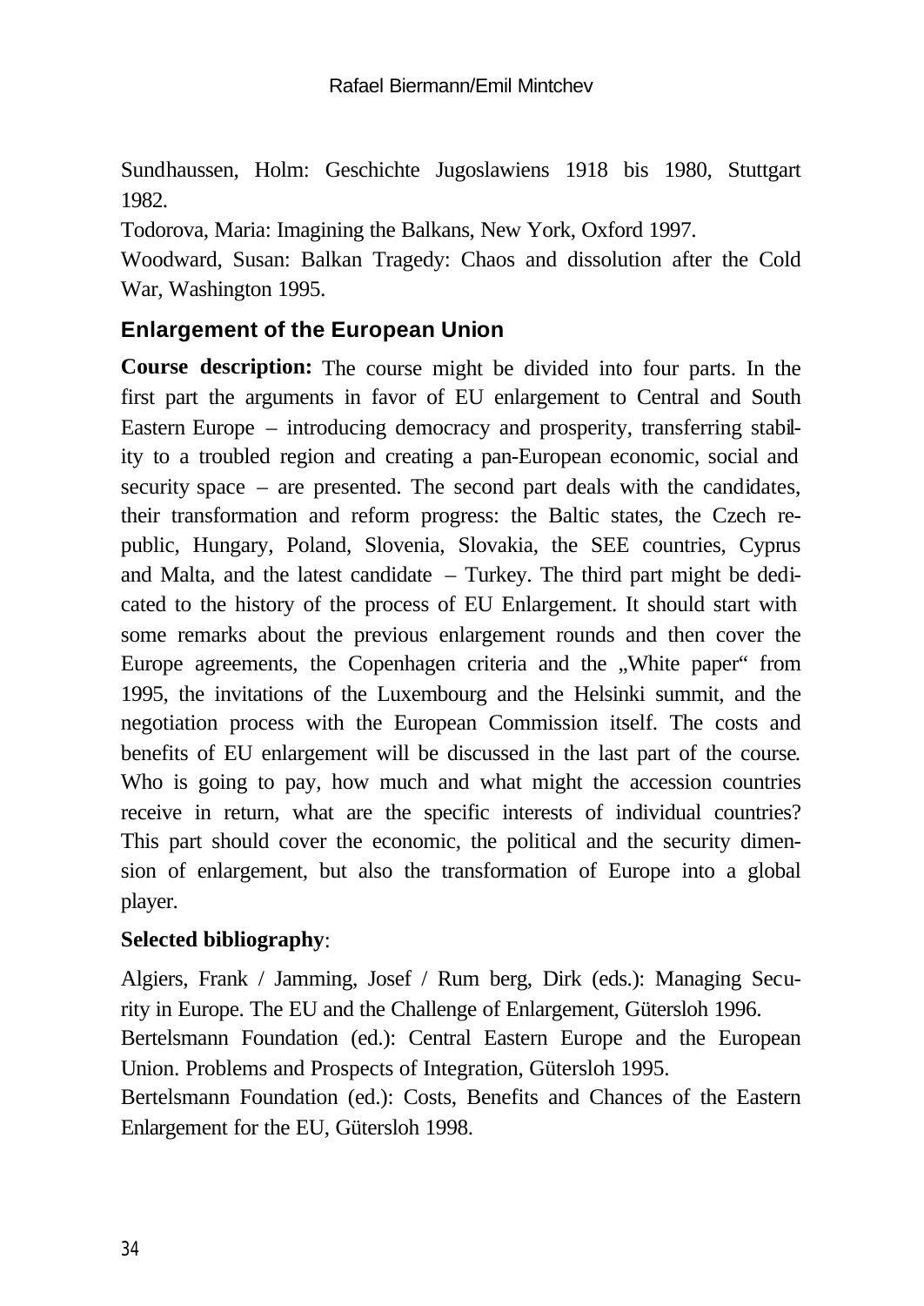Sundhaussen, Holm: Geschichte Jugoslawiens 1918 bis 1980, Stuttgart 1982.

Todorova, Maria: Imagining the Balkans, New York, Oxford 1997.

Woodward, Susan: Balkan Tragedy: Chaos and dissolution after the Cold War, Washington 1995.

## Enlargement of the European Union

**Course description:** The course might be divided into four parts. In the first part the arguments in favor of EU enlargement to Central and South Eastern Europe – introducing democracy and prosperity, transferring stability to a troubled region and creating a pan-European economic, social and security space – are presented. The second part deals with the candidates, their transformation and reform progress: the Baltic states, the Czech republic, Hungary, Poland, Slovenia, Slovakia, the SEE countries, Cyprus and Malta, and the latest candidate – Turkey. The third part might be dedicated to the history of the process of EU Enlargement. It should start with some remarks about the previous enlargement rounds and then cover the Europe agreements, the Copenhagen criteria and the „White paper" from 1995, the invitations of the Luxembourg and the Helsinki summit, and the negotiation process with the European Commission itself. The costs and benefits of EU enlargement will be discussed in the last part of the course. Who is going to pay, how much and what might the accession countries receive in return, what are the specific interests of individual countries? This part should cover the economic, the political and the security dimension of enlargement, but also the transformation of Europe into a global player.

**Selected bibliography**:

Algiers, Frank / Jamming, Josef / Rum berg, Dirk (eds.): Managing Security in Europe. The EU and the Challenge of Enlargement, Gütersloh 1996.

Bertelsmann Foundation (ed.): Central Eastern Europe and the European Union. Problems and Prospects of Integration, Gütersloh 1995.

Bertelsmann Foundation (ed.): Costs, Benefits and Chances of the Eastern Enlargement for the EU, Gütersloh 1998.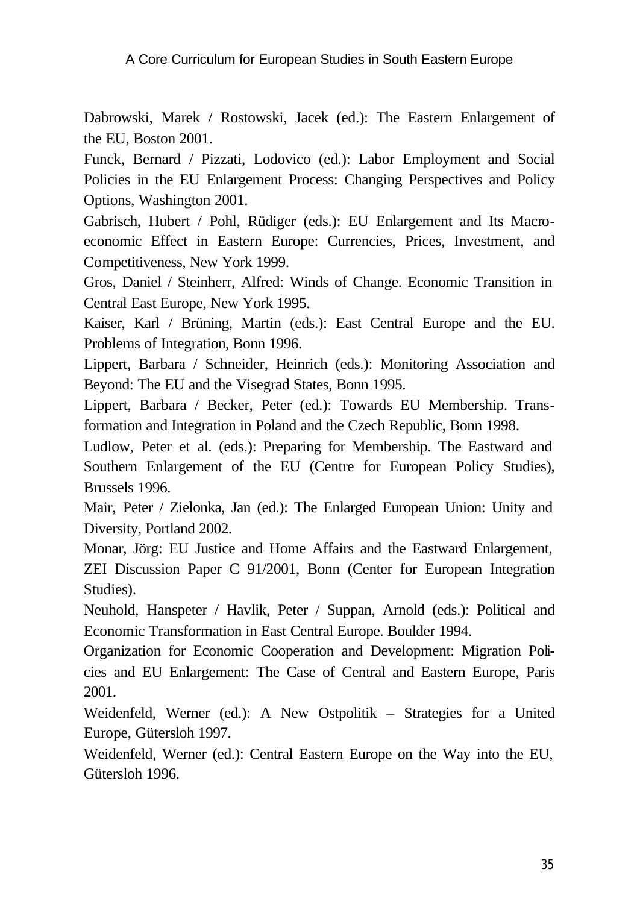Dabrowski, Marek / Rostowski, Jacek (ed.): The Eastern Enlargement of the EU, Boston 2001.

Funck, Bernard / Pizzati, Lodovico (ed.): Labor Employment and Social Policies in the EU Enlargement Process: Changing Perspectives and Policy Options, Washington 2001.

Gabrisch, Hubert / Pohl, Rüdiger (eds.): EU Enlargement and Its Macroeconomic Effect in Eastern Europe: Currencies, Prices, Investment, and Competitiveness, New York 1999.

Gros, Daniel / Steinherr, Alfred: Winds of Change. Economic Transition in Central East Europe, New York 1995.

Kaiser, Karl / Brüning, Martin (eds.): East Central Europe and the EU. Problems of Integration, Bonn 1996.

Lippert, Barbara / Schneider, Heinrich (eds.): Monitoring Association and Beyond: The EU and the Visegrad States, Bonn 1995.

Lippert, Barbara / Becker, Peter (ed.): Towards EU Membership. Transformation and Integration in Poland and the Czech Republic, Bonn 1998.

Ludlow, Peter et al. (eds.): Preparing for Membership. The Eastward and Southern Enlargement of the EU (Centre for European Policy Studies), Brussels 1996.

Mair, Peter / Zielonka, Jan (ed.): The Enlarged European Union: Unity and Diversity, Portland 2002.

Monar, Jörg: EU Justice and Home Affairs and the Eastward Enlargement, ZEI Discussion Paper C 91/2001, Bonn (Center for European Integration Studies).

Neuhold, Hanspeter / Havlik, Peter / Suppan, Arnold (eds.): Political and Economic Transformation in East Central Europe. Boulder 1994.

Organization for Economic Cooperation and Development: Migration Policies and EU Enlargement: The Case of Central and Eastern Europe, Paris 2001.

Weidenfeld, Werner (ed.): A New Ostpolitik – Strategies for a United Europe, Gütersloh 1997.

Weidenfeld, Werner (ed.): Central Eastern Europe on the Way into the EU, Gütersloh 1996.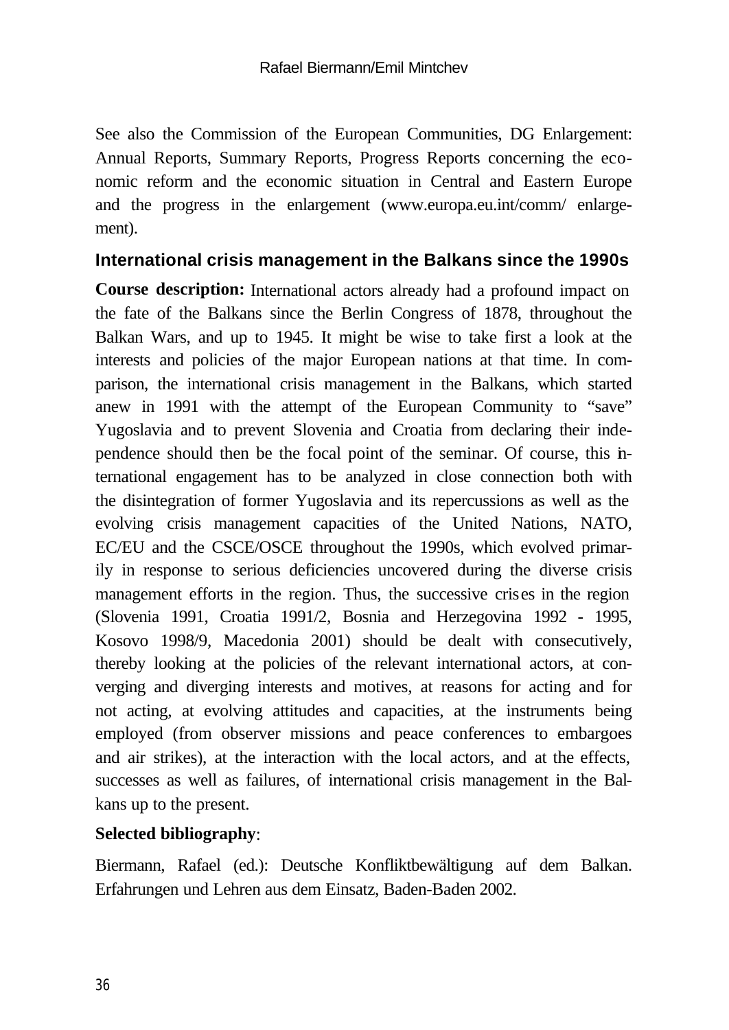See also the Commission of the European Communities, DG Enlargement: Annual Reports, Summary Reports, Progress Reports concerning the economic reform and the economic situation in Central and Eastern Europe and the progress in the enlargement (www.europa.eu.int/comm/ enlargement).

### International crisis management in the Balkans since the 1990s

**Course description:** International actors already had a profound impact on the fate of the Balkans since the Berlin Congress of 1878, throughout the Balkan Wars, and up to 1945. It might be wise to take first a look at the interests and policies of the major European nations at that time. In comparison, the international crisis management in the Balkans, which started anew in 1991 with the attempt of the European Community to "save" Yugoslavia and to prevent Slovenia and Croatia from declaring their independence should then be the focal point of the seminar. Of course, this international engagement has to be analyzed in close connection both with the disintegration of former Yugoslavia and its repercussions as well as the evolving crisis management capacities of the United Nations, NATO, EC/EU and the CSCE/OSCE throughout the 1990s, which evolved primarily in response to serious deficiencies uncovered during the diverse crisis management efforts in the region. Thus, the successive crises in the region (Slovenia 1991, Croatia 1991/2, Bosnia and Herzegovina 1992 - 1995, Kosovo 1998/9, Macedonia 2001) should be dealt with consecutively, thereby looking at the policies of the relevant international actors, at converging and diverging interests and motives, at reasons for acting and for not acting, at evolving attitudes and capacities, at the instruments being employed (from observer missions and peace conferences to embargoes and air strikes), at the interaction with the local actors, and at the effects, successes as well as failures, of international crisis management in the Balkans up to the present.

**Selected bibliography**:

Biermann, Rafael (ed.): Deutsche Konfliktbewältigung auf dem Balkan. Erfahrungen und Lehren aus dem Einsatz, Baden-Baden 2002.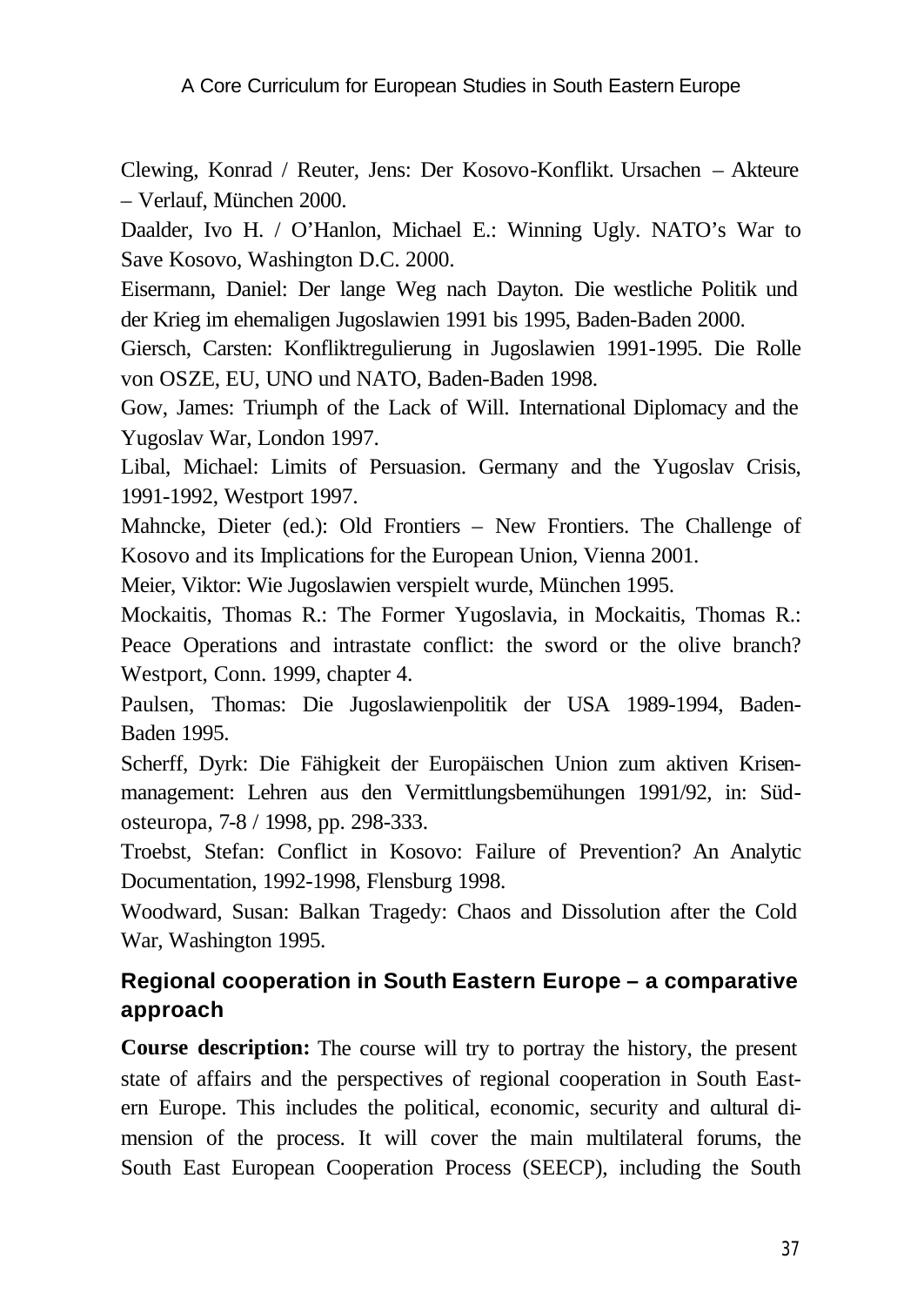Clewing, Konrad / Reuter, Jens: Der Kosovo-Konflikt. Ursachen – Akteure – Verlauf, München 2000.

Daalder, Ivo H. / O'Hanlon, Michael E.: Winning Ugly. NATO's War to Save Kosovo, Washington D.C. 2000.

Eisermann, Daniel: Der lange Weg nach Dayton. Die westliche Politik und der Krieg im ehemaligen Jugoslawien 1991 bis 1995, Baden-Baden 2000.

Giersch, Carsten: Konfliktregulierung in Jugoslawien 1991-1995. Die Rolle von OSZE, EU, UNO und NATO, Baden-Baden 1998.

Gow, James: Triumph of the Lack of Will. International Diplomacy and the Yugoslav War, London 1997.

Libal, Michael: Limits of Persuasion. Germany and the Yugoslav Crisis, 1991-1992, Westport 1997.

Mahncke, Dieter (ed.): Old Frontiers – New Frontiers. The Challenge of Kosovo and its Implications for the European Union, Vienna 2001.

Meier, Viktor: Wie Jugoslawien verspielt wurde, München 1995.

Mockaitis, Thomas R.: The Former Yugoslavia, in Mockaitis, Thomas R.: Peace Operations and intrastate conflict: the sword or the olive branch? Westport, Conn. 1999, chapter 4.

Paulsen, Thomas: Die Jugoslawienpolitik der USA 1989-1994, Baden-Baden 1995.

Scherff, Dyrk: Die Fähigkeit der Europäischen Union zum aktiven Krisenmanagement: Lehren aus den Vermittlungsbemühungen 1991/92, in: Südosteuropa, 7-8 / 1998, pp. 298-333.

Troebst, Stefan: Conflict in Kosovo: Failure of Prevention? An Analytic Documentation, 1992-1998, Flensburg 1998.

Woodward, Susan: Balkan Tragedy: Chaos and Dissolution after the Cold War, Washington 1995.

## Regional cooperation in South Eastern Europe – a comparative approach

**Course description:** The course will try to portray the history, the present state of affairs and the perspectives of regional cooperation in South Eastern Europe. This includes the political, economic, security and cultural dimension of the process. It will cover the main multilateral forums, the South East European Cooperation Process (SEECP), including the South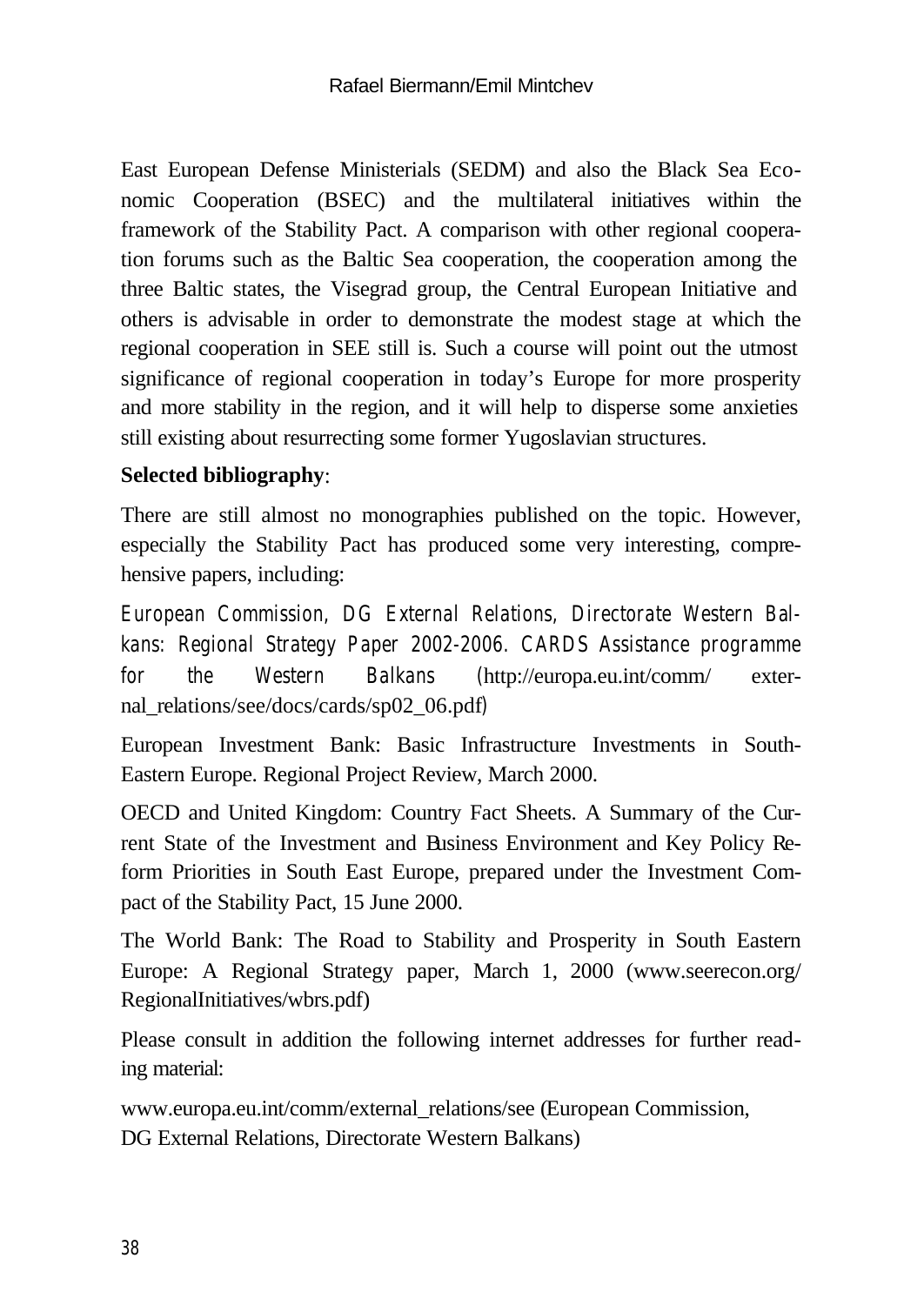East European Defense Ministerials (SEDM) and also the Black Sea Economic Cooperation (BSEC) and the multilateral initiatives within the framework of the Stability Pact. A comparison with other regional cooperation forums such as the Baltic Sea cooperation, the cooperation among the three Baltic states, the Visegrad group, the Central European Initiative and others is advisable in order to demonstrate the modest stage at which the regional cooperation in SEE still is. Such a course will point out the utmost significance of regional cooperation in today's Europe for more prosperity and more stability in the region, and it will help to disperse some anxieties still existing about resurrecting some former Yugoslavian structures.

**Selected bibliography**:

There are still almost no monographies published on the topic. However, especially the Stability Pact has produced some very interesting, comprehensive papers, including:

European Commission, DG External Relations, Directorate Western Balkans: Regional Strategy Paper 2002-2006. CARDS Assistance programme for the Western Balkans (http://europa.eu.int/comm/ external_relations/see/docs/cards/sp02_06.pdf)

European Investment Bank: Basic Infrastructure Investments in South-Eastern Europe. Regional Project Review, March 2000.

OECD and United Kingdom: Country Fact Sheets. A Summary of the Current State of the Investment and Business Environment and Key Policy Reform Priorities in South East Europe, prepared under the Investment Compact of the Stability Pact, 15 June 2000.

The World Bank: The Road to Stability and Prosperity in South Eastern Europe: A Regional Strategy paper, March 1, 2000 (www.seerecon.org/ RegionalInitiatives/wbrs.pdf)

Please consult in addition the following internet addresses for further reading material:

www.europa.eu.int/comm/external_relations/see (European Commission, DG External Relations, Directorate Western Balkans)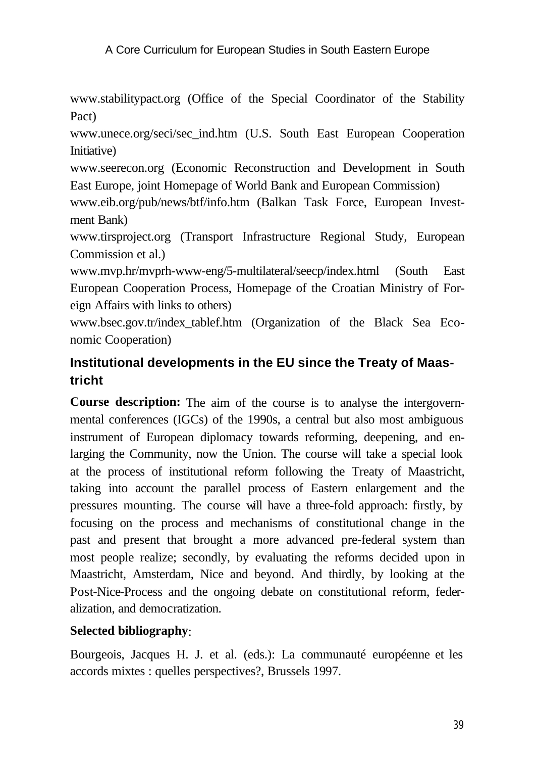www.stabilitypact.org (Office of the Special Coordinator of the Stability Pact)

www.unece.org/seci/sec_ind.htm (U.S. South East European Cooperation Initiative)

www.seerecon.org (Economic Reconstruction and Development in South East Europe, joint Homepage of World Bank and European Commission)

www.eib.org/pub/news/btf/info.htm (Balkan Task Force, European Investment Bank)

www.tirsproject.org (Transport Infrastructure Regional Study, European Commission et al.)

www.mvp.hr/mvprh-www-eng/5-multilateral/seecp/index.html (South East European Cooperation Process, Homepage of the Croatian Ministry of Foreign Affairs with links to others)

www.bsec.gov.tr/index_tablef.htm (Organization of the Black Sea Economic Cooperation)

## Institutional developments in the EU since the Treaty of Maastricht

**Course description:** The aim of the course is to analyse the intergovernmental conferences (IGCs) of the 1990s, a central but also most ambiguous instrument of European diplomacy towards reforming, deepening, and enlarging the Community, now the Union. The course will take a special look at the process of institutional reform following the Treaty of Maastricht, taking into account the parallel process of Eastern enlargement and the pressures mounting. The course will have a three-fold approach: firstly, by focusing on the process and mechanisms of constitutional change in the past and present that brought a more advanced pre-federal system than most people realize; secondly, by evaluating the reforms decided upon in Maastricht, Amsterdam, Nice and beyond. And thirdly, by looking at the Post-Nice-Process and the ongoing debate on constitutional reform, federalization, and democratization.

**Selected bibliography**:

Bourgeois, Jacques H. J. et al. (eds.): La communauté européenne et les accords mixtes : quelles perspectives?, Brussels 1997.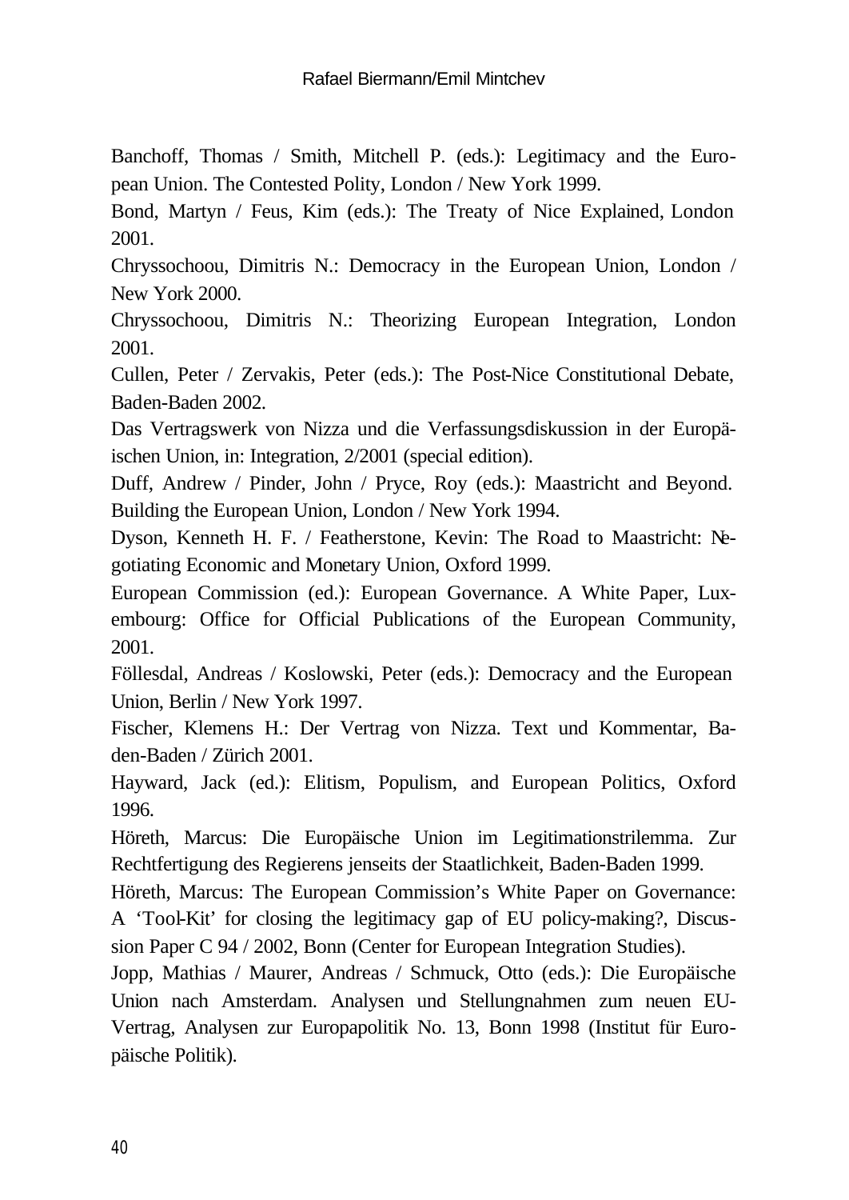Banchoff, Thomas / Smith, Mitchell P. (eds.): Legitimacy and the European Union. The Contested Polity, London / New York 1999.

Bond, Martyn / Feus, Kim (eds.): The Treaty of Nice Explained, London 2001.

Chryssochoou, Dimitris N.: Democracy in the European Union, London / New York 2000.

Chryssochoou, Dimitris N.: Theorizing European Integration, London 2001.

Cullen, Peter / Zervakis, Peter (eds.): The Post-Nice Constitutional Debate, Baden-Baden 2002.

Das Vertragswerk von Nizza und die Verfassungsdiskussion in der Europäischen Union, in: Integration, 2/2001 (special edition).

Duff, Andrew / Pinder, John / Pryce, Roy (eds.): Maastricht and Beyond. Building the European Union, London / New York 1994.

Dyson, Kenneth H. F. / Featherstone, Kevin: The Road to Maastricht: Negotiating Economic and Monetary Union, Oxford 1999.

European Commission (ed.): European Governance. A White Paper, Luxembourg: Office for Official Publications of the European Community, 2001.

Föllesdal, Andreas / Koslowski, Peter (eds.): Democracy and the European Union, Berlin / New York 1997.

Fischer, Klemens H.: Der Vertrag von Nizza. Text und Kommentar, Baden-Baden / Zürich 2001.

Hayward, Jack (ed.): Elitism, Populism, and European Politics, Oxford 1996.

Höreth, Marcus: Die Europäische Union im Legitimationstrilemma. Zur Rechtfertigung des Regierens jenseits der Staatlichkeit, Baden-Baden 1999.

Höreth, Marcus: The European Commission's White Paper on Governance: A 'Tool-Kit' for closing the legitimacy gap of EU policy-making?, Discussion Paper C 94 / 2002, Bonn (Center for European Integration Studies).

Jopp, Mathias / Maurer, Andreas / Schmuck, Otto (eds.): Die Europäische Union nach Amsterdam. Analysen und Stellungnahmen zum neuen EU-Vertrag, Analysen zur Europapolitik No. 13, Bonn 1998 (Institut für Europäische Politik).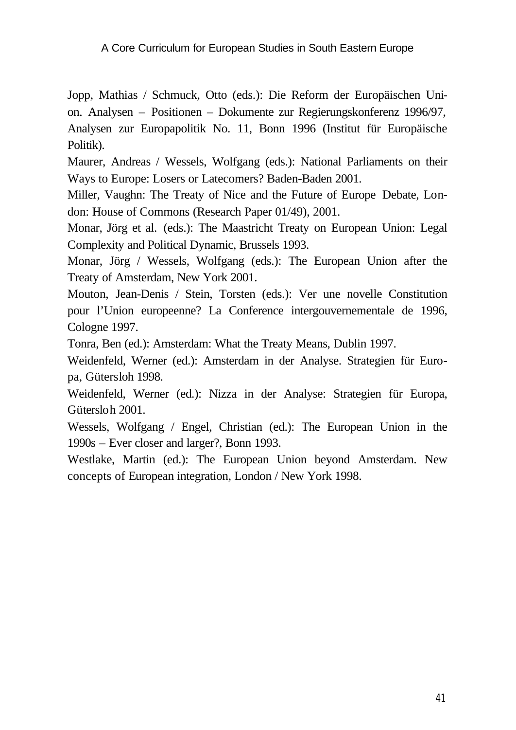Jopp, Mathias / Schmuck, Otto (eds.): Die Reform der Europäischen Union. Analysen – Positionen – Dokumente zur Regierungskonferenz 1996/97, Analysen zur Europapolitik No. 11, Bonn 1996 (Institut für Europäische Politik).

Maurer, Andreas / Wessels, Wolfgang (eds.): National Parliaments on their Ways to Europe: Losers or Latecomers? Baden-Baden 2001.

Miller, Vaughn: The Treaty of Nice and the Future of Europe Debate, London: House of Commons (Research Paper 01/49), 2001.

Monar, Jörg et al. (eds.): The Maastricht Treaty on European Union: Legal Complexity and Political Dynamic, Brussels 1993.

Monar, Jörg / Wessels, Wolfgang (eds.): The European Union after the Treaty of Amsterdam, New York 2001.

Mouton, Jean-Denis / Stein, Torsten (eds.): Ver une novelle Constitution pour l'Union europeenne? La Conference intergouvernementale de 1996, Cologne 1997.

Tonra, Ben (ed.): Amsterdam: What the Treaty Means, Dublin 1997.

Weidenfeld, Werner (ed.): Amsterdam in der Analyse. Strategien für Europa, Gütersloh 1998.

Weidenfeld, Werner (ed.): Nizza in der Analyse: Strategien für Europa, Gütersloh 2001.

Wessels, Wolfgang / Engel, Christian (ed.): The European Union in the 1990s – Ever closer and larger?, Bonn 1993.

Westlake, Martin (ed.): The European Union beyond Amsterdam. New concepts of European integration, London / New York 1998.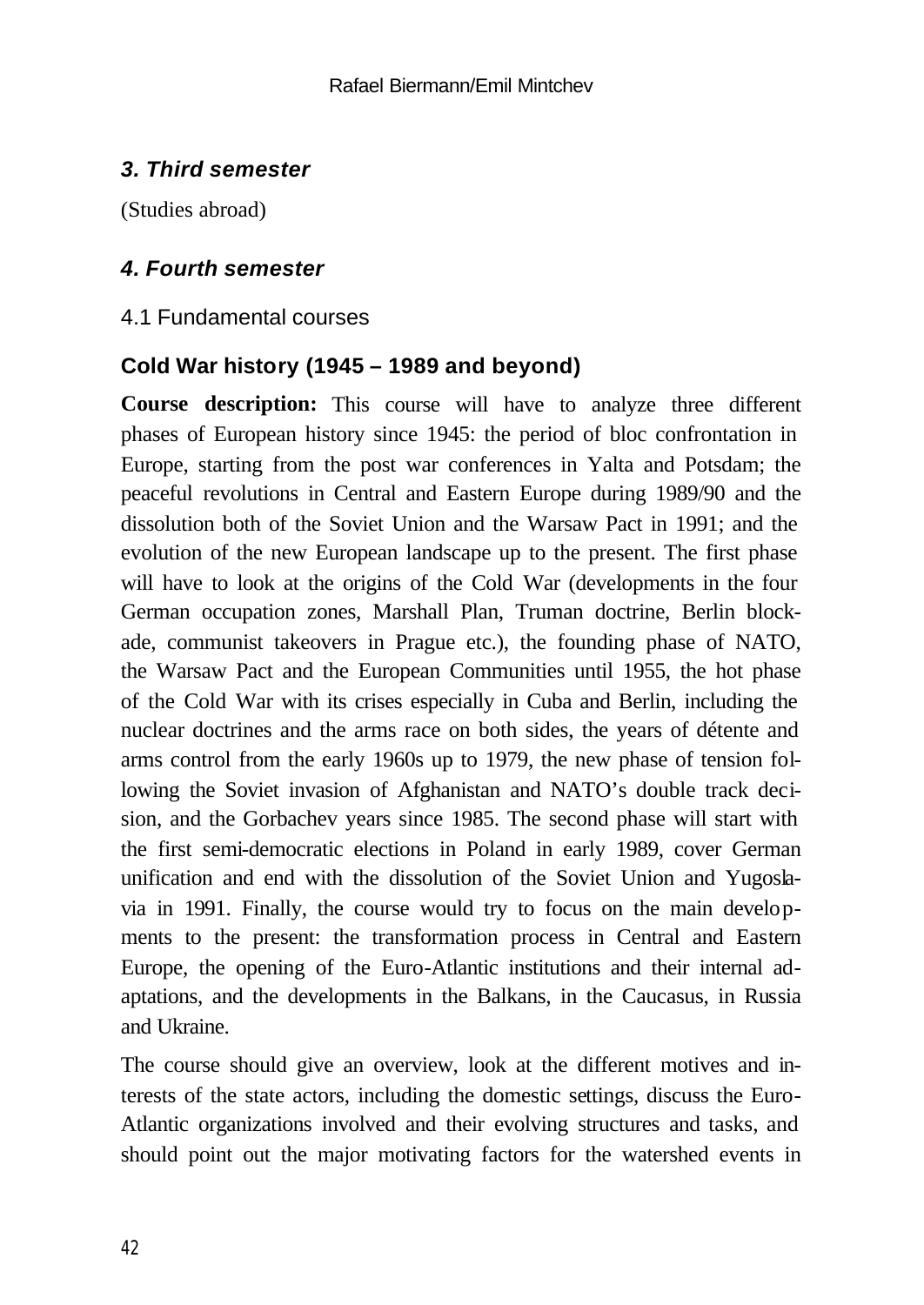## *3. Third semester*

(Studies abroad)

## *4. Fourth semester*

### 4.1 Fundamental courses

#### Cold War history (1945 – 1989 and beyond)

**Course description:** This course will have to analyze three different phases of European history since 1945: the period of bloc confrontation in Europe, starting from the post war conferences in Yalta and Potsdam; the peaceful revolutions in Central and Eastern Europe during 1989/90 and the dissolution both of the Soviet Union and the Warsaw Pact in 1991; and the evolution of the new European landscape up to the present. The first phase will have to look at the origins of the Cold War (developments in the four German occupation zones, Marshall Plan, Truman doctrine, Berlin blockade, communist takeovers in Prague etc.), the founding phase of NATO, the Warsaw Pact and the European Communities until 1955, the hot phase of the Cold War with its crises especially in Cuba and Berlin, including the nuclear doctrines and the arms race on both sides, the years of détente and arms control from the early 1960s up to 1979, the new phase of tension following the Soviet invasion of Afghanistan and NATO's double track decision, and the Gorbachev years since 1985. The second phase will start with the first semi-democratic elections in Poland in early 1989, cover German unification and end with the dissolution of the Soviet Union and Yugoslavia in 1991. Finally, the course would try to focus on the main developments to the present: the transformation process in Central and Eastern Europe, the opening of the Euro-Atlantic institutions and their internal adaptations, and the developments in the Balkans, in the Caucasus, in Russia and Ukraine.

The course should give an overview, look at the different motives and interests of the state actors, including the domestic settings, discuss the Euro-Atlantic organizations involved and their evolving structures and tasks, and should point out the major motivating factors for the watershed events in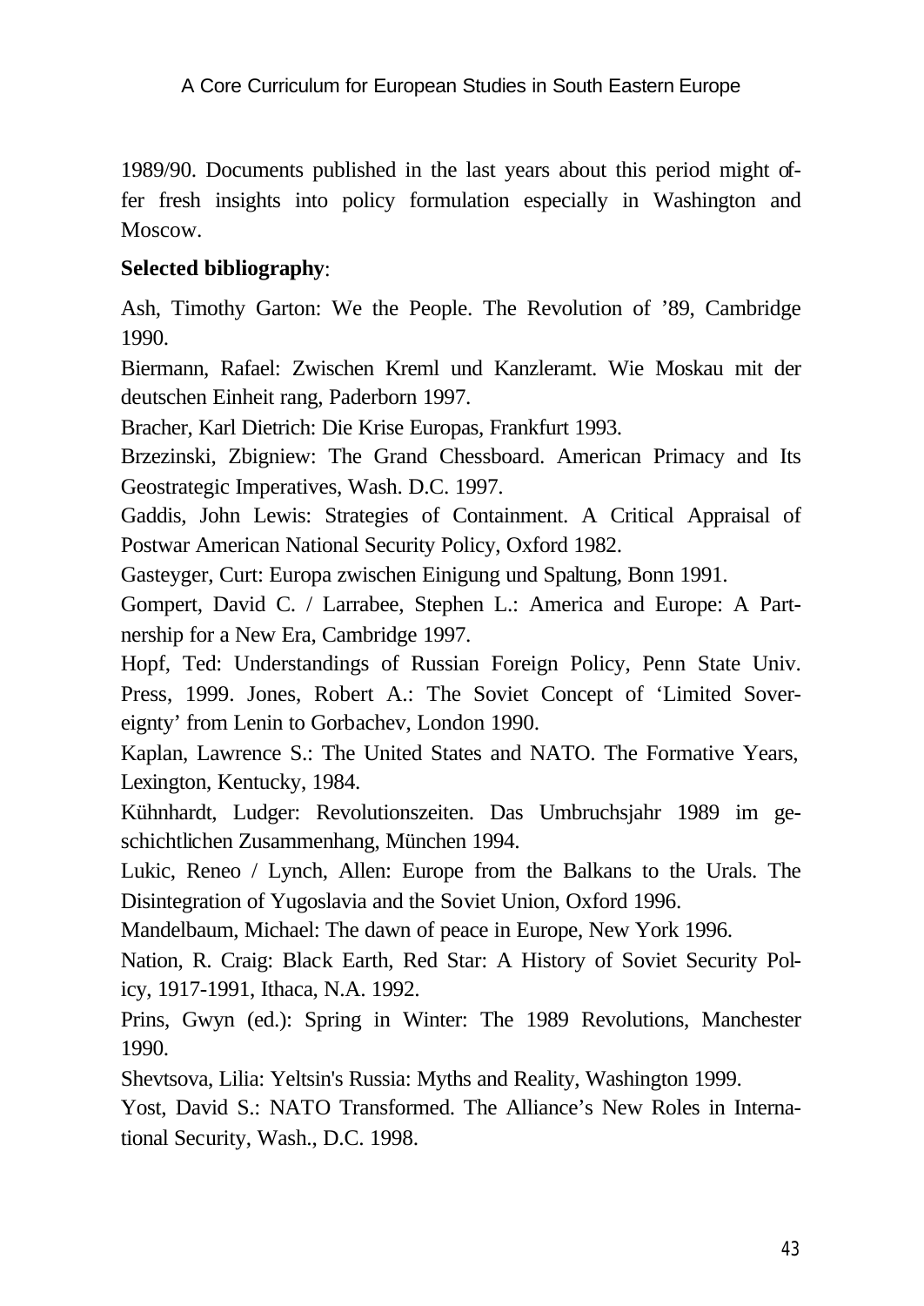1989/90. Documents published in the last years about this period might offer fresh insights into policy formulation especially in Washington and Moscow.

**Selected bibliography**:

Ash, Timothy Garton: We the People. The Revolution of ’89, Cambridge 1990.

Biermann, Rafael: Zwischen Kreml und Kanzleramt. Wie Moskau mit der deutschen Einheit rang, Paderborn 1997.

Bracher, Karl Dietrich: Die Krise Europas, Frankfurt 1993.

Brzezinski, Zbigniew: The Grand Chessboard. American Primacy and Its Geostrategic Imperatives, Wash. D.C. 1997.

Gaddis, John Lewis: Strategies of Containment. A Critical Appraisal of Postwar American National Security Policy, Oxford 1982.

Gasteyger, Curt: Europa zwischen Einigung und Spaltung, Bonn 1991.

Gompert, David C. / Larrabee, Stephen L.: America and Europe: A Partnership for a New Era, Cambridge 1997.

Hopf, Ted: Understandings of Russian Foreign Policy, Penn State Univ. Press, 1999. Jones, Robert A.: The Soviet Concept of ‘Limited Sovereignty’ from Lenin to Gorbachev, London 1990.

Kaplan, Lawrence S.: The United States and NATO. The Formative Years, Lexington, Kentucky, 1984.

Kühnhardt, Ludger: Revolutionszeiten. Das Umbruchsjahr 1989 im geschichtlichen Zusammenhang, München 1994.

Lukic, Reneo / Lynch, Allen: Europe from the Balkans to the Urals. The Disintegration of Yugoslavia and the Soviet Union, Oxford 1996.

Mandelbaum, Michael: The dawn of peace in Europe, New York 1996.

Nation, R. Craig: Black Earth, Red Star: A History of Soviet Security Policy, 1917-1991, Ithaca, N.A. 1992.

Prins, Gwyn (ed.): Spring in Winter: The 1989 Revolutions, Manchester 1990.

Shevtsova, Lilia: Yeltsin's Russia: Myths and Reality, Washington 1999.

Yost, David S.: NATO Transformed. The Alliance’s New Roles in International Security, Wash., D.C. 1998.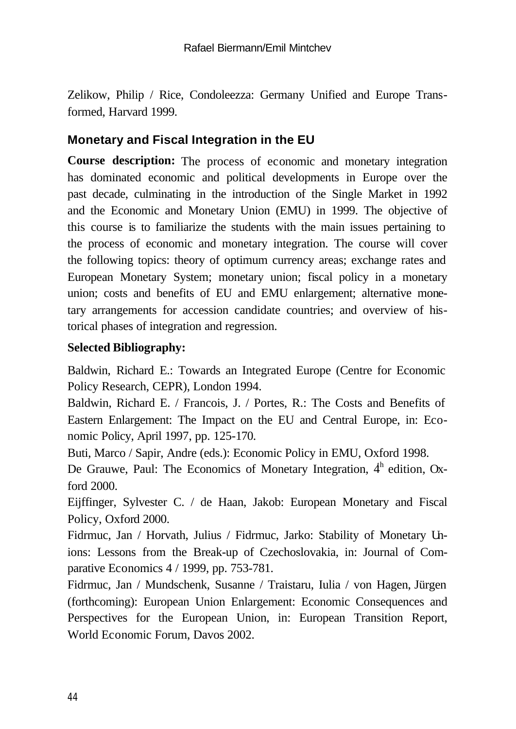Zelikow, Philip / Rice, Condoleezza: Germany Unified and Europe Transformed, Harvard 1999.

### Monetary and Fiscal Integration in the EU

**Course description:** The process of economic and monetary integration has dominated economic and political developments in Europe over the past decade, culminating in the introduction of the Single Market in 1992 and the Economic and Monetary Union (EMU) in 1999. The objective of this course is to familiarize the students with the main issues pertaining to the process of economic and monetary integration. The course will cover the following topics: theory of optimum currency areas; exchange rates and European Monetary System; monetary union; fiscal policy in a monetary union; costs and benefits of EU and EMU enlargement; alternative monetary arrangements for accession candidate countries; and overview of historical phases of integration and regression.

**Selected Bibliography:**

Baldwin, Richard E.: Towards an Integrated Europe (Centre for Economic Policy Research, CEPR), London 1994.

Baldwin, Richard E. / Francois, J. / Portes, R.: The Costs and Benefits of Eastern Enlargement: The Impact on the EU and Central Europe, in: Economic Policy, April 1997, pp. 125-170.

Buti, Marco / Sapir, Andre (eds.): Economic Policy in EMU, Oxford 1998.

De Grauwe, Paul: The Economics of Monetary Integration, 4[h] edition, Oxford 2000.

Eijffinger, Sylvester C. / de Haan, Jakob: European Monetary and Fiscal Policy, Oxford 2000.

Fidrmuc, Jan / Horvath, Julius / Fidrmuc, Jarko: Stability of Monetary Unions: Lessons from the Break-up of Czechoslovakia, in: Journal of Comparative Economics 4 / 1999, pp. 753-781.

Fidrmuc, Jan / Mundschenk, Susanne / Traistaru, Iulia / von Hagen, Jürgen (forthcoming): European Union Enlargement: Economic Consequences and Perspectives for the European Union, in: European Transition Report, World Economic Forum, Davos 2002.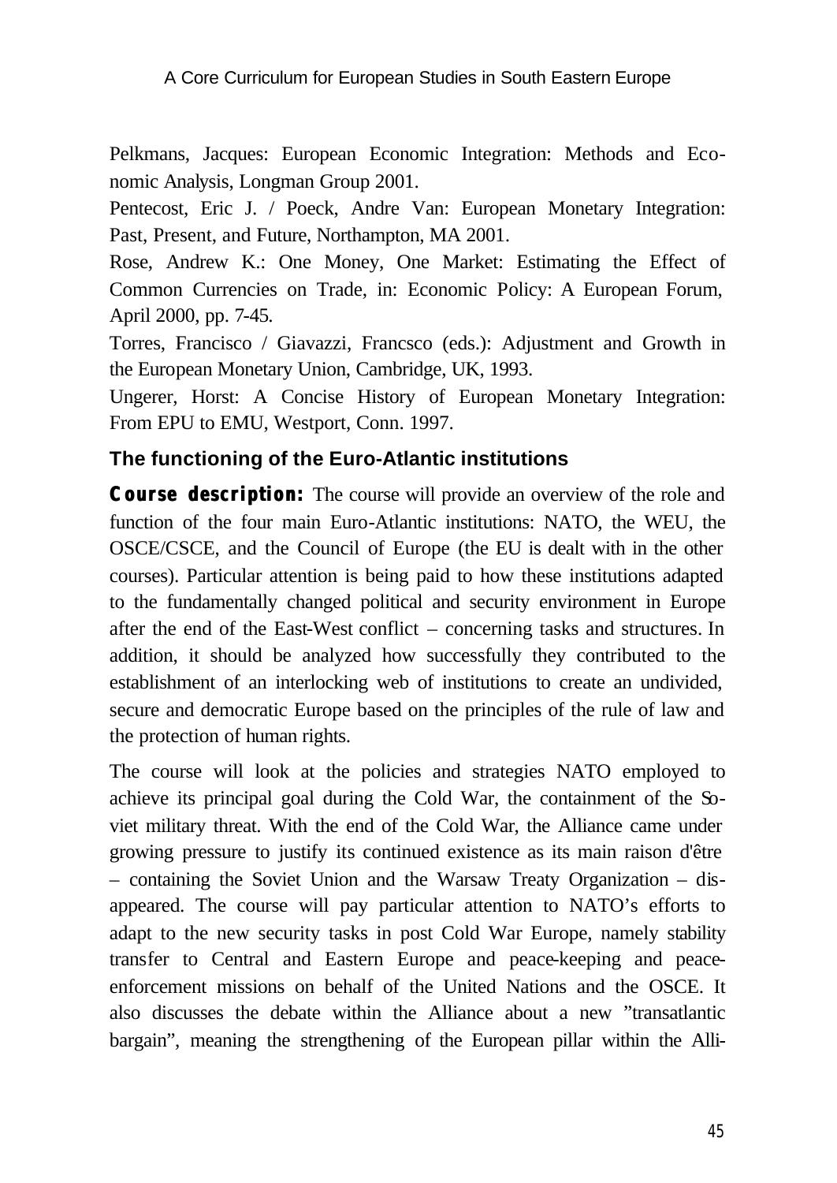Pelkmans, Jacques: European Economic Integration: Methods and Economic Analysis, Longman Group 2001.

Pentecost, Eric J. / Poeck, Andre Van: European Monetary Integration: Past, Present, and Future, Northampton, MA 2001.

Rose, Andrew K.: One Money, One Market: Estimating the Effect of Common Currencies on Trade, in: Economic Policy: A European Forum, April 2000, pp. 7-45.

Torres, Francisco / Giavazzi, Francsco (eds.): Adjustment and Growth in the European Monetary Union, Cambridge, UK, 1993.

Ungerer, Horst: A Concise History of European Monetary Integration: From EPU to EMU, Westport, Conn. 1997.

### The functioning of the Euro-Atlantic institutions

**Course description:** The course will provide an overview of the role and function of the four main Euro-Atlantic institutions: NATO, the WEU, the OSCE/CSCE, and the Council of Europe (the EU is dealt with in the other courses). Particular attention is being paid to how these institutions adapted to the fundamentally changed political and security environment in Europe after the end of the East-West conflict – concerning tasks and structures. In addition, it should be analyzed how successfully they contributed to the establishment of an interlocking web of institutions to create an undivided, secure and democratic Europe based on the principles of the rule of law and the protection of human rights.

The course will look at the policies and strategies NATO employed to achieve its principal goal during the Cold War, the containment of the Soviet military threat. With the end of the Cold War, the Alliance came under growing pressure to justify its continued existence as its main raison d'être – containing the Soviet Union and the Warsaw Treaty Organization – disappeared. The course will pay particular attention to NATO's efforts to adapt to the new security tasks in post Cold War Europe, namely stability transfer to Central and Eastern Europe and peace-keeping and peace-enforcement missions on behalf of the United Nations and the OSCE. It also discusses the debate within the Alliance about a new "transatlantic bargain", meaning the strengthening of the European pillar within the Alli-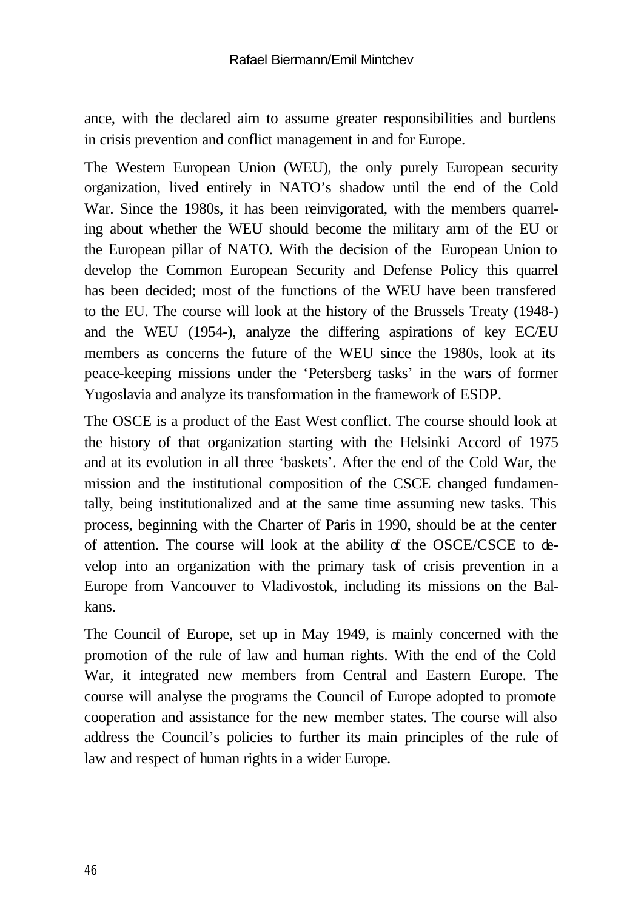ance, with the declared aim to assume greater responsibilities and burdens in crisis prevention and conflict management in and for Europe.

The Western European Union (WEU), the only purely European security organization, lived entirely in NATO's shadow until the end of the Cold War. Since the 1980s, it has been reinvigorated, with the members quarreling about whether the WEU should become the military arm of the EU or the European pillar of NATO. With the decision of the European Union to develop the Common European Security and Defense Policy this quarrel has been decided; most of the functions of the WEU have been transfered to the EU. The course will look at the history of the Brussels Treaty (1948-) and the WEU (1954-), analyze the differing aspirations of key EC/EU members as concerns the future of the WEU since the 1980s, look at its peace-keeping missions under the 'Petersberg tasks' in the wars of former Yugoslavia and analyze its transformation in the framework of ESDP.

The OSCE is a product of the East West conflict. The course should look at the history of that organization starting with the Helsinki Accord of 1975 and at its evolution in all three 'baskets'. After the end of the Cold War, the mission and the institutional composition of the CSCE changed fundamentally, being institutionalized and at the same time assuming new tasks. This process, beginning with the Charter of Paris in 1990, should be at the center of attention. The course will look at the ability of the OSCE/CSCE to develop into an organization with the primary task of crisis prevention in a Europe from Vancouver to Vladivostok, including its missions on the Balkans.

The Council of Europe, set up in May 1949, is mainly concerned with the promotion of the rule of law and human rights. With the end of the Cold War, it integrated new members from Central and Eastern Europe. The course will analyse the programs the Council of Europe adopted to promote cooperation and assistance for the new member states. The course will also address the Council's policies to further its main principles of the rule of law and respect of human rights in a wider Europe.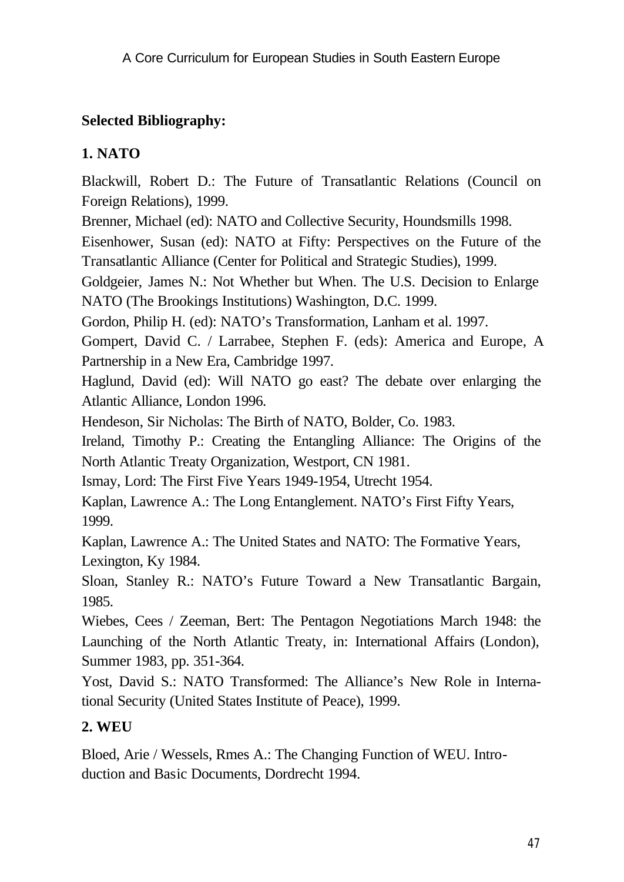**Selected Bibliography:**

**1. NATO**

Blackwill, Robert D.: The Future of Transatlantic Relations (Council on Foreign Relations), 1999.

Brenner, Michael (ed): NATO and Collective Security, Houndsmills 1998.

Eisenhower, Susan (ed): NATO at Fifty: Perspectives on the Future of the Transatlantic Alliance (Center for Political and Strategic Studies), 1999.

Goldgeier, James N.: Not Whether but When. The U.S. Decision to Enlarge NATO (The Brookings Institutions) Washington, D.C. 1999.

Gordon, Philip H. (ed): NATO's Transformation, Lanham et al. 1997.

Gompert, David C. / Larrabee, Stephen F. (eds): America and Europe, A Partnership in a New Era, Cambridge 1997.

Haglund, David (ed): Will NATO go east? The debate over enlarging the Atlantic Alliance, London 1996.

Hendeson, Sir Nicholas: The Birth of NATO, Bolder, Co. 1983.

Ireland, Timothy P.: Creating the Entangling Alliance: The Origins of the North Atlantic Treaty Organization, Westport, CN 1981.

Ismay, Lord: The First Five Years 1949-1954, Utrecht 1954.

Kaplan, Lawrence A.: The Long Entanglement. NATO's First Fifty Years, 1999.

Kaplan, Lawrence A.: The United States and NATO: The Formative Years, Lexington, Ky 1984.

Sloan, Stanley R.: NATO's Future Toward a New Transatlantic Bargain, 1985.

Wiebes, Cees / Zeeman, Bert: The Pentagon Negotiations March 1948: the Launching of the North Atlantic Treaty, in: International Affairs (London), Summer 1983, pp. 351-364.

Yost, David S.: NATO Transformed: The Alliance's New Role in International Security (United States Institute of Peace), 1999.

**2. WEU**

Bloed, Arie / Wessels, Rmes A.: The Changing Function of WEU. Introduction and Basic Documents, Dordrecht 1994.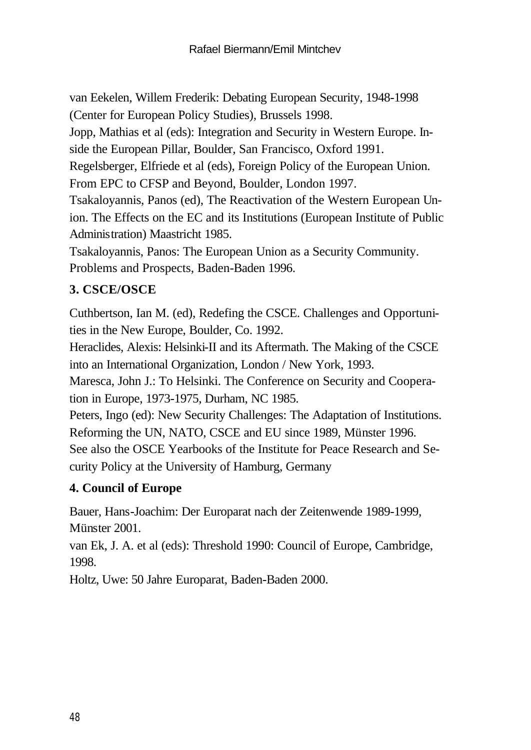van Eekelen, Willem Frederik: Debating European Security, 1948-1998 (Center for European Policy Studies), Brussels 1998.

Jopp, Mathias et al (eds): Integration and Security in Western Europe. Inside the European Pillar, Boulder, San Francisco, Oxford 1991.

Regelsberger, Elfriede et al (eds), Foreign Policy of the European Union. From EPC to CFSP and Beyond, Boulder, London 1997.

Tsakaloyannis, Panos (ed), The Reactivation of the Western European Union. The Effects on the EC and its Institutions (European Institute of Public Administration) Maastricht 1985.

Tsakaloyannis, Panos: The European Union as a Security Community. Problems and Prospects, Baden-Baden 1996.

### 3. CSCE/OSCE

Cuthbertson, Ian M. (ed), Redefing the CSCE. Challenges and Opportunities in the New Europe, Boulder, Co. 1992.

Heraclides, Alexis: Helsinki-II and its Aftermath. The Making of the CSCE into an International Organization, London / New York, 1993.

Maresca, John J.: To Helsinki. The Conference on Security and Cooperation in Europe, 1973-1975, Durham, NC 1985.

Peters, Ingo (ed): New Security Challenges: The Adaptation of Institutions. Reforming the UN, NATO, CSCE and EU since 1989, Münster 1996.

See also the OSCE Yearbooks of the Institute for Peace Research and Security Policy at the University of Hamburg, Germany

### 4. Council of Europe

Bauer, Hans-Joachim: Der Europarat nach der Zeitenwende 1989-1999, Münster 2001.

van Ek, J. A. et al (eds): Threshold 1990: Council of Europe, Cambridge, 1998.

Holtz, Uwe: 50 Jahre Europarat, Baden-Baden 2000.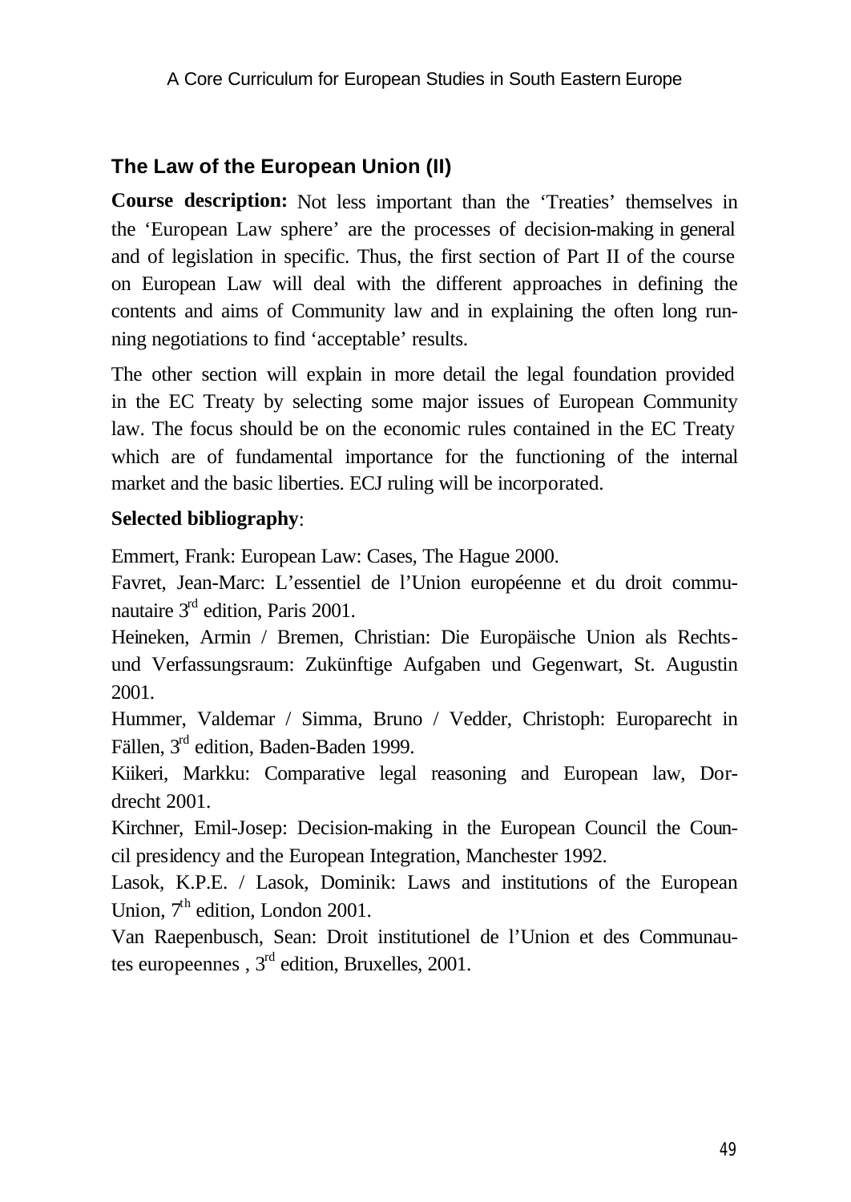## The Law of the European Union (II)

**Course description:** Not less important than the 'Treaties' themselves in the 'European Law sphere' are the processes of decision-making in general and of legislation in specific. Thus, the first section of Part II of the course on European Law will deal with the different approaches in defining the contents and aims of Community law and in explaining the often long running negotiations to find 'acceptable' results.

The other section will explain in more detail the legal foundation provided in the EC Treaty by selecting some major issues of European Community law. The focus should be on the economic rules contained in the EC Treaty which are of fundamental importance for the functioning of the internal market and the basic liberties. ECJ ruling will be incorporated.

**Selected bibliography**:

Emmert, Frank: European Law: Cases, The Hague 2000.
Favret, Jean-Marc: L'essentiel de l'Union européenne et du droit communautaire 3rd edition, Paris 2001.
Heineken, Armin / Bremen, Christian: Die Europäische Union als Rechts- und Verfassungsraum: Zukünftige Aufgaben und Gegenwart, St. Augustin 2001.
Hummer, Valdemar / Simma, Bruno / Vedder, Christoph: Europarecht in Fällen, 3rd edition, Baden-Baden 1999.
Kiikeri, Markku: Comparative legal reasoning and European law, Dordrecht 2001.
Kirchner, Emil-Josep: Decision-making in the European Council the Council presidency and the European Integration, Manchester 1992.
Lasok, K.P.E. / Lasok, Dominik: Laws and institutions of the European Union, 7th edition, London 2001.
Van Raepenbusch, Sean: Droit institutionel de l'Union et des Communautes europeennes , 3rd edition, Bruxelles, 2001.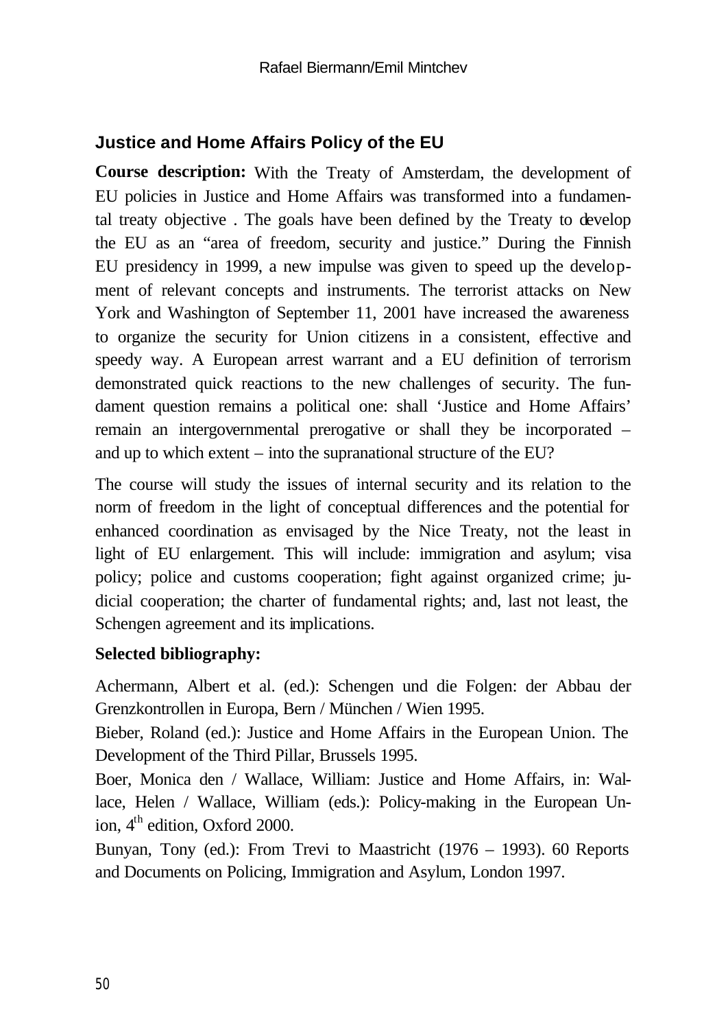Rafael Biermann/Emil Mintchev

### Justice and Home Affairs Policy of the EU

**Course description:** With the Treaty of Amsterdam, the development of EU policies in Justice and Home Affairs was transformed into a fundamental treaty objective . The goals have been defined by the Treaty to develop the EU as an "area of freedom, security and justice." During the Finnish EU presidency in 1999, a new impulse was given to speed up the development of relevant concepts and instruments. The terrorist attacks on New York and Washington of September 11, 2001 have increased the awareness to organize the security for Union citizens in a consistent, effective and speedy way. A European arrest warrant and a EU definition of terrorism demonstrated quick reactions to the new challenges of security. The fundament question remains a political one: shall 'Justice and Home Affairs' remain an intergovernmental prerogative or shall they be incorporated – and up to which extent – into the supranational structure of the EU?

The course will study the issues of internal security and its relation to the norm of freedom in the light of conceptual differences and the potential for enhanced coordination as envisaged by the Nice Treaty, not the least in light of EU enlargement. This will include: immigration and asylum; visa policy; police and customs cooperation; fight against organized crime; judicial cooperation; the charter of fundamental rights; and, last not least, the Schengen agreement and its implications.

**Selected bibliography:**

Achermann, Albert et al. (ed.): Schengen und die Folgen: der Abbau der Grenzkontrollen in Europa, Bern / München / Wien 1995.

Bieber, Roland (ed.): Justice and Home Affairs in the European Union. The Development of the Third Pillar, Brussels 1995.

Boer, Monica den / Wallace, William: Justice and Home Affairs, in: Wallace, Helen / Wallace, William (eds.): Policy-making in the European Union, 4th edition, Oxford 2000.

Bunyan, Tony (ed.): From Trevi to Maastricht (1976 – 1993). 60 Reports and Documents on Policing, Immigration and Asylum, London 1997.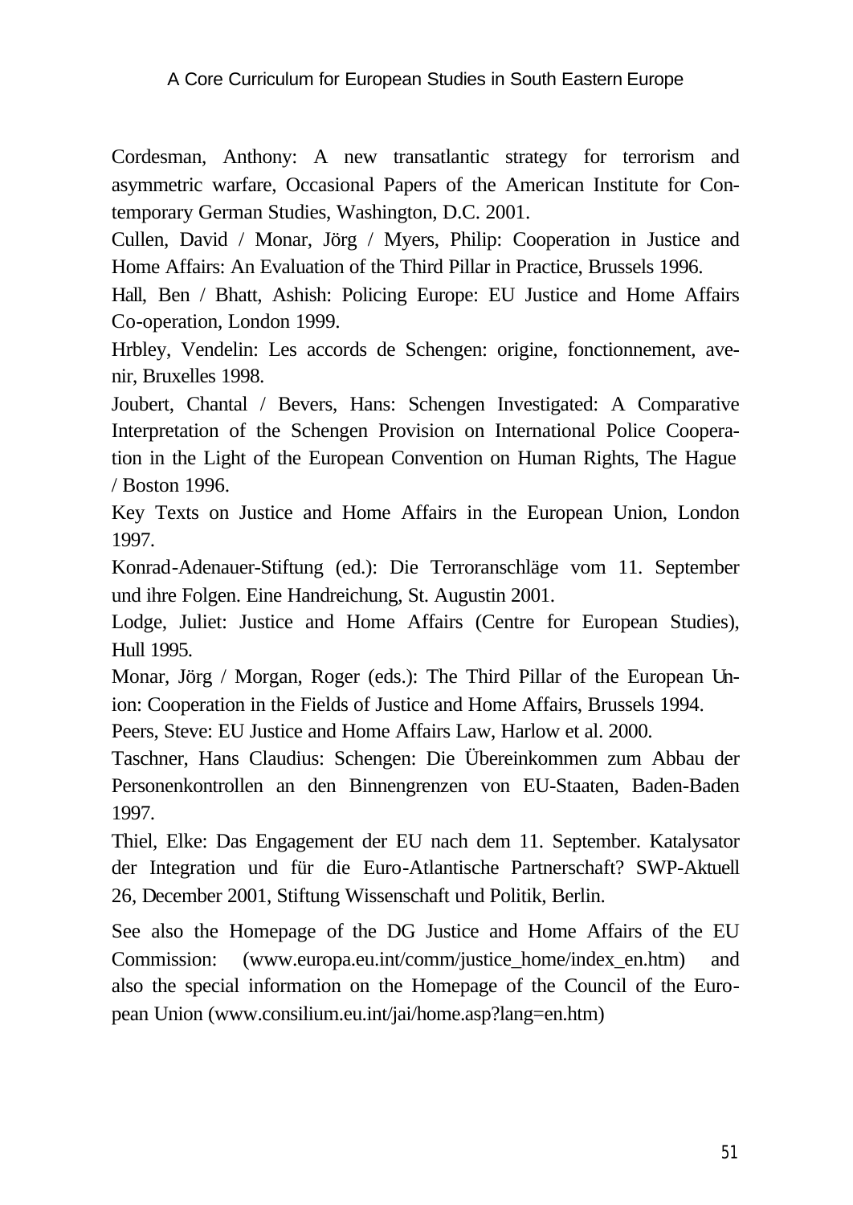Cordesman, Anthony: A new transatlantic strategy for terrorism and asymmetric warfare, Occasional Papers of the American Institute for Contemporary German Studies, Washington, D.C. 2001.

Cullen, David / Monar, Jörg / Myers, Philip: Cooperation in Justice and Home Affairs: An Evaluation of the Third Pillar in Practice, Brussels 1996.

Hall, Ben / Bhatt, Ashish: Policing Europe: EU Justice and Home Affairs Co-operation, London 1999.

Hrbley, Vendelin: Les accords de Schengen: origine, fonctionnement, avenir, Bruxelles 1998.

Joubert, Chantal / Bevers, Hans: Schengen Investigated: A Comparative Interpretation of the Schengen Provision on International Police Cooperation in the Light of the European Convention on Human Rights, The Hague / Boston 1996.

Key Texts on Justice and Home Affairs in the European Union, London 1997.

Konrad-Adenauer-Stiftung (ed.): Die Terroranschläge vom 11. September und ihre Folgen. Eine Handreichung, St. Augustin 2001.

Lodge, Juliet: Justice and Home Affairs (Centre for European Studies), Hull 1995.

Monar, Jörg / Morgan, Roger (eds.): The Third Pillar of the European Union: Cooperation in the Fields of Justice and Home Affairs, Brussels 1994.

Peers, Steve: EU Justice and Home Affairs Law, Harlow et al. 2000.

Taschner, Hans Claudius: Schengen: Die Übereinkommen zum Abbau der Personenkontrollen an den Binnengrenzen von EU-Staaten, Baden-Baden 1997.

Thiel, Elke: Das Engagement der EU nach dem 11. September. Katalysator der Integration und für die Euro-Atlantische Partnerschaft? SWP-Aktuell 26, December 2001, Stiftung Wissenschaft und Politik, Berlin.

See also the Homepage of the DG Justice and Home Affairs of the EU Commission: (www.europa.eu.int/comm/justice_home/index_en.htm) and also the special information on the Homepage of the Council of the European Union (www.consilium.eu.int/jai/home.asp?lang=en.htm)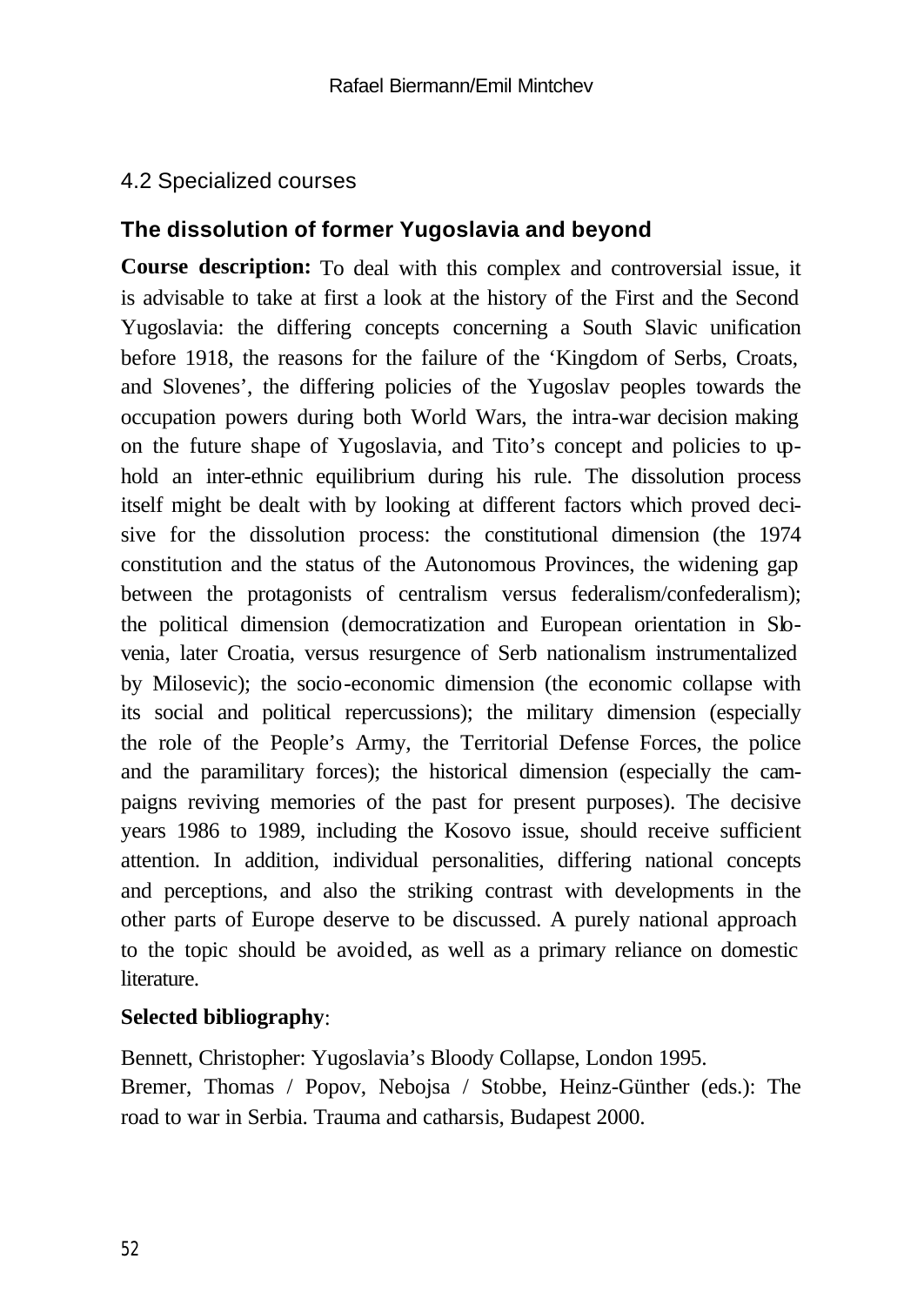## 4.2 Specialized courses

### The dissolution of former Yugoslavia and beyond

**Course description:** To deal with this complex and controversial issue, it is advisable to take at first a look at the history of the First and the Second Yugoslavia: the differing concepts concerning a South Slavic unification before 1918, the reasons for the failure of the 'Kingdom of Serbs, Croats, and Slovenes', the differing policies of the Yugoslav peoples towards the occupation powers during both World Wars, the intra-war decision making on the future shape of Yugoslavia, and Tito's concept and policies to uphold an inter-ethnic equilibrium during his rule. The dissolution process itself might be dealt with by looking at different factors which proved decisive for the dissolution process: the constitutional dimension (the 1974 constitution and the status of the Autonomous Provinces, the widening gap between the protagonists of centralism versus federalism/confederalism); the political dimension (democratization and European orientation in Slovenia, later Croatia, versus resurgence of Serb nationalism instrumentalized by Milosevic); the socio-economic dimension (the economic collapse with its social and political repercussions); the military dimension (especially the role of the People's Army, the Territorial Defense Forces, the police and the paramilitary forces); the historical dimension (especially the campaigns reviving memories of the past for present purposes). The decisive years 1986 to 1989, including the Kosovo issue, should receive sufficient attention. In addition, individual personalities, differing national concepts and perceptions, and also the striking contrast with developments in the other parts of Europe deserve to be discussed. A purely national approach to the topic should be avoided, as well as a primary reliance on domestic literature.

**Selected bibliography**:

Bennett, Christopher: Yugoslavia's Bloody Collapse, London 1995.

Bremer, Thomas / Popov, Nebojsa / Stobbe, Heinz-Günther (eds.): The road to war in Serbia. Trauma and catharsis, Budapest 2000.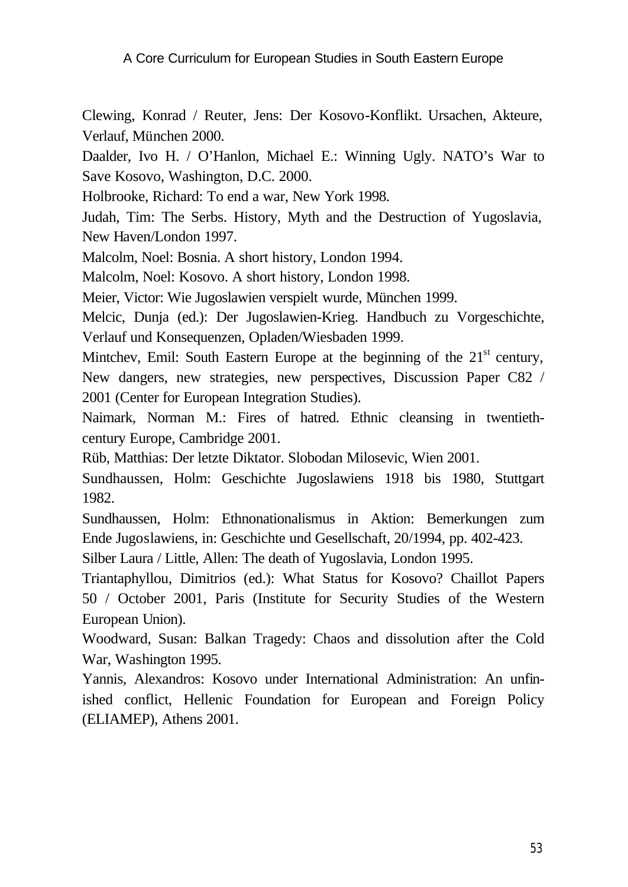Clewing, Konrad / Reuter, Jens: Der Kosovo-Konflikt. Ursachen, Akteure, Verlauf, München 2000.

Daalder, Ivo H. / O'Hanlon, Michael E.: Winning Ugly. NATO's War to Save Kosovo, Washington, D.C. 2000.

Holbrooke, Richard: To end a war, New York 1998.

Judah, Tim: The Serbs. History, Myth and the Destruction of Yugoslavia, New Haven/London 1997.

Malcolm, Noel: Bosnia. A short history, London 1994.

Malcolm, Noel: Kosovo. A short history, London 1998.

Meier, Victor: Wie Jugoslawien verspielt wurde, München 1999.

Melcic, Dunja (ed.): Der Jugoslawien-Krieg. Handbuch zu Vorgeschichte, Verlauf und Konsequenzen, Opladen/Wiesbaden 1999.

Mintchev, Emil: South Eastern Europe at the beginning of the 21st century, New dangers, new strategies, new perspectives, Discussion Paper C82 / 2001 (Center for European Integration Studies).

Naimark, Norman M.: Fires of hatred. Ethnic cleansing in twentieth-century Europe, Cambridge 2001.

Rüb, Matthias: Der letzte Diktator. Slobodan Milosevic, Wien 2001.

Sundhaussen, Holm: Geschichte Jugoslawiens 1918 bis 1980, Stuttgart 1982.

Sundhaussen, Holm: Ethnonationalismus in Aktion: Bemerkungen zum Ende Jugoslawiens, in: Geschichte und Gesellschaft, 20/1994, pp. 402-423.

Silber Laura / Little, Allen: The death of Yugoslavia, London 1995.

Triantaphyllou, Dimitrios (ed.): What Status for Kosovo? Chaillot Papers 50 / October 2001, Paris (Institute for Security Studies of the Western European Union).

Woodward, Susan: Balkan Tragedy: Chaos and dissolution after the Cold War, Washington 1995.

Yannis, Alexandros: Kosovo under International Administration: An unfinished conflict, Hellenic Foundation for European and Foreign Policy (ELIAMEP), Athens 2001.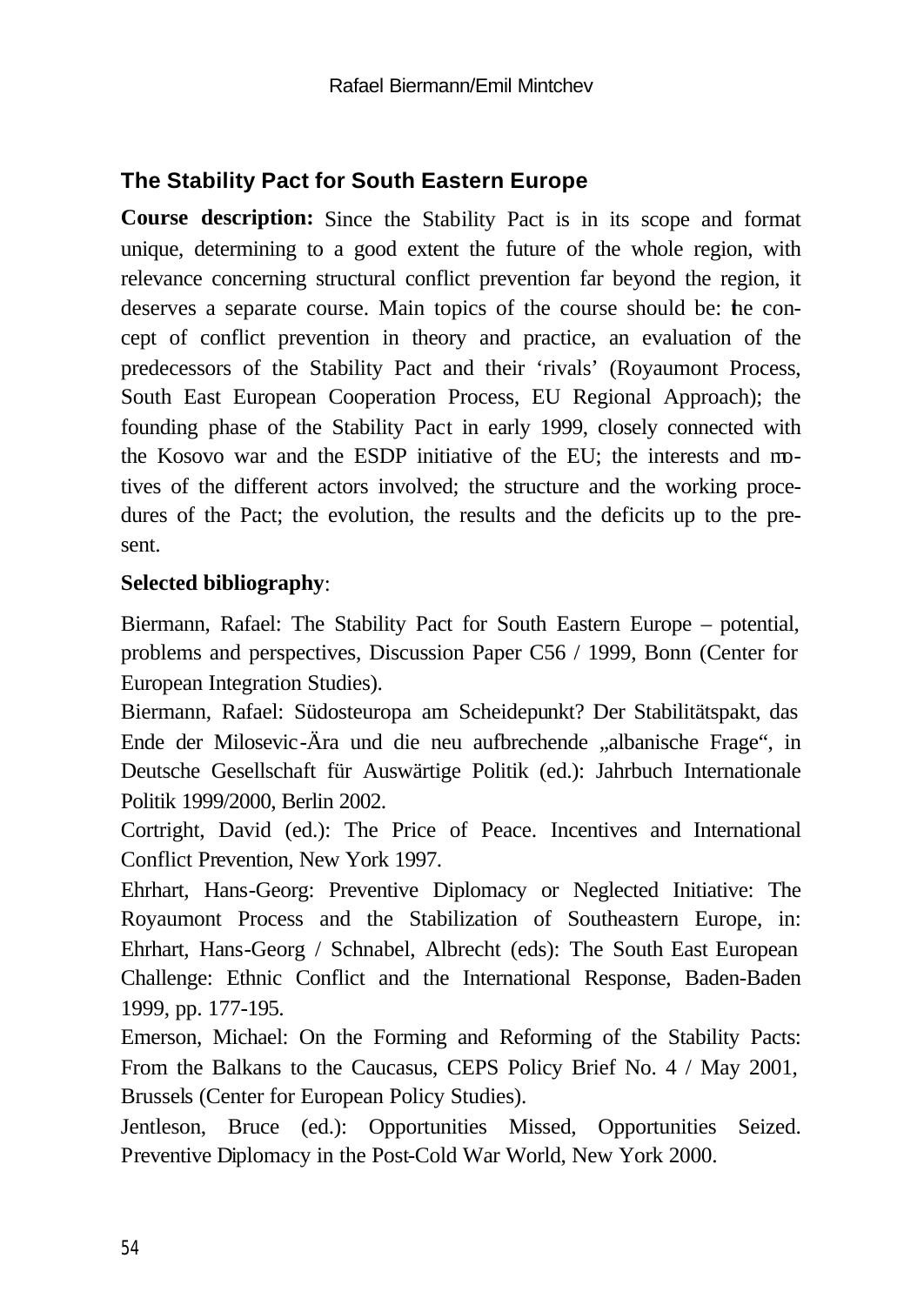Rafael Biermann/Emil Mintchev

## The Stability Pact for South Eastern Europe

**Course description:** Since the Stability Pact is in its scope and format unique, determining to a good extent the future of the whole region, with relevance concerning structural conflict prevention far beyond the region, it deserves a separate course. Main topics of the course should be: the concept of conflict prevention in theory and practice, an evaluation of the predecessors of the Stability Pact and their 'rivals' (Royaumont Process, South East European Cooperation Process, EU Regional Approach); the founding phase of the Stability Pact in early 1999, closely connected with the Kosovo war and the ESDP initiative of the EU; the interests and motives of the different actors involved; the structure and the working procedures of the Pact; the evolution, the results and the deficits up to the present.

**Selected bibliography**:

Biermann, Rafael: The Stability Pact for South Eastern Europe – potential, problems and perspectives, Discussion Paper C56 / 1999, Bonn (Center for European Integration Studies).

Biermann, Rafael: Südosteuropa am Scheidepunkt? Der Stabilitätspakt, das Ende der Milosevic-Ära und die neu aufbrechende „albanische Frage“, in Deutsche Gesellschaft für Auswärtige Politik (ed.): Jahrbuch Internationale Politik 1999/2000, Berlin 2002.

Cortright, David (ed.): The Price of Peace. Incentives and International Conflict Prevention, New York 1997.

Ehrhart, Hans-Georg: Preventive Diplomacy or Neglected Initiative: The Royaumont Process and the Stabilization of Southeastern Europe, in: Ehrhart, Hans-Georg / Schnabel, Albrecht (eds): The South East European Challenge: Ethnic Conflict and the International Response, Baden-Baden 1999, pp. 177-195.

Emerson, Michael: On the Forming and Reforming of the Stability Pacts: From the Balkans to the Caucasus, CEPS Policy Brief No. 4 / May 2001, Brussels (Center for European Policy Studies).

Jentleson, Bruce (ed.): Opportunities Missed, Opportunities Seized. Preventive Diplomacy in the Post-Cold War World, New York 2000.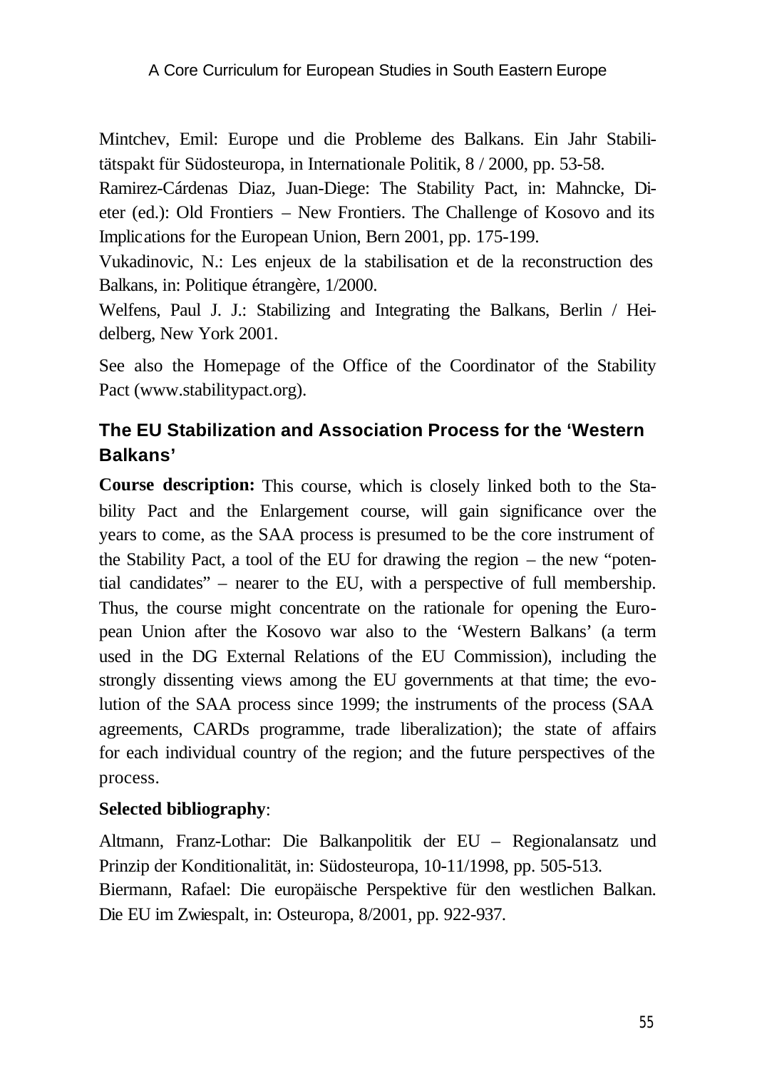Mintchev, Emil: Europe und die Probleme des Balkans. Ein Jahr Stabilitätspakt für Südosteuropa, in Internationale Politik, 8 / 2000, pp. 53-58.

Ramirez-Cárdenas Diaz, Juan-Diege: The Stability Pact, in: Mahncke, Dieter (ed.): Old Frontiers – New Frontiers. The Challenge of Kosovo and its Implications for the European Union, Bern 2001, pp. 175-199.

Vukadinovic, N.: Les enjeux de la stabilisation et de la reconstruction des Balkans, in: Politique étrangère, 1/2000.

Welfens, Paul J. J.: Stabilizing and Integrating the Balkans, Berlin / Heidelberg, New York 2001.

See also the Homepage of the Office of the Coordinator of the Stability Pact (www.stabilitypact.org).

### The EU Stabilization and Association Process for the 'Western Balkans'

**Course description:** This course, which is closely linked both to the Stability Pact and the Enlargement course, will gain significance over the years to come, as the SAA process is presumed to be the core instrument of the Stability Pact, a tool of the EU for drawing the region – the new "potential candidates" – nearer to the EU, with a perspective of full membership. Thus, the course might concentrate on the rationale for opening the European Union after the Kosovo war also to the 'Western Balkans' (a term used in the DG External Relations of the EU Commission), including the strongly dissenting views among the EU governments at that time; the evolution of the SAA process since 1999; the instruments of the process (SAA agreements, CARDs programme, trade liberalization); the state of affairs for each individual country of the region; and the future perspectives of the process.

**Selected bibliography**:

Altmann, Franz-Lothar: Die Balkanpolitik der EU – Regionalansatz und Prinzip der Konditionalität, in: Südosteuropa, 10-11/1998, pp. 505-513.

Biermann, Rafael: Die europäische Perspektive für den westlichen Balkan. Die EU im Zwiespalt, in: Osteuropa, 8/2001, pp. 922-937.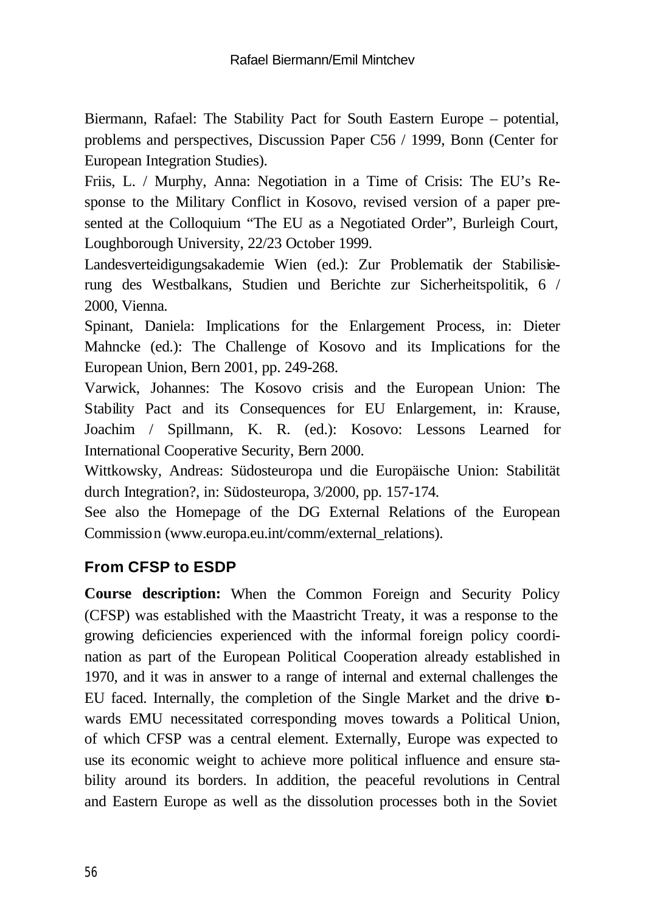Biermann, Rafael: The Stability Pact for South Eastern Europe – potential, problems and perspectives, Discussion Paper C56 / 1999, Bonn (Center for European Integration Studies).

Friis, L. / Murphy, Anna: Negotiation in a Time of Crisis: The EU's Response to the Military Conflict in Kosovo, revised version of a paper presented at the Colloquium "The EU as a Negotiated Order", Burleigh Court, Loughborough University, 22/23 October 1999.

Landesverteidigungsakademie Wien (ed.): Zur Problematik der Stabilisierung des Westbalkans, Studien und Berichte zur Sicherheitspolitik, 6 / 2000, Vienna.

Spinant, Daniela: Implications for the Enlargement Process, in: Dieter Mahncke (ed.): The Challenge of Kosovo and its Implications for the European Union, Bern 2001, pp. 249-268.

Varwick, Johannes: The Kosovo crisis and the European Union: The Stability Pact and its Consequences for EU Enlargement, in: Krause, Joachim / Spillmann, K. R. (ed.): Kosovo: Lessons Learned for International Cooperative Security, Bern 2000.

Wittkowsky, Andreas: Südosteuropa und die Europäische Union: Stabilität durch Integration?, in: Südosteuropa, 3/2000, pp. 157-174.

See also the Homepage of the DG External Relations of the European Commission (www.europa.eu.int/comm/external_relations).

### From CFSP to ESDP

**Course description:** When the Common Foreign and Security Policy (CFSP) was established with the Maastricht Treaty, it was a response to the growing deficiencies experienced with the informal foreign policy coordination as part of the European Political Cooperation already established in 1970, and it was in answer to a range of internal and external challenges the EU faced. Internally, the completion of the Single Market and the drive towards EMU necessitated corresponding moves towards a Political Union, of which CFSP was a central element. Externally, Europe was expected to use its economic weight to achieve more political influence and ensure stability around its borders. In addition, the peaceful revolutions in Central and Eastern Europe as well as the dissolution processes both in the Soviet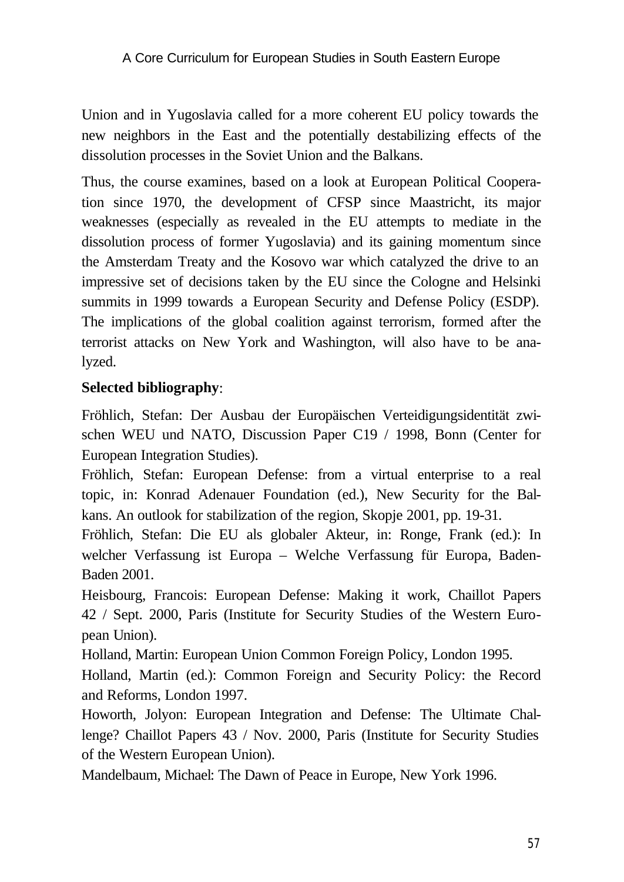Union and in Yugoslavia called for a more coherent EU policy towards the new neighbors in the East and the potentially destabilizing effects of the dissolution processes in the Soviet Union and the Balkans.

Thus, the course examines, based on a look at European Political Cooperation since 1970, the development of CFSP since Maastricht, its major weaknesses (especially as revealed in the EU attempts to mediate in the dissolution process of former Yugoslavia) and its gaining momentum since the Amsterdam Treaty and the Kosovo war which catalyzed the drive to an impressive set of decisions taken by the EU since the Cologne and Helsinki summits in 1999 towards a European Security and Defense Policy (ESDP). The implications of the global coalition against terrorism, formed after the terrorist attacks on New York and Washington, will also have to be analyzed.

**Selected bibliography**:

Fröhlich, Stefan: Der Ausbau der Europäischen Verteidigungsidentität zwischen WEU und NATO, Discussion Paper C19 / 1998, Bonn (Center for European Integration Studies).

Fröhlich, Stefan: European Defense: from a virtual enterprise to a real topic, in: Konrad Adenauer Foundation (ed.), New Security for the Balkans. An outlook for stabilization of the region, Skopje 2001, pp. 19-31.

Fröhlich, Stefan: Die EU als globaler Akteur, in: Ronge, Frank (ed.): In welcher Verfassung ist Europa – Welche Verfassung für Europa, Baden-Baden 2001.

Heisbourg, Francois: European Defense: Making it work, Chaillot Papers 42 / Sept. 2000, Paris (Institute for Security Studies of the Western European Union).

Holland, Martin: European Union Common Foreign Policy, London 1995.

Holland, Martin (ed.): Common Foreign and Security Policy: the Record and Reforms, London 1997.

Howorth, Jolyon: European Integration and Defense: The Ultimate Challenge? Chaillot Papers 43 / Nov. 2000, Paris (Institute for Security Studies of the Western European Union).

Mandelbaum, Michael: The Dawn of Peace in Europe, New York 1996.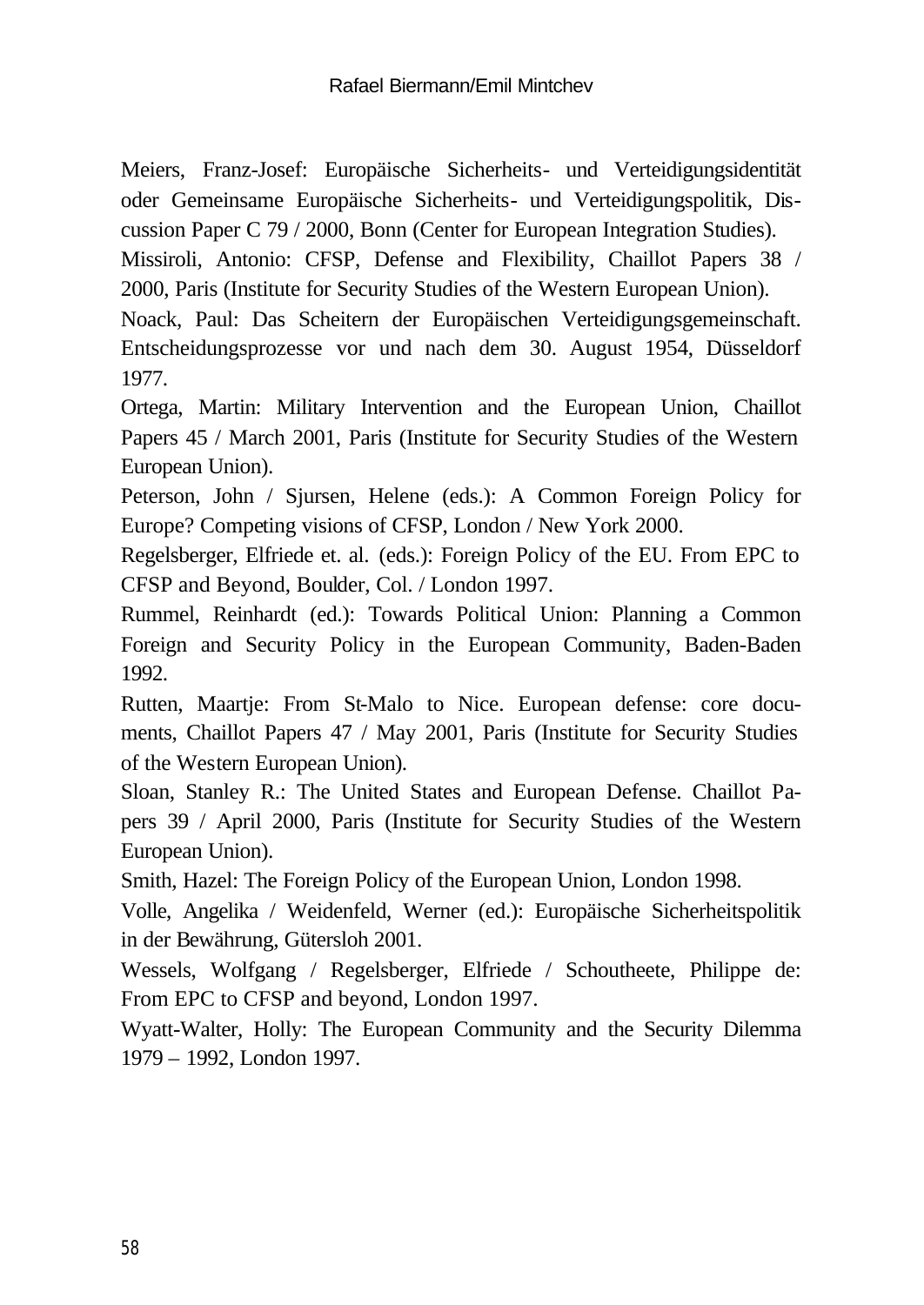Meiers, Franz-Josef: Europäische Sicherheits- und Verteidigungsidentität oder Gemeinsame Europäische Sicherheits- und Verteidigungspolitik, Discussion Paper C 79 / 2000, Bonn (Center for European Integration Studies).

Missiroli, Antonio: CFSP, Defense and Flexibility, Chaillot Papers 38 / 2000, Paris (Institute for Security Studies of the Western European Union).

Noack, Paul: Das Scheitern der Europäischen Verteidigungsgemeinschaft. Entscheidungsprozesse vor und nach dem 30. August 1954, Düsseldorf 1977.

Ortega, Martin: Military Intervention and the European Union, Chaillot Papers 45 / March 2001, Paris (Institute for Security Studies of the Western European Union).

Peterson, John / Sjursen, Helene (eds.): A Common Foreign Policy for Europe? Competing visions of CFSP, London / New York 2000.

Regelsberger, Elfriede et. al. (eds.): Foreign Policy of the EU. From EPC to CFSP and Beyond, Boulder, Col. / London 1997.

Rummel, Reinhardt (ed.): Towards Political Union: Planning a Common Foreign and Security Policy in the European Community, Baden-Baden 1992.

Rutten, Maartje: From St-Malo to Nice. European defense: core documents, Chaillot Papers 47 / May 2001, Paris (Institute for Security Studies of the Western European Union).

Sloan, Stanley R.: The United States and European Defense. Chaillot Papers 39 / April 2000, Paris (Institute for Security Studies of the Western European Union).

Smith, Hazel: The Foreign Policy of the European Union, London 1998.

Volle, Angelika / Weidenfeld, Werner (ed.): Europäische Sicherheitspolitik in der Bewährung, Gütersloh 2001.

Wessels, Wolfgang / Regelsberger, Elfriede / Schoutheete, Philippe de: From EPC to CFSP and beyond, London 1997.

Wyatt-Walter, Holly: The European Community and the Security Dilemma 1979 – 1992, London 1997.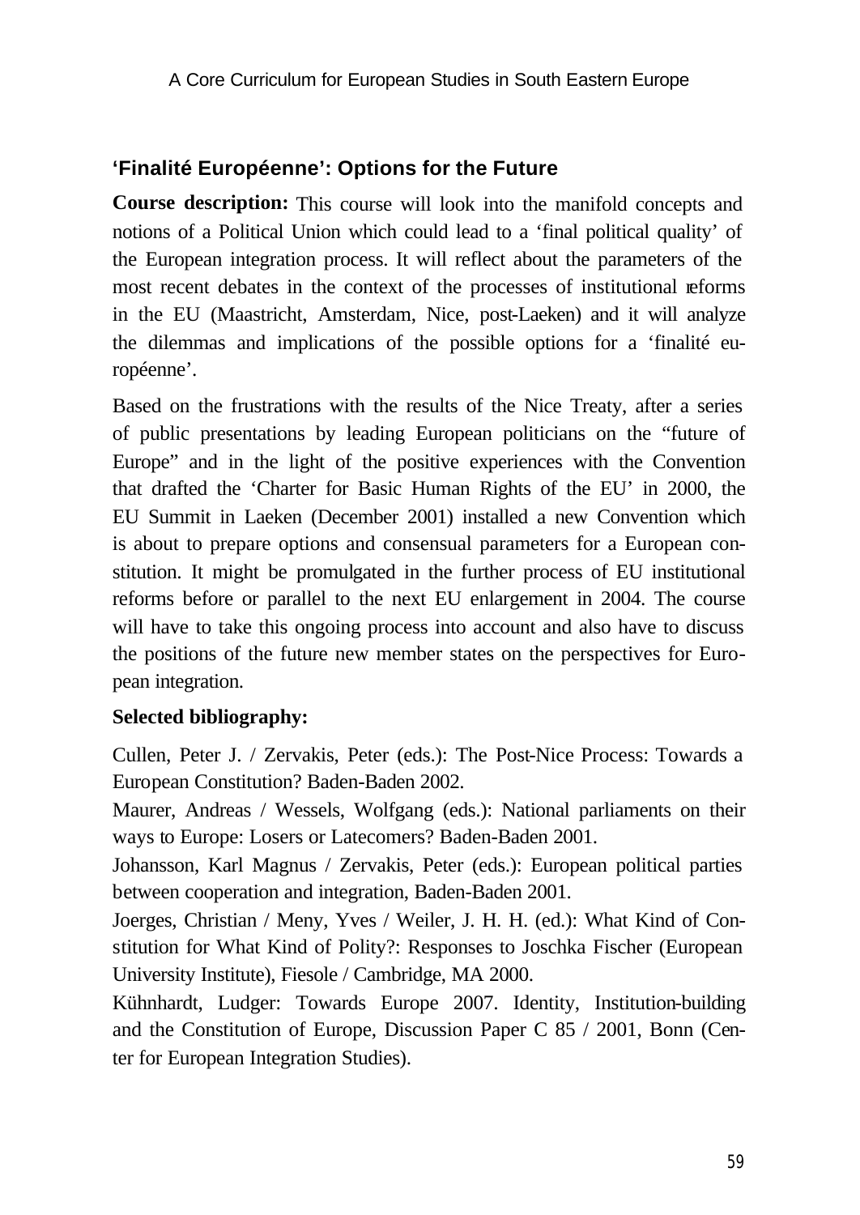## 'Finalité Européenne': Options for the Future

**Course description:** This course will look into the manifold concepts and notions of a Political Union which could lead to a 'final political quality' of the European integration process. It will reflect about the parameters of the most recent debates in the context of the processes of institutional reforms in the EU (Maastricht, Amsterdam, Nice, post-Laeken) and it will analyze the dilemmas and implications of the possible options for a 'finalité européenne'.

Based on the frustrations with the results of the Nice Treaty, after a series of public presentations by leading European politicians on the "future of Europe" and in the light of the positive experiences with the Convention that drafted the 'Charter for Basic Human Rights of the EU' in 2000, the EU Summit in Laeken (December 2001) installed a new Convention which is about to prepare options and consensual parameters for a European constitution. It might be promulgated in the further process of EU institutional reforms before or parallel to the next EU enlargement in 2004. The course will have to take this ongoing process into account and also have to discuss the positions of the future new member states on the perspectives for European integration.

**Selected bibliography:**

Cullen, Peter J. / Zervakis, Peter (eds.): The Post-Nice Process: Towards a European Constitution? Baden-Baden 2002.

Maurer, Andreas / Wessels, Wolfgang (eds.): National parliaments on their ways to Europe: Losers or Latecomers? Baden-Baden 2001.

Johansson, Karl Magnus / Zervakis, Peter (eds.): European political parties between cooperation and integration, Baden-Baden 2001.

Joerges, Christian / Meny, Yves / Weiler, J. H. H. (ed.): What Kind of Constitution for What Kind of Polity?: Responses to Joschka Fischer (European University Institute), Fiesole / Cambridge, MA 2000.

Kühnhardt, Ludger: Towards Europe 2007. Identity, Institution-building and the Constitution of Europe, Discussion Paper C 85 / 2001, Bonn (Center for European Integration Studies).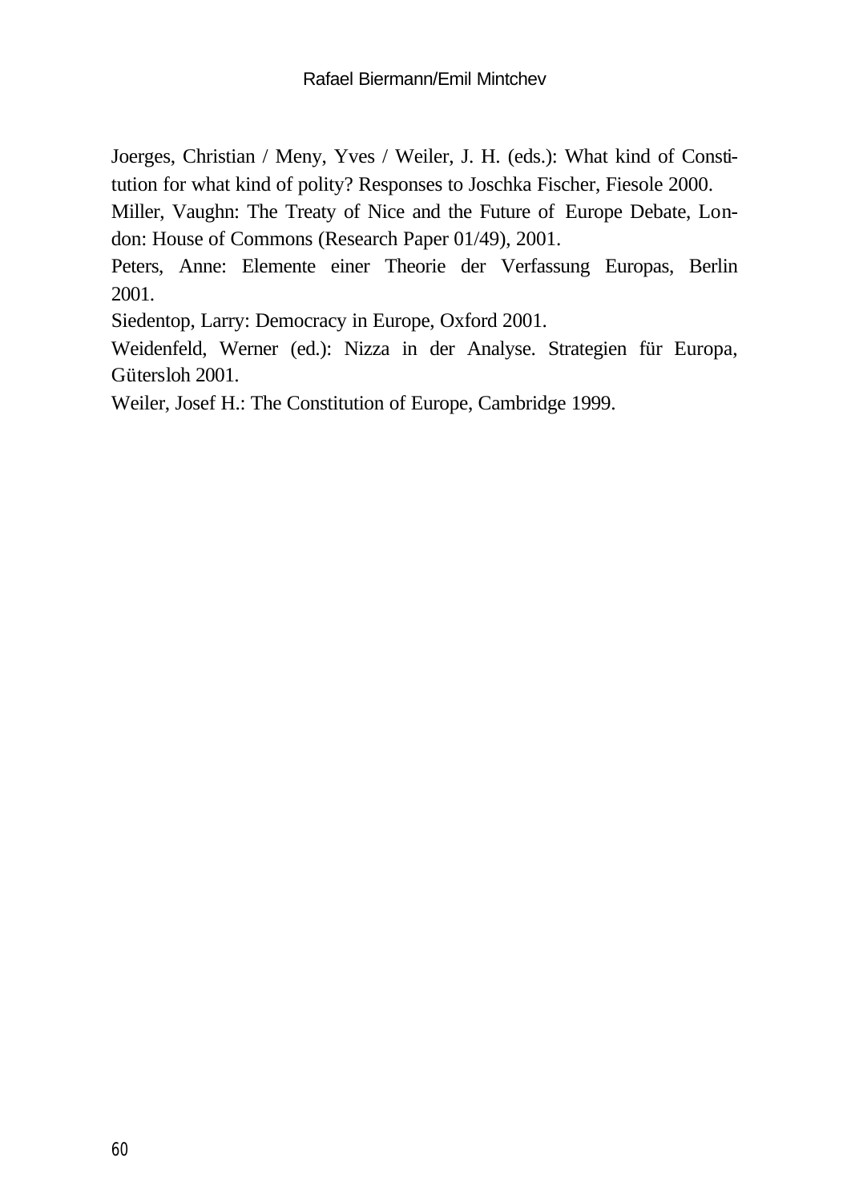Joerges, Christian / Meny, Yves / Weiler, J. H. (eds.): What kind of Constitution for what kind of polity? Responses to Joschka Fischer, Fiesole 2000.

Miller, Vaughn: The Treaty of Nice and the Future of Europe Debate, London: House of Commons (Research Paper 01/49), 2001.

Peters, Anne: Elemente einer Theorie der Verfassung Europas, Berlin 2001.

Siedentop, Larry: Democracy in Europe, Oxford 2001.

Weidenfeld, Werner (ed.): Nizza in der Analyse. Strategien für Europa, Gütersloh 2001.

Weiler, Josef H.: The Constitution of Europe, Cambridge 1999.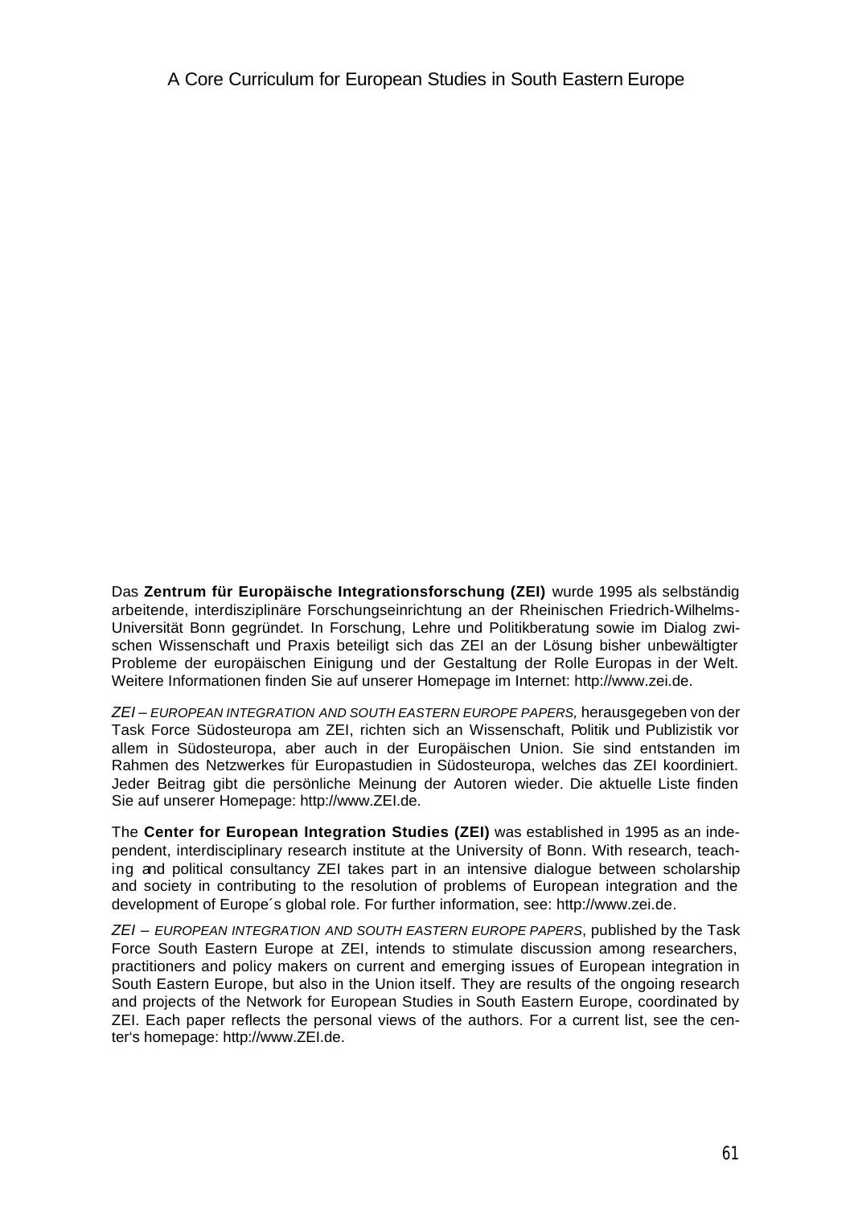Das **Zentrum für Europäische Integrationsforschung (ZEI)** wurde 1995 als selbständig arbeitende, interdisziplinäre Forschungseinrichtung an der Rheinischen Friedrich-Wilhelms-Universität Bonn gegründet. In Forschung, Lehre und Politikberatung sowie im Dialog zwischen Wissenschaft und Praxis beteiligt sich das ZEI an der Lösung bisher unbewältigter Probleme der europäischen Einigung und der Gestaltung der Rolle Europas in der Welt. Weitere Informationen finden Sie auf unserer Homepage im Internet: http://www.zei.de.

*ZEI – EUROPEAN INTEGRATION AND SOUTH EASTERN EUROPE PAPERS,* herausgegeben von der Task Force Südosteuropa am ZEI, richten sich an Wissenschaft, Politik und Publizistik vor allem in Südosteuropa, aber auch in der Europäischen Union. Sie sind entstanden im Rahmen des Netzwerkes für Europastudien in Südosteuropa, welches das ZEI koordiniert. Jeder Beitrag gibt die persönliche Meinung der Autoren wieder. Die aktuelle Liste finden Sie auf unserer Homepage: http://www.ZEI.de.

The **Center for European Integration Studies (ZEI)** was established in 1995 as an independent, interdisciplinary research institute at the University of Bonn. With research, teaching and political consultancy ZEI takes part in an intensive dialogue between scholarship and society in contributing to the resolution of problems of European integration and the development of Europe´s global role. For further information, see: http://www.zei.de.

*ZEI – EUROPEAN INTEGRATION AND SOUTH EASTERN EUROPE PAPERS*, published by the Task Force South Eastern Europe at ZEI, intends to stimulate discussion among researchers, practitioners and policy makers on current and emerging issues of European integration in South Eastern Europe, but also in the Union itself. They are results of the ongoing research and projects of the Network for European Studies in South Eastern Europe, coordinated by ZEI. Each paper reflects the personal views of the authors. For a current list, see the center's homepage: http://www.ZEI.de.